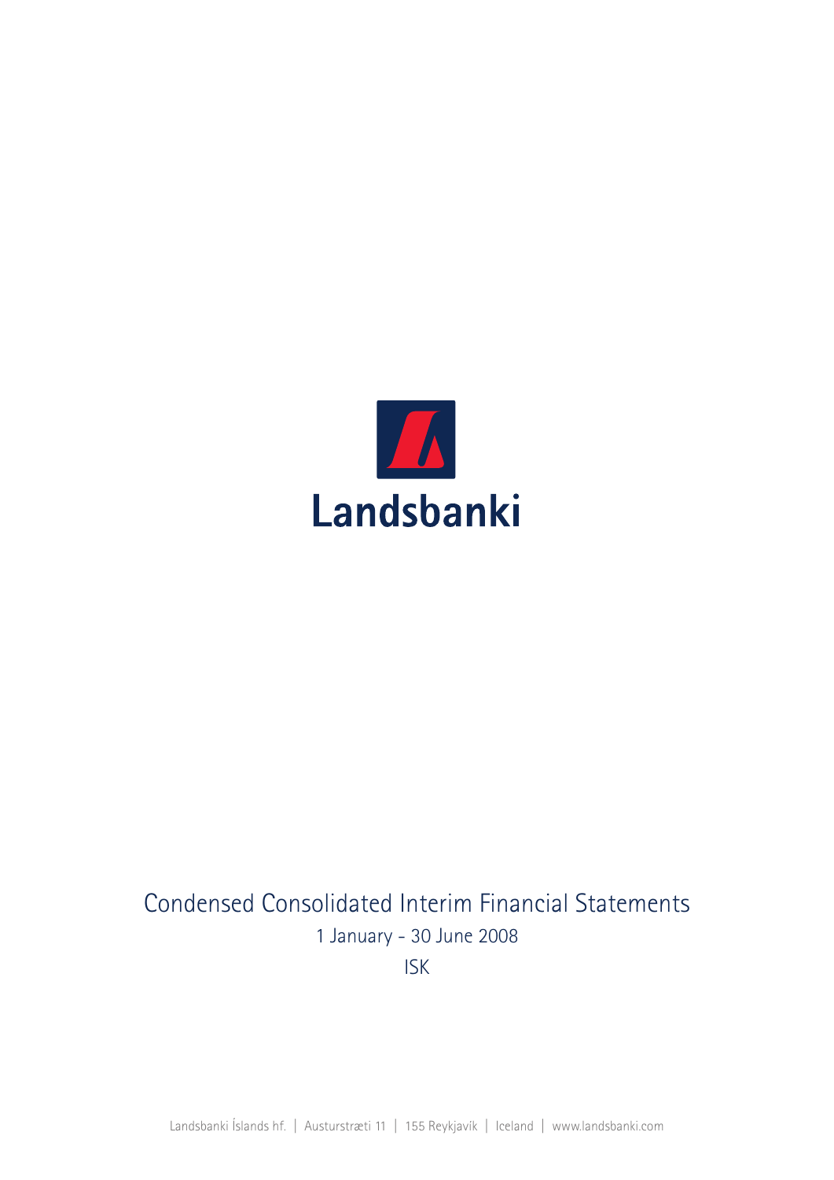# Landsbanki

## Condensed Consolidated Interim Financial Statements

1 January - 30 June 2008

ISK

Landsbanki Íslands hf. | Austurstræti 11 | 155 Reykjavík | Iceland | www.landsbanki.com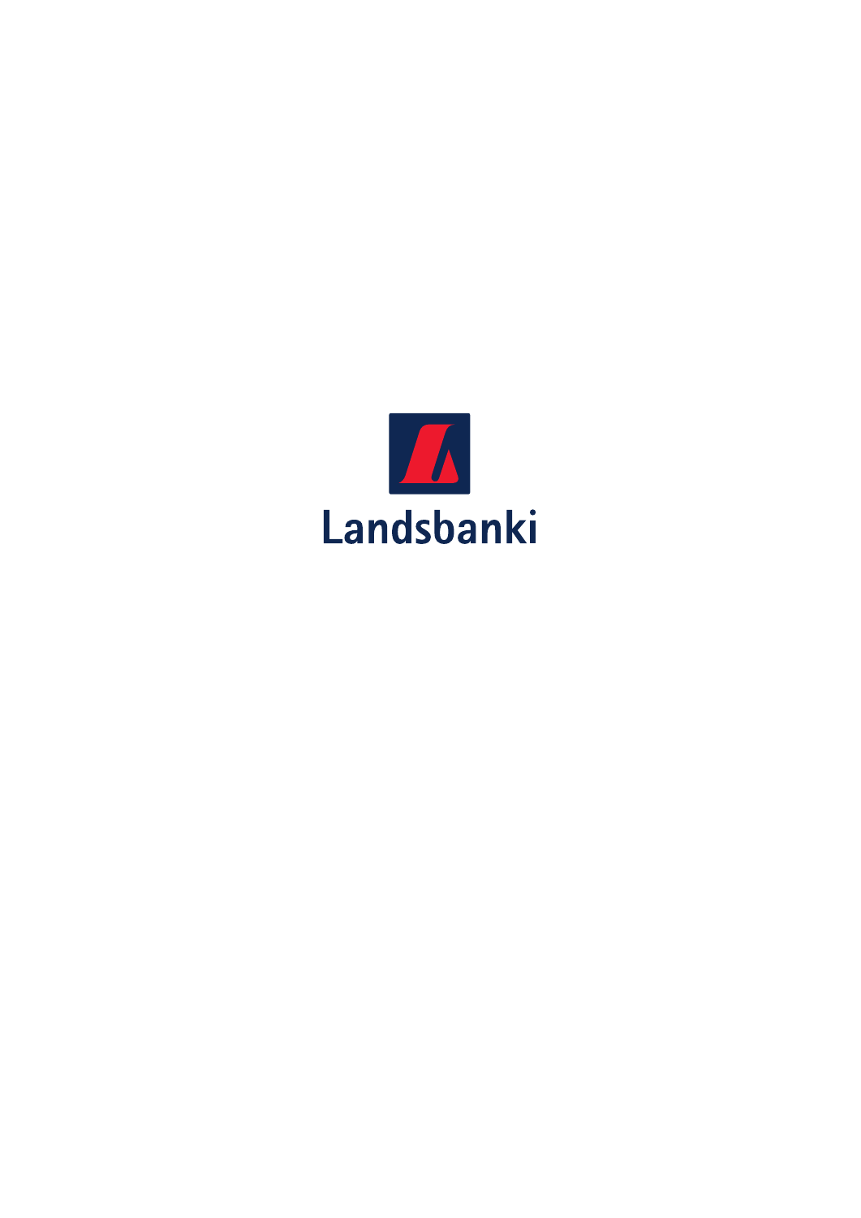Landsbanki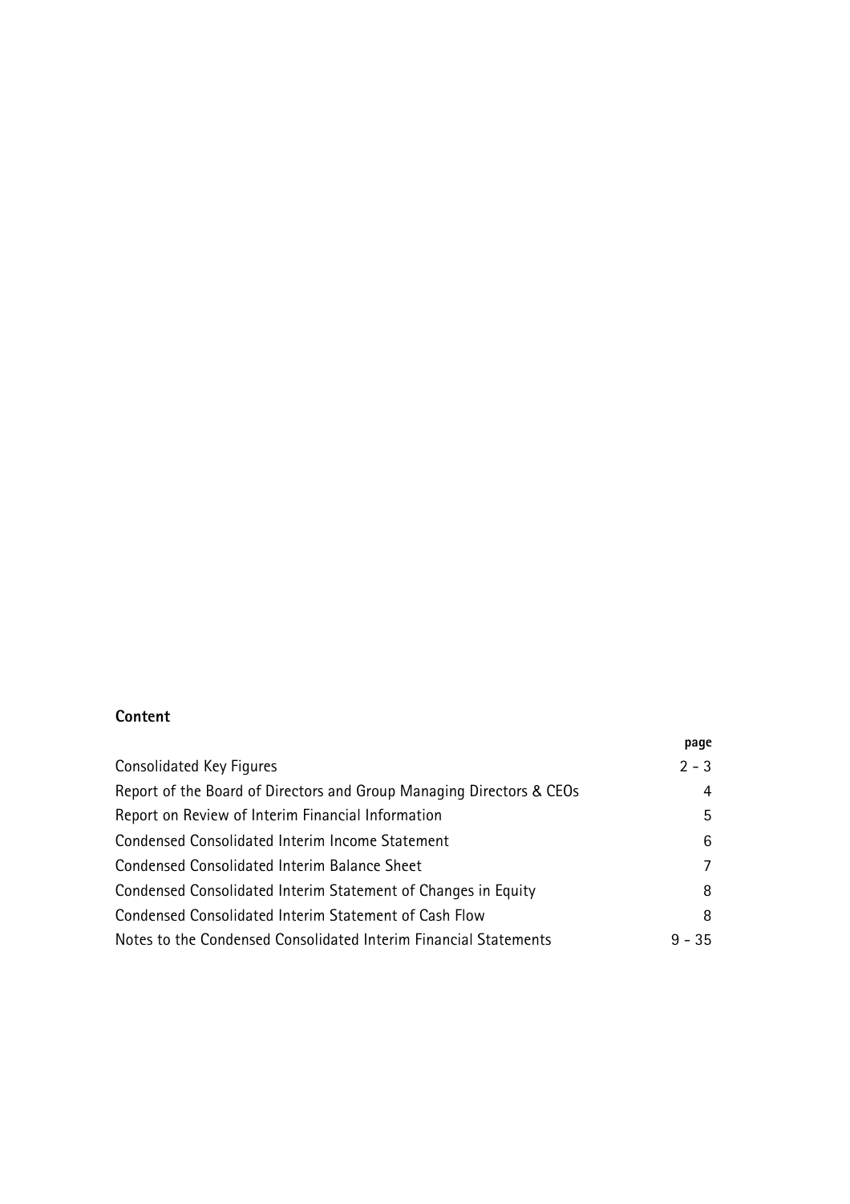## Content

| | page |
|---|---|
| Consolidated Key Figures | 2 - 3 |
| Report of the Board of Directors and Group Managing Directors & CEOs | 4 |
| Report on Review of Interim Financial Information | 5 |
| Condensed Consolidated Interim Income Statement | 6 |
| Condensed Consolidated Interim Balance Sheet | 7 |
| Condensed Consolidated Interim Statement of Changes in Equity | 8 |
| Condensed Consolidated Interim Statement of Cash Flow | 8 |
| Notes to the Condensed Consolidated Interim Financial Statements | 9 - 35 |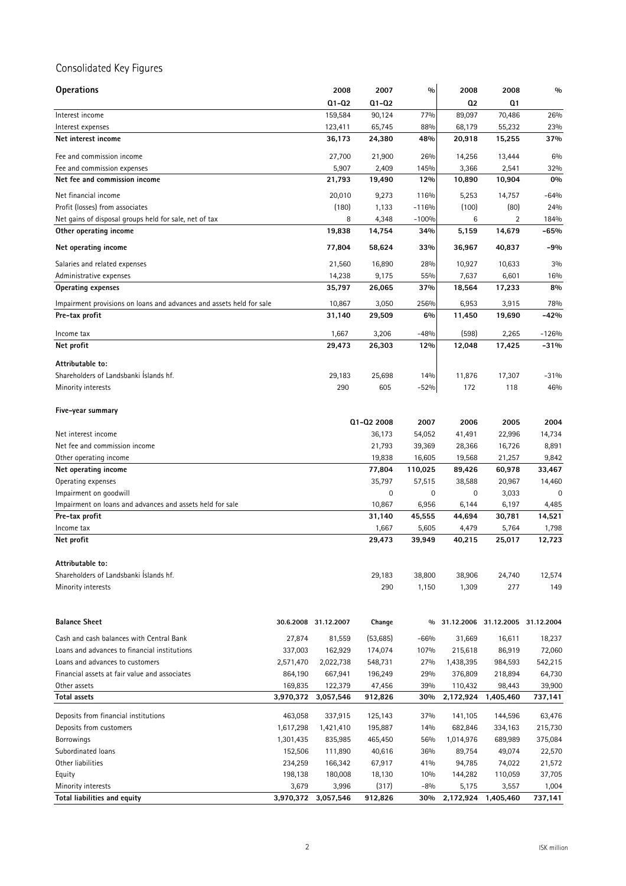# Consolidated Key Figures

| Operations | 2008 | 2007 | % | 2008 | 2008 | % |
|---|---|---|---|---|---|---|
| | Q1-Q2 | Q1-Q2 | | Q2 | Q1 | |
| Interest income | 159,584 | 90,124 | 77% | 89,097 | 70,486 | 26% |
| Interest expenses | 123,411 | 65,745 | 88% | 68,179 | 55,232 | 23% |
| **Net interest income** | **36,173** | **24,380** | **48%** | **20,918** | **15,255** | **37%** |
| Fee and commission income | 27,700 | 21,900 | 26% | 14,256 | 13,444 | 6% |
| Fee and commission expenses | 5,907 | 2,409 | 145% | 3,366 | 2,541 | 32% |
| **Net fee and commission income** | **21,793** | **19,490** | **12%** | **10,890** | **10,904** | **0%** |
| Net financial income | 20,010 | 9,273 | 116% | 5,253 | 14,757 | -64% |
| Profit (losses) from associates | (180) | 1,133 | -116% | (100) | (80) | 24% |
| Net gains of disposal groups held for sale, net of tax | 8 | 4,348 | -100% | 6 | 2 | 184% |
| **Other operating income** | **19,838** | **14,754** | **34%** | **5,159** | **14,679** | **-65%** |
| **Net operating income** | **77,804** | **58,624** | **33%** | **36,967** | **40,837** | **-9%** |
| Salaries and related expenses | 21,560 | 16,890 | 28% | 10,927 | 10,633 | 3% |
| Administrative expenses | 14,238 | 9,175 | 55% | 7,637 | 6,601 | 16% |
| **Operating expenses** | **35,797** | **26,065** | **37%** | **18,564** | **17,233** | **8%** |
| Impairment provisions on loans and advances and assets held for sale | 10,867 | 3,050 | 256% | 6,953 | 3,915 | 78% |
| **Pre-tax profit** | **31,140** | **29,509** | **6%** | **11,450** | **19,690** | **-42%** |
| Income tax | 1,667 | 3,206 | -48% | (598) | 2,265 | -126% |
| **Net profit** | **29,473** | **26,303** | **12%** | **12,048** | **17,425** | **-31%** |
| **Attributable to:** | | | | | | |
| Shareholders of Landsbanki Íslands hf. | 29,183 | 25,698 | 14% | 11,876 | 17,307 | -31% |
| Minority interests | 290 | 605 | -52% | 172 | 118 | 46% |

**Five-year summary**

| | Q1-Q2 2008 | 2007 | 2006 | 2005 | 2004 |
|---|---|---|---|---|---|
| Net interest income | 36,173 | 54,052 | 41,491 | 14,734 | 14,734 |
| Net fee and commission income | 21,793 | 39,369 | 28,366 | 16,726 | 8,891 |
| Other operating income | 19,838 | 16,605 | 19,568 | 21,257 | 9,842 |
| **Net operating income** | **77,804** | **110,025** | **89,426** | **60,978** | **33,467** |
| Operating expenses | 35,797 | 57,515 | 38,588 | 20,967 | 14,460 |
| Impairment on goodwill | 0 | 0 | 0 | 3,033 | 0 |
| Impairment on loans and advances and assets held for sale | 10,867 | 6,956 | 6,144 | 6,197 | 4,485 |
| **Pre-tax profit** | **31,140** | **45,555** | **44,694** | **30,781** | **14,521** |
| Income tax | 1,667 | 5,605 | 4,479 | 5,764 | 1,798 |
| **Net profit** | **29,473** | **39,949** | **40,215** | **25,017** | **12,723** |
| **Attributable to:** | | | | | |
| Shareholders of Landsbanki Íslands hf. | 29,183 | 38,800 | 38,906 | 24,740 | 12,574 |
| Minority interests | 290 | 1,150 | 1,309 | 277 | 149 |

| Balance Sheet | 30.6.2008 | 31.12.2007 | Change | % | 31.12.2006 | 31.12.2005 | 31.12.2004 |
|---|---|---|---|---|---|---|---|
| Cash and cash balances with Central Bank | 27,874 | 81,559 | (53,685) | -66% | 31,669 | 16,611 | 18,237 |
| Loans and advances to financial institutions | 337,003 | 162,929 | 174,074 | 107% | 215,618 | 86,919 | 72,060 |
| Loans and advances to customers | 2,571,470 | 2,022,738 | 548,731 | 27% | 1,438,395 | 984,593 | 542,215 |
| Financial assets at fair value and associates | 864,190 | 667,941 | 196,249 | 29% | 376,809 | 218,894 | 64,730 |
| Other assets | 169,835 | 122,379 | 47,456 | 39% | 110,432 | 98,443 | 39,900 |
| **Total assets** | **3,970,372** | **3,057,546** | **912,826** | **30%** | **2,172,924** | **1,405,460** | **737,141** |
| Deposits from financial institutions | 463,058 | 337,915 | 125,143 | 37% | 141,105 | 144,596 | 63,476 |
| Deposits from customers | 1,617,298 | 1,421,410 | 195,887 | 14% | 682,846 | 334,163 | 215,730 |
| Borrowings | 1,301,435 | 835,985 | 465,450 | 56% | 1,014,976 | 689,989 | 375,084 |
| Subordinated loans | 152,506 | 111,890 | 40,616 | 36% | 89,754 | 49,074 | 22,570 |
| Other liabilities | 234,259 | 166,342 | 67,917 | 41% | 94,785 | 74,022 | 21,572 |
| Equity | 198,138 | 180,008 | 18,130 | 10% | 144,282 | 110,059 | 37,705 |
| Minority interests | 3,679 | 3,996 | (317) | -8% | 5,175 | 3,557 | 1,004 |
| **Total liabilities and equity** | **3,970,372** | **3,057,546** | **912,826** | **30%** | **2,172,924** | **1,405,460** | **737,141** |

ISK million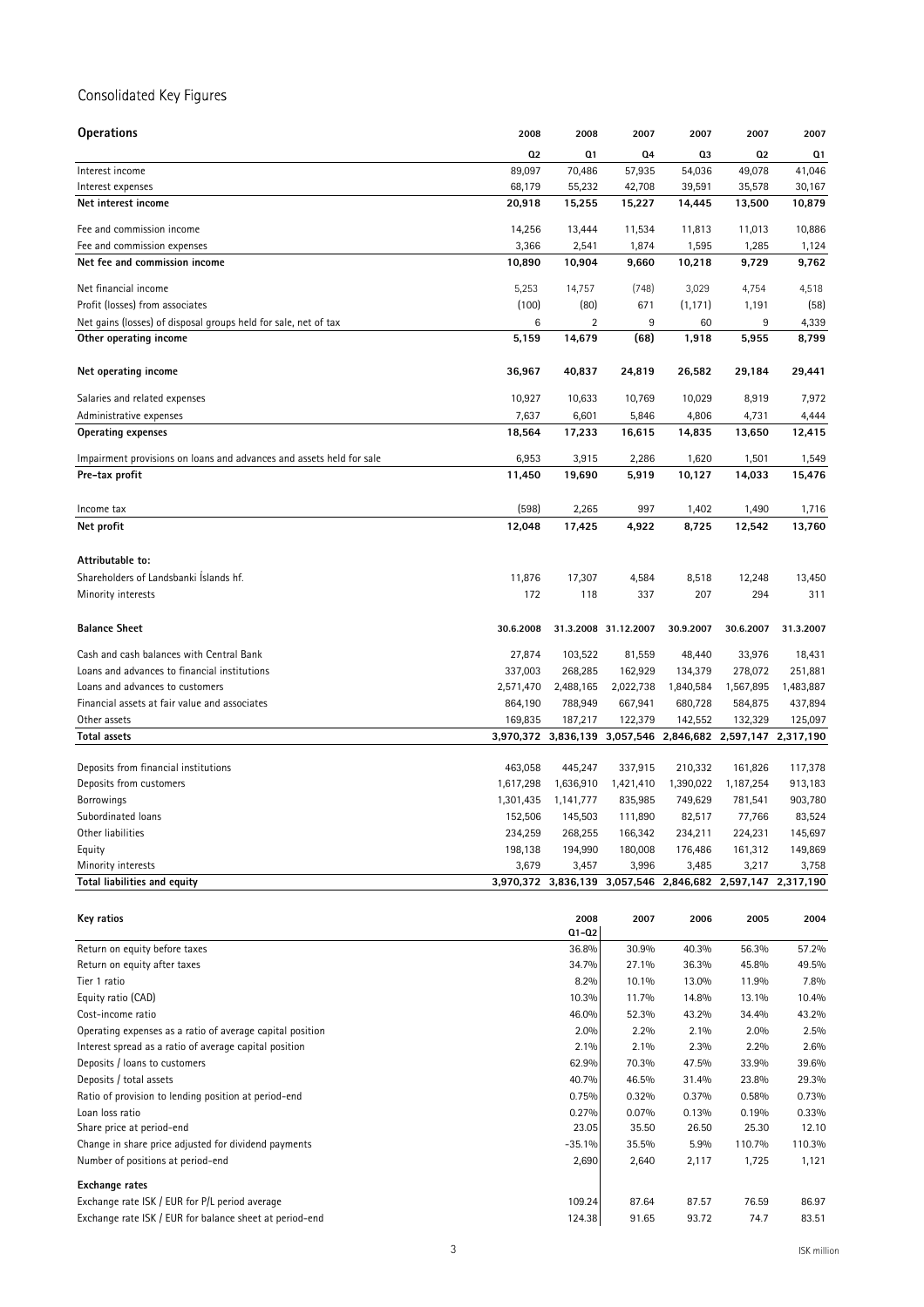## Consolidated Key Figures

| **Operations** | 2008 | 2008 | 2007 | 2007 | 2007 | 2007 |
|---|---|---|---|---|---|---|
| | Q2 | Q1 | Q4 | Q3 | Q2 | Q1 |
| Interest income | 89,097 | 70,486 | 57,935 | 54,036 | 49,078 | 41,046 |
| Interest expenses | 68,179 | 55,232 | 42,708 | 39,591 | 35,578 | 30,167 |
| **Net interest income** | **20,918** | **15,255** | **15,227** | **14,445** | **13,500** | **10,879** |
| Fee and commission income | 14,256 | 13,444 | 11,534 | 11,813 | 11,013 | 10,886 |
| Fee and commission expenses | 3,366 | 2,541 | 1,874 | 1,595 | 1,285 | 1,124 |
| **Net fee and commission income** | **10,890** | **10,904** | **9,660** | **10,218** | **9,729** | **9,762** |
| Net financial income | 5,253 | 14,757 | (748) | 3,029 | 4,754 | 4,518 |
| Profit (losses) from associates | (100) | (80) | 671 | (1,171) | 1,191 | (58) |
| Net gains (losses) of disposal groups held for sale, net of tax | 6 | 2 | 9 | 60 | 9 | 4,339 |
| **Other operating income** | **5,159** | **14,679** | **(68)** | **1,918** | **5,955** | **8,799** |
| **Net operating income** | **36,967** | **40,837** | **24,819** | **26,582** | **29,184** | **29,441** |
| Salaries and related expenses | 10,927 | 10,633 | 10,769 | 10,029 | 8,919 | 7,972 |
| Administrative expenses | 7,637 | 6,601 | 5,846 | 4,806 | 4,731 | 4,444 |
| **Operating expenses** | **18,564** | **17,233** | **16,615** | **14,835** | **13,650** | **12,415** |
| Impairment provisions on loans and advances and assets held for sale | 6,953 | 3,915 | 2,286 | 1,620 | 1,501 | 1,549 |
| **Pre-tax profit** | **11,450** | **19,690** | **5,919** | **10,127** | **14,033** | **15,476** |
| Income tax | (598) | 2,265 | 997 | 1,402 | 1,490 | 1,716 |
| **Net profit** | **12,048** | **17,425** | **4,922** | **8,725** | **12,542** | **13,760** |
| **Attributable to:** | | | | | | |
| Shareholders of Landsbanki Íslands hf. | 11,876 | 17,307 | 4,584 | 8,518 | 12,248 | 13,450 |
| Minority interests | 172 | 118 | 337 | 207 | 294 | 311 |

| **Balance Sheet** | 30.6.2008 | 31.3.2008 | 31.12.2007 | 30.9.2007 | 30.6.2007 | 31.3.2007 |
|---|---|---|---|---|---|---|
| Cash and cash balances with Central Bank | 27,874 | 103,522 | 81,559 | 48,440 | 33,976 | 18,431 |
| Loans and advances to financial institutions | 337,003 | 268,285 | 162,929 | 134,379 | 278,072 | 251,881 |
| Loans and advances to customers | 2,571,470 | 2,488,165 | 2,022,738 | 1,840,584 | 1,567,895 | 1,483,887 |
| Financial assets at fair value and associates | 864,190 | 788,949 | 667,941 | 680,728 | 584,875 | 437,894 |
| Other assets | 169,835 | 187,217 | 122,379 | 142,552 | 132,329 | 125,097 |
| **Total assets** | **3,970,372** | **3,836,139** | **3,057,546** | **2,846,682** | **2,597,147** | **2,317,190** |
| Deposits from financial institutions | 463,058 | 445,247 | 337,915 | 210,332 | 161,826 | 117,378 |
| Deposits from customers | 1,617,298 | 1,636,910 | 1,421,410 | 1,390,022 | 1,187,254 | 913,183 |
| Borrowings | 1,301,435 | 1,141,777 | 835,985 | 749,629 | 781,541 | 903,780 |
| Subordinated loans | 152,506 | 145,503 | 111,890 | 82,517 | 77,766 | 83,524 |
| Other liabilities | 234,259 | 268,255 | 166,342 | 234,211 | 224,231 | 145,697 |
| Equity | 198,138 | 194,990 | 180,008 | 176,486 | 161,312 | 149,869 |
| Minority interests | 3,679 | 3,457 | 3,996 | 3,485 | 3,217 | 3,758 |
| **Total liabilities and equity** | **3,970,372** | **3,836,139** | **3,057,546** | **2,846,682** | **2,597,147** | **2,317,190** |

| **Key ratios** | 2008 Q1-Q2 | 2007 | 2006 | 2005 | 2004 |
|---|---|---|---|---|---|
| Return on equity before taxes | 36.8% | 30.9% | 40.3% | 56.3% | 57.2% |
| Return on equity after taxes | 34.7% | 27.1% | 36.3% | 45.8% | 49.5% |
| Tier 1 ratio | 8.2% | 10.1% | 13.0% | 11.9% | 7.8% |
| Equity ratio (CAD) | 10.3% | 11.7% | 14.8% | 13.1% | 10.4% |
| Cost-income ratio | 46.0% | 52.3% | 43.2% | 34.4% | 43.2% |
| Operating expenses as a ratio of average capital position | 2.0% | 2.2% | 2.1% | 2.0% | 2.5% |
| Interest spread as a ratio of average capital position | 2.1% | 2.1% | 2.3% | 2.2% | 2.6% |
| Deposits / loans to customers | 62.9% | 70.3% | 47.5% | 33.9% | 39.6% |
| Deposits / total assets | 40.7% | 46.5% | 31.4% | 23.8% | 29.3% |
| Ratio of provision to lending position at period-end | 0.75% | 0.32% | 0.37% | 0.58% | 0.73% |
| Loan loss ratio | 0.27% | 0.07% | 0.13% | 0.19% | 0.33% |
| Share price at period-end | 23.05 | 35.50 | 26.50 | 25.30 | 12.10 |
| Change in share price adjusted for dividend payments | -35.1% | 35.5% | 5.9% | 110.7% | 110.3% |
| Number of positions at period-end | 2,690 | 2,640 | 2,117 | 1,725 | 1,121 |
| **Exchange rates** | | | | | |
| Exchange rate ISK / EUR for P/L period average | 109.24 | 87.64 | 87.57 | 76.59 | 86.97 |
| Exchange rate ISK / EUR for balance sheet at period-end | 124.38 | 91.65 | 93.72 | 74.7 | 83.51 |

ISK million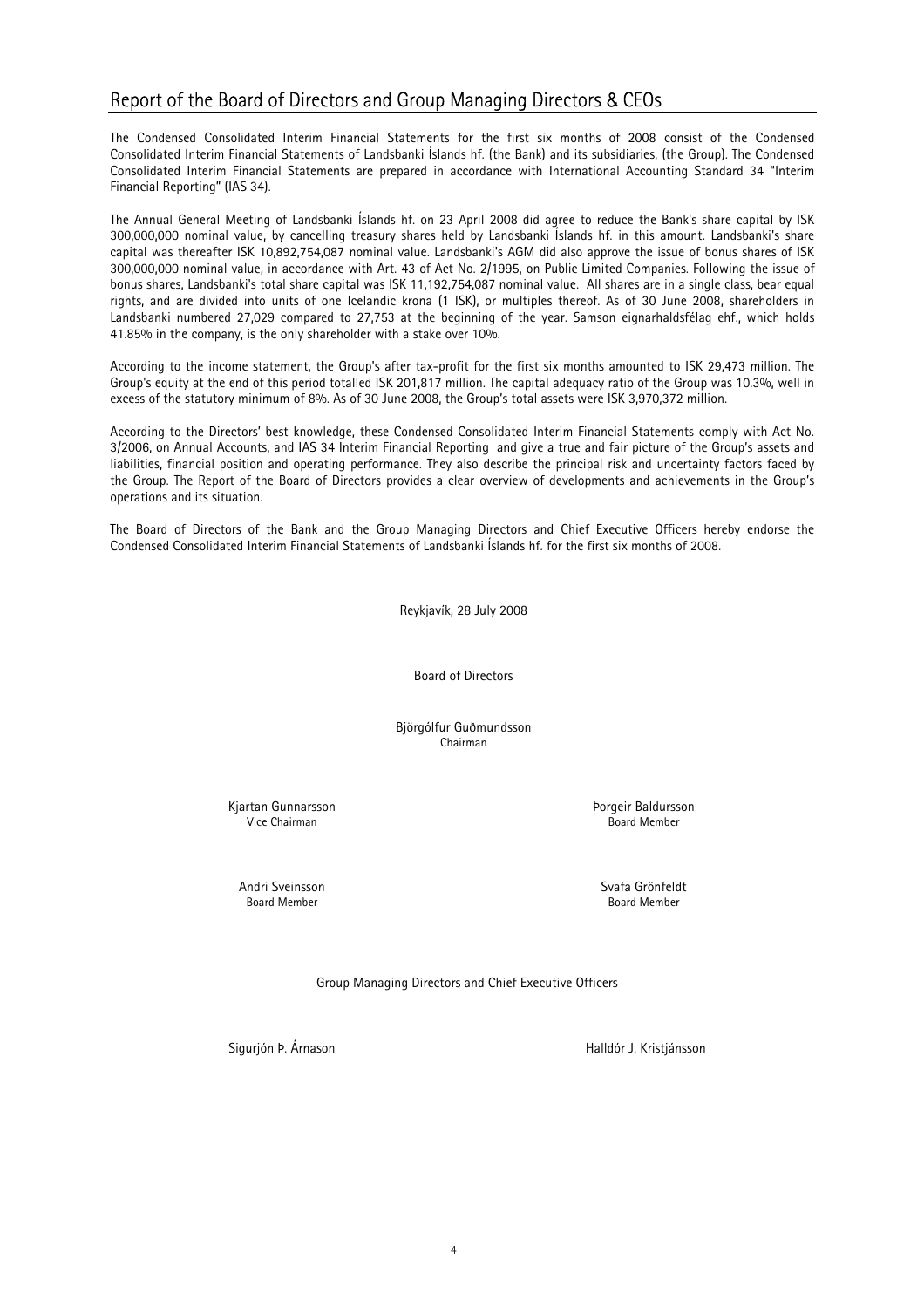## Report of the Board of Directors and Group Managing Directors & CEOs

The Condensed Consolidated Interim Financial Statements for the first six months of 2008 consist of the Condensed Consolidated Interim Financial Statements of Landsbanki Íslands hf. (the Bank) and its subsidiaries, (the Group). The Condensed Consolidated Interim Financial Statements are prepared in accordance with International Accounting Standard 34 "Interim Financial Reporting" (IAS 34).

The Annual General Meeting of Landsbanki Íslands hf. on 23 April 2008 did agree to reduce the Bank's share capital by ISK 300,000,000 nominal value, by cancelling treasury shares held by Landsbanki Íslands hf. in this amount. Landsbanki's share capital was thereafter ISK 10,892,754,087 nominal value. Landsbanki's AGM did also approve the issue of bonus shares of ISK 300,000,000 nominal value, in accordance with Art. 43 of Act No. 2/1995, on Public Limited Companies. Following the issue of bonus shares, Landsbanki's total share capital was ISK 11,192,754,087 nominal value. All shares are in a single class, bear equal rights, and are divided into units of one Icelandic krona (1 ISK), or multiples thereof. As of 30 June 2008, shareholders in Landsbanki numbered 27,029 compared to 27,753 at the beginning of the year. Samson eignarhaldsfélag ehf., which holds 41.85% in the company, is the only shareholder with a stake over 10%.

According to the income statement, the Group's after tax-profit for the first six months amounted to ISK 29,473 million. The Group's equity at the end of this period totalled ISK 201,817 million. The capital adequacy ratio of the Group was 10.3%, well in excess of the statutory minimum of 8%. As of 30 June 2008, the Group's total assets were ISK 3,970,372 million.

According to the Directors' best knowledge, these Condensed Consolidated Interim Financial Statements comply with Act No. 3/2006, on Annual Accounts, and IAS 34 Interim Financial Reporting and give a true and fair picture of the Group's assets and liabilities, financial position and operating performance. They also describe the principal risk and uncertainty factors faced by the Group. The Report of the Board of Directors provides a clear overview of developments and achievements in the Group's operations and its situation.

The Board of Directors of the Bank and the Group Managing Directors and Chief Executive Officers hereby endorse the Condensed Consolidated Interim Financial Statements of Landsbanki Íslands hf. for the first six months of 2008.

Reykjavík, 28 July 2008

Board of Directors

Björgólfur Guðmundsson
Chairman

Kjartan Gunnarsson
Vice Chairman

Þorgeir Baldursson
Board Member

Andri Sveinsson
Board Member

Svafa Grönfeldt
Board Member

Group Managing Directors and Chief Executive Officers

Sigurjón Þ. Árnason

Halldór J. Kristjánsson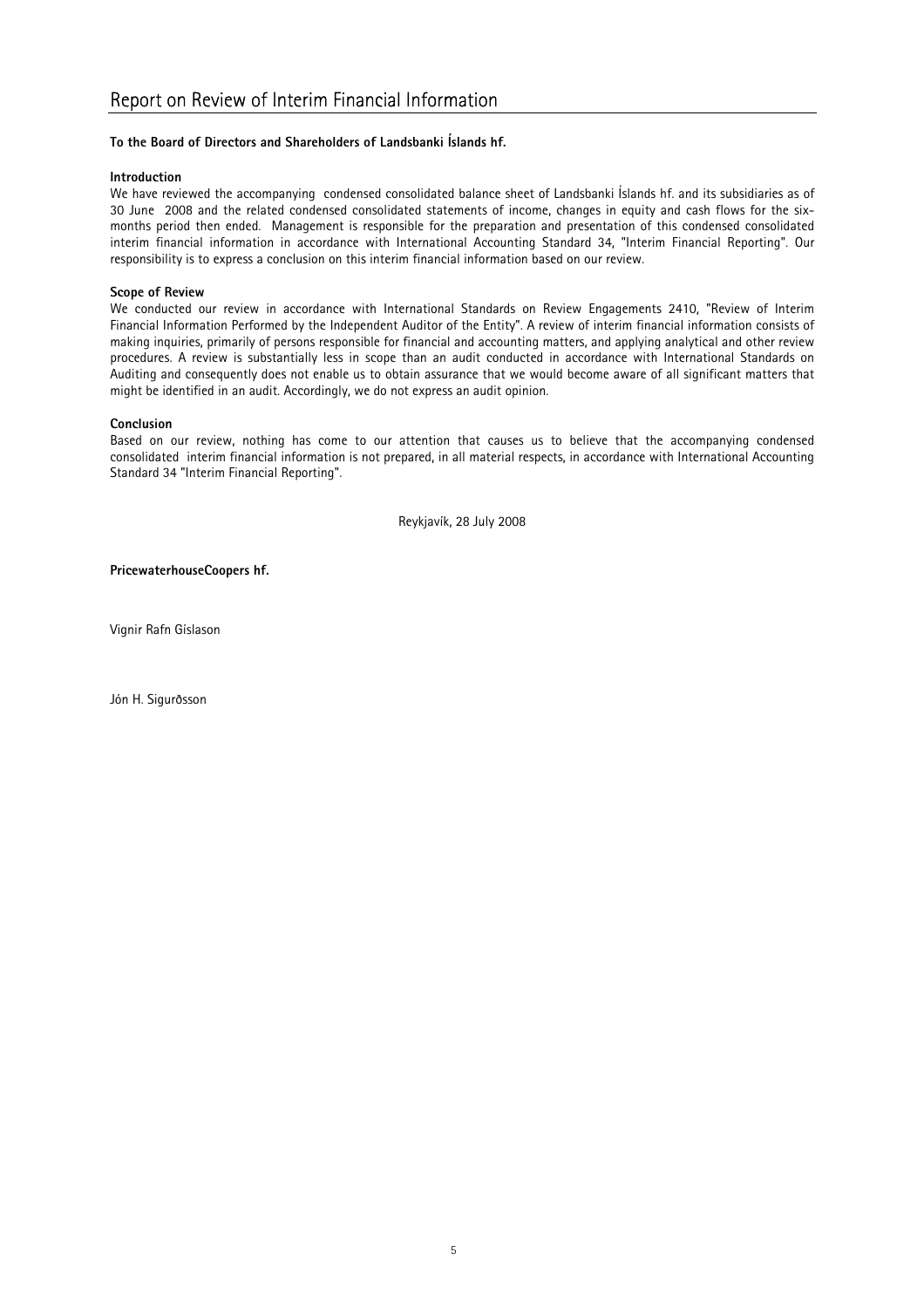# Report on Review of Interim Financial Information

**To the Board of Directors and Shareholders of Landsbanki Íslands hf.**

**Introduction**

We have reviewed the accompanying condensed consolidated balance sheet of Landsbanki Íslands hf. and its subsidiaries as of 30 June 2008 and the related condensed consolidated statements of income, changes in equity and cash flows for the six-months period then ended. Management is responsible for the preparation and presentation of this condensed consolidated interim financial information in accordance with International Accounting Standard 34, "Interim Financial Reporting". Our responsibility is to express a conclusion on this interim financial information based on our review.

**Scope of Review**

We conducted our review in accordance with International Standards on Review Engagements 2410, "Review of Interim Financial Information Performed by the Independent Auditor of the Entity". A review of interim financial information consists of making inquiries, primarily of persons responsible for financial and accounting matters, and applying analytical and other review procedures. A review is substantially less in scope than an audit conducted in accordance with International Standards on Auditing and consequently does not enable us to obtain assurance that we would become aware of all significant matters that might be identified in an audit. Accordingly, we do not express an audit opinion.

**Conclusion**

Based on our review, nothing has come to our attention that causes us to believe that the accompanying condensed consolidated interim financial information is not prepared, in all material respects, in accordance with International Accounting Standard 34 "Interim Financial Reporting".

Reykjavík, 28 July 2008

**PricewaterhouseCoopers hf.**

Vignir Rafn Gíslason

Jón H. Sigurðsson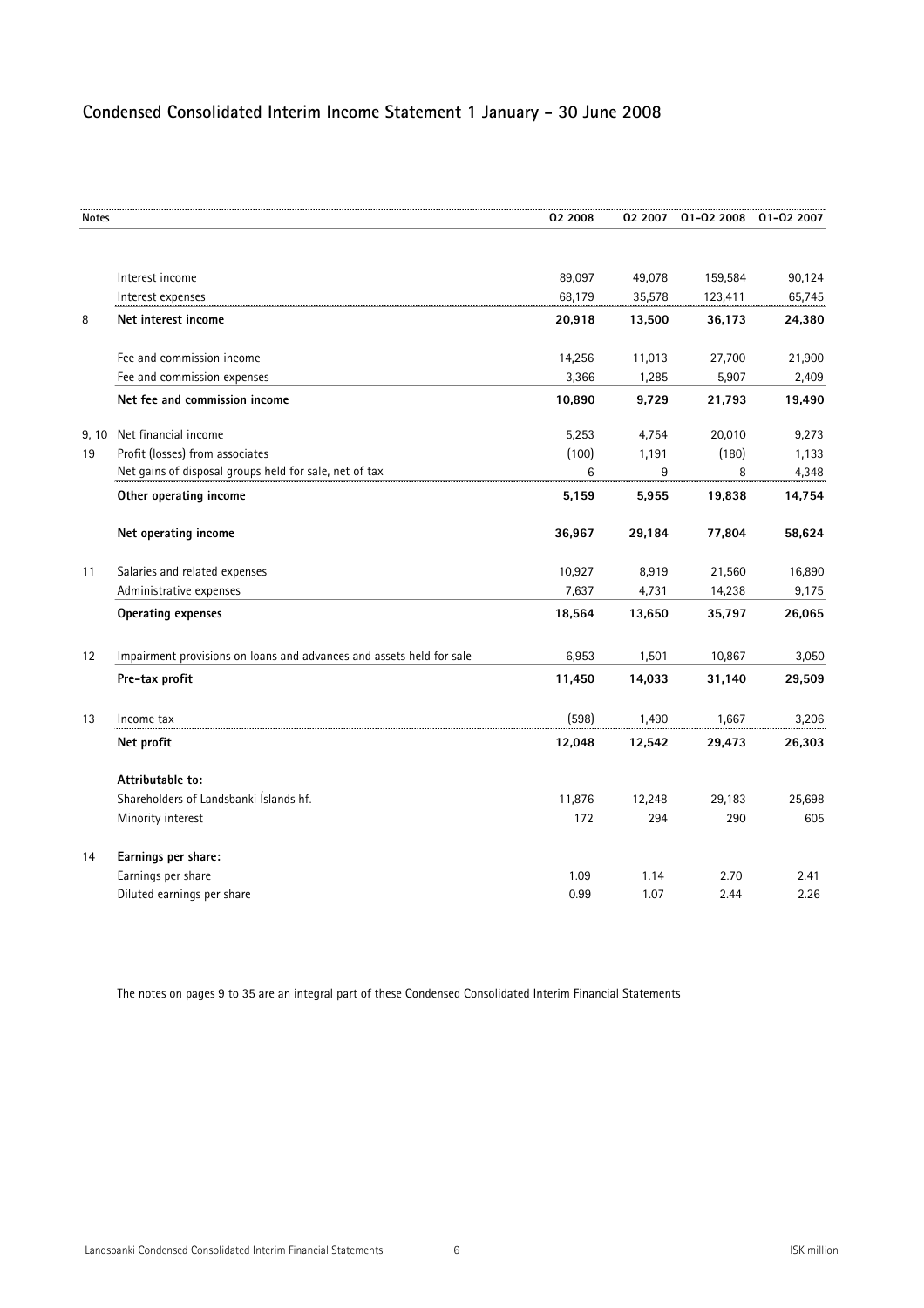## Condensed Consolidated Interim Income Statement 1 January - 30 June 2008

| Notes | | Q2 2008 | Q2 2007 | Q1-Q2 2008 | Q1-Q2 2007 |
|---|---|---|---|---|---|
| | Interest income | 89,097 | 49,078 | 159,584 | 90,124 |
| | Interest expenses | 68,179 | 35,578 | 123,411 | 65,745 |
| 8 | **Net interest income** | **20,918** | **13,500** | **36,173** | **24,380** |
| | Fee and commission income | 14,256 | 11,013 | 27,700 | 21,900 |
| | Fee and commission expenses | 3,366 | 1,285 | 5,907 | 2,409 |
| | **Net fee and commission income** | **10,890** | **9,729** | **21,793** | **19,490** |
| 9, 10 | Net financial income | 5,253 | 4,754 | 20,010 | 9,273 |
| 19 | Profit (losses) from associates | (100) | 1,191 | (180) | 1,133 |
| | Net gains of disposal groups held for sale, net of tax | 6 | 9 | 8 | 4,348 |
| | **Other operating income** | **5,159** | **5,955** | **19,838** | **14,754** |
| | **Net operating income** | **36,967** | **29,184** | **77,804** | **58,624** |
| 11 | Salaries and related expenses | 10,927 | 8,919 | 21,560 | 16,890 |
| | Administrative expenses | 7,637 | 4,731 | 14,238 | 9,175 |
| | **Operating expenses** | **18,564** | **13,650** | **35,797** | **26,065** |
| 12 | Impairment provisions on loans and advances and assets held for sale | 6,953 | 1,501 | 10,867 | 3,050 |
| | **Pre-tax profit** | **11,450** | **14,033** | **31,140** | **29,509** |
| 13 | Income tax | (598) | 1,490 | 1,667 | 3,206 |
| | **Net profit** | **12,048** | **12,542** | **29,473** | **26,303** |
| | **Attributable to:** | | | | |
| | Shareholders of Landsbanki Íslands hf. | 11,876 | 12,248 | 29,183 | 25,698 |
| | Minority interest | 172 | 294 | 290 | 605 |
| 14 | **Earnings per share:** | | | | |
| | Earnings per share | 1.09 | 1.14 | 2.70 | 2.41 |
| | Diluted earnings per share | 0.99 | 1.07 | 2.44 | 2.26 |

The notes on pages 9 to 35 are an integral part of these Condensed Consolidated Interim Financial Statements

ISK million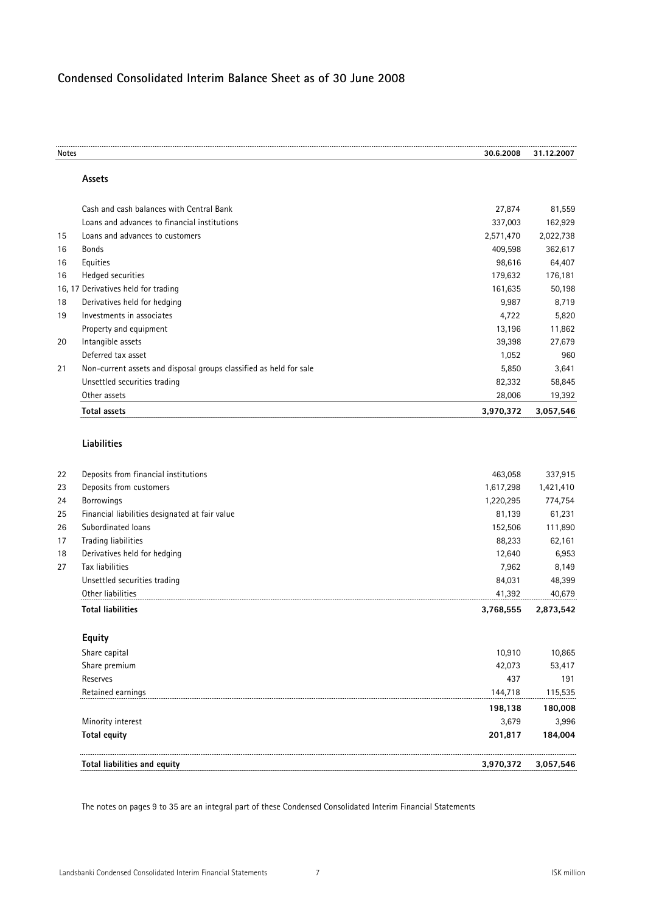# Condensed Consolidated Interim Balance Sheet as of 30 June 2008

| Notes | | 30.6.2008 | 31.12.2007 |
|---|---|---|---|
| | **Assets** | | |
| | Cash and cash balances with Central Bank | 27,874 | 81,559 |
| | Loans and advances to financial institutions | 337,003 | 162,929 |
| 15 | Loans and advances to customers | 2,571,470 | 2,022,738 |
| 16 | Bonds | 409,598 | 362,617 |
| 16 | Equities | 98,616 | 64,407 |
| 16 | Hedged securities | 179,632 | 176,181 |
| 16, 17 | Derivatives held for trading | 161,635 | 50,198 |
| 18 | Derivatives held for hedging | 9,987 | 8,719 |
| 19 | Investments in associates | 4,722 | 5,820 |
| | Property and equipment | 13,196 | 11,862 |
| 20 | Intangible assets | 39,398 | 27,679 |
| | Deferred tax asset | 1,052 | 960 |
| 21 | Non-current assets and disposal groups classified as held for sale | 5,850 | 3,641 |
| | Unsettled securities trading | 82,332 | 58,845 |
| | Other assets | 28,006 | 19,392 |
| | **Total assets** | **3,970,372** | **3,057,546** |
| | **Liabilities** | | |
| 22 | Deposits from financial institutions | 463,058 | 337,915 |
| 23 | Deposits from customers | 1,617,298 | 1,421,410 |
| 24 | Borrowings | 1,220,295 | 774,754 |
| 25 | Financial liabilities designated at fair value | 81,139 | 61,231 |
| 26 | Subordinated loans | 152,506 | 111,890 |
| 17 | Trading liabilities | 88,233 | 62,161 |
| 18 | Derivatives held for hedging | 12,640 | 6,953 |
| 27 | Tax liabilities | 7,962 | 8,149 |
| | Unsettled securities trading | 84,031 | 48,399 |
| | Other liabilities | 41,392 | 40,679 |
| | **Total liabilities** | **3,768,555** | **2,873,542** |
| | **Equity** | | |
| | Share capital | 10,910 | 10,865 |
| | Share premium | 42,073 | 53,417 |
| | Reserves | 437 | 191 |
| | Retained earnings | 144,718 | 115,535 |
| | | **198,138** | **180,008** |
| | Minority interest | 3,679 | 3,996 |
| | **Total equity** | **201,817** | **184,004** |
| | **Total liabilities and equity** | **3,970,372** | **3,057,546** |

The notes on pages 9 to 35 are an integral part of these Condensed Consolidated Interim Financial Statements

ISK million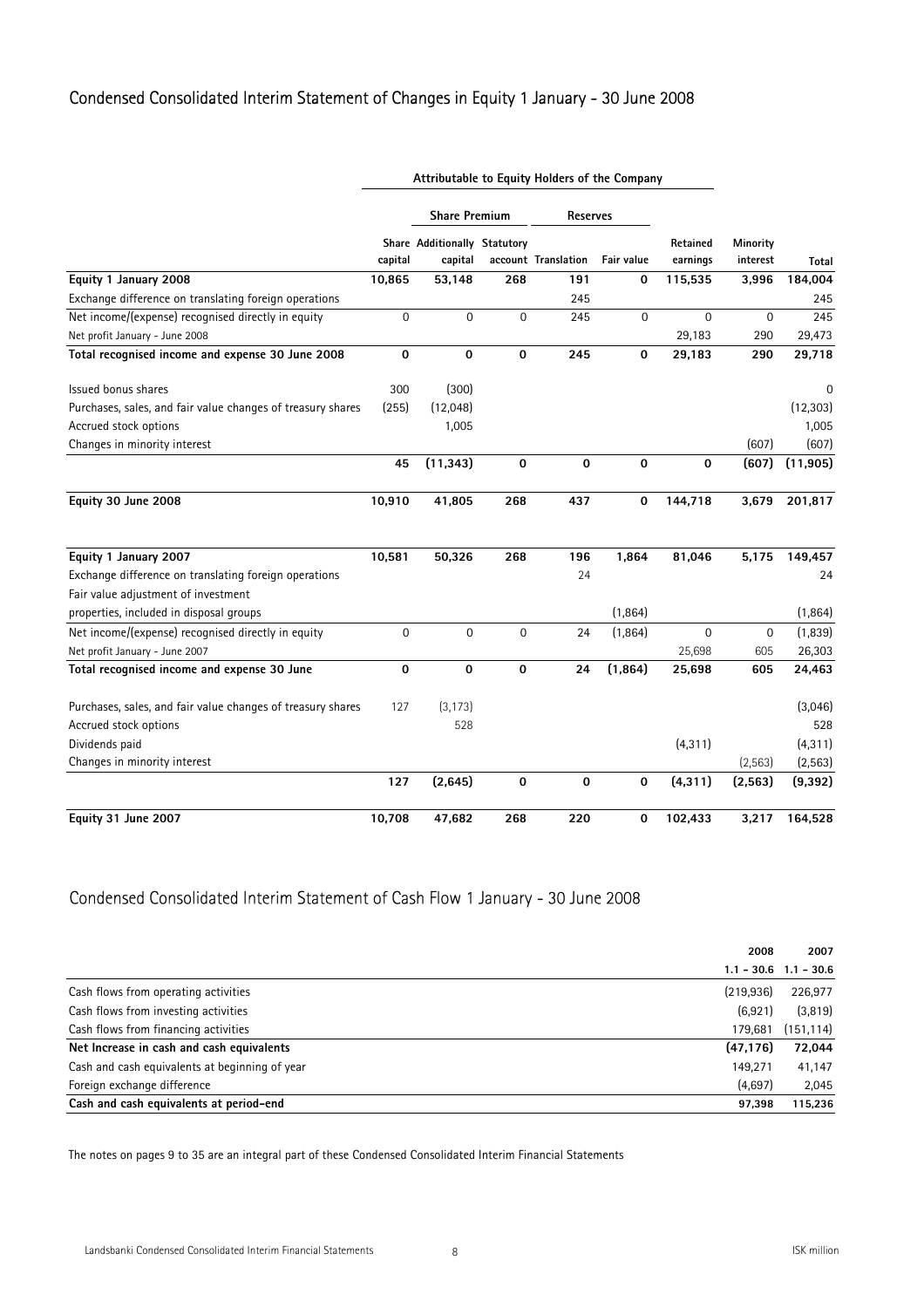## Condensed Consolidated Interim Statement of Changes in Equity 1 January - 30 June 2008

| | Attributable to Equity Holders of the Company | | | | | | | |
|---|---|---|---|---|---|---|---|---|
| | | Share Premium | | Reserves | | | | |
| | Share capital | Additionally capital | Statutory account | Translation | Fair value | Retained earnings | Minority interest | Total |
| **Equity 1 January 2008** | **10,865** | **53,148** | **268** | **191** | **0** | **115,535** | **3,996** | **184,004** |
| Exchange difference on translating foreign operations | | | | 245 | | | | 245 |
| Net income/(expense) recognised directly in equity | 0 | 0 | 0 | 245 | 0 | 0 | 0 | 245 |
| Net profit January - June 2008 | | | | | | 29,183 | 290 | 29,473 |
| **Total recognised income and expense 30 June 2008** | **0** | **0** | **0** | **245** | **0** | **29,183** | **290** | **29,718** |
| Issued bonus shares | 300 | (300) | | | | | | 0 |
| Purchases, sales, and fair value changes of treasury shares | (255) | (12,048) | | | | | | (12,303) |
| Accrued stock options | | 1,005 | | | | | | 1,005 |
| Changes in minority interest | | | | | | | (607) | (607) |
| | **45** | **(11,343)** | **0** | **0** | **0** | **0** | **(607)** | **(11,905)** |
| **Equity 30 June 2008** | **10,910** | **41,805** | **268** | **437** | **0** | **144,718** | **3,679** | **201,817** |
| **Equity 1 January 2007** | **10,581** | **50,326** | **268** | **196** | **1,864** | **81,046** | **5,175** | **149,457** |
| Exchange difference on translating foreign operations | | | | 24 | | | | 24 |
| Fair value adjustment of investment properties, included in disposal groups | | | | | (1,864) | | | (1,864) |
| Net income/(expense) recognised directly in equity | 0 | 0 | 0 | 24 | (1,864) | 0 | 0 | (1,839) |
| Net profit January - June 2007 | | | | | | 25,698 | 605 | 26,303 |
| **Total recognised income and expense 30 June** | **0** | **0** | **0** | **24** | **(1,864)** | **25,698** | **605** | **24,463** |
| Purchases, sales, and fair value changes of treasury shares | 127 | (3,173) | | | | | | (3,046) |
| Accrued stock options | | 528 | | | | | | 528 |
| Dividends paid | | | | | | (4,311) | | (4,311) |
| Changes in minority interest | | | | | | | (2,563) | (2,563) |
| | **127** | **(2,645)** | **0** | **0** | **0** | **(4,311)** | **(2,563)** | **(9,392)** |
| **Equity 31 June 2007** | **10,708** | **47,682** | **268** | **220** | **0** | **102,433** | **3,217** | **164,528** |

## Condensed Consolidated Interim Statement of Cash Flow 1 January - 30 June 2008

| | 2008<br>1.1 - 30.6 | 2007<br>1.1 - 30.6 |
|---|---|---|
| Cash flows from operating activities | (219,936) | 226,977 |
| Cash flows from investing activities | (6,921) | (3,819) |
| Cash flows from financing activities | 179,681 | (151,114) |
| **Net Increase in cash and cash equivalents** | **(47,176)** | **72,044** |
| Cash and cash equivalents at beginning of year | 149,271 | 41,147 |
| Foreign exchange difference | (4,697) | 2,045 |
| **Cash and cash equivalents at period-end** | **97,398** | **115,236** |

The notes on pages 9 to 35 are an integral part of these Condensed Consolidated Interim Financial Statements

ISK million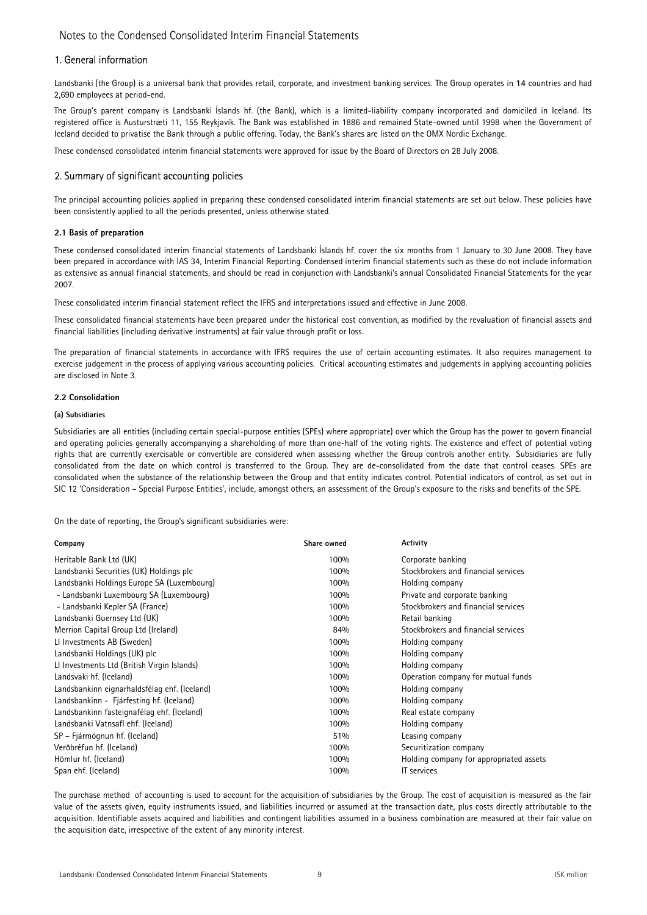# Notes to the Condensed Consolidated Interim Financial Statements

## 1. General information

Landsbanki (the Group) is a universal bank that provides retail, corporate, and investment banking services. The Group operates in 14 countries and had 2,690 employees at period-end.

The Group's parent company is Landsbanki Íslands hf. (the Bank), which is a limited-liability company incorporated and domiciled in Iceland. Its registered office is Austurstræti 11, 155 Reykjavík. The Bank was established in 1886 and remained State-owned until 1998 when the Government of Iceland decided to privatise the Bank through a public offering. Today, the Bank's shares are listed on the OMX Nordic Exchange.

These condensed consolidated interim financial statements were approved for issue by the Board of Directors on 28 July 2008.

## 2. Summary of significant accounting policies

The principal accounting policies applied in preparing these condensed consolidated interim financial statements are set out below. These policies have been consistently applied to all the periods presented, unless otherwise stated.

### 2.1 Basis of preparation

These condensed consolidated interim financial statements of Landsbanki Íslands hf. cover the six months from 1 January to 30 June 2008. They have been prepared in accordance with IAS 34, Interim Financial Reporting. Condensed interim financial statements such as these do not include information as extensive as annual financial statements, and should be read in conjunction with Landsbanki's annual Consolidated Financial Statements for the year 2007.

These consolidated interim financial statement reflect the IFRS and interpretations issued and effective in June 2008.

These consolidated financial statements have been prepared under the historical cost convention, as modified by the revaluation of financial assets and financial liabilities (including derivative instruments) at fair value through profit or loss.

The preparation of financial statements in accordance with IFRS requires the use of certain accounting estimates. It also requires management to exercise judgement in the process of applying various accounting policies. Critical accounting estimates and judgements in applying accounting policies are disclosed in Note 3.

### 2.2 Consolidation

#### (a) Subsidiaries

Subsidiaries are all entities (including certain special-purpose entities (SPEs) where appropriate) over which the Group has the power to govern financial and operating policies generally accompanying a shareholding of more than one-half of the voting rights. The existence and effect of potential voting rights that are currently exercisable or convertible are considered when assessing whether the Group controls another entity. Subsidiaries are fully consolidated from the date on which control is transferred to the Group. They are de-consolidated from the date that control ceases. SPEs are consolidated when the substance of the relationship between the Group and that entity indicates control. Potential indicators of control, as set out in SIC 12 'Consideration – Special Purpose Entities', include, amongst others, an assessment of the Group's exposure to the risks and benefits of the SPE.

On the date of reporting, the Group's significant subsidiaries were:

| Company | Share owned | Activity |
|---|---|---|
| Heritable Bank Ltd (UK) | 100% | Corporate banking |
| Landsbanki Securities (UK) Holdings plc | 100% | Stockbrokers and financial services |
| Landsbanki Holdings Europe SA (Luxembourg) | 100% | Holding company |
| - Landsbanki Luxembourg SA (Luxembourg) | 100% | Private and corporate banking |
| - Landsbanki Kepler SA (France) | 100% | Stockbrokers and financial services |
| Landsbanki Guernsey Ltd (UK) | 100% | Retail banking |
| Merrion Capital Group Ltd (Ireland) | 84% | Stockbrokers and financial services |
| LI Investments AB (Sweden) | 100% | Holding company |
| Landsbanki Holdings (UK) plc | 100% | Holding company |
| LI Investments Ltd (British Virgin Islands) | 100% | Holding company |
| Landsvaki hf. (Iceland) | 100% | Operation company for mutual funds |
| Landsbankinn eignarhaldsfélag ehf. (Iceland) | 100% | Holding company |
| Landsbankinn - Fjárfesting hf. (Iceland) | 100% | Holding company |
| Landsbankinn fasteignafélag ehf. (Iceland) | 100% | Real estate company |
| Landsbanki Vatnsafl ehf. (Iceland) | 100% | Holding company |
| SP – Fjármögnun hf. (Iceland) | 51% | Leasing company |
| Verðbréfun hf. (Iceland) | 100% | Securitization company |
| Hömlur hf. (Iceland) | 100% | Holding company for appropriated assets |
| Span ehf. (Iceland) | 100% | IT services |

The purchase method of accounting is used to account for the acquisition of subsidiaries by the Group. The cost of acquisition is measured as the fair value of the assets given, equity instruments issued, and liabilities incurred or assumed at the transaction date, plus costs directly attributable to the acquisition. Identifiable assets acquired and liabilities and contingent liabilities assumed in a business combination are measured at their fair value on the acquisition date, irrespective of the extent of any minority interest.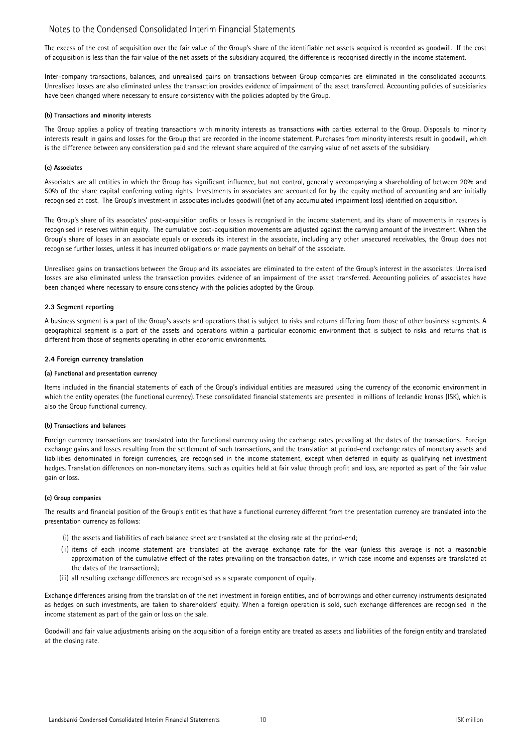The excess of the cost of acquisition over the fair value of the Group's share of the identifiable net assets acquired is recorded as goodwill. If the cost of acquisition is less than the fair value of the net assets of the subsidiary acquired, the difference is recognised directly in the income statement.

Inter-company transactions, balances, and unrealised gains on transactions between Group companies are eliminated in the consolidated accounts. Unrealised losses are also eliminated unless the transaction provides evidence of impairment of the asset transferred. Accounting policies of subsidiaries have been changed where necessary to ensure consistency with the policies adopted by the Group.

#### (b) Transactions and minority interests

The Group applies a policy of treating transactions with minority interests as transactions with parties external to the Group. Disposals to minority interests result in gains and losses for the Group that are recorded in the income statement. Purchases from minority interests result in goodwill, which is the difference between any consideration paid and the relevant share acquired of the carrying value of net assets of the subsidiary.

#### (c) Associates

Associates are all entities in which the Group has significant influence, but not control, generally accompanying a shareholding of between 20% and 50% of the share capital conferring voting rights. Investments in associates are accounted for by the equity method of accounting and are initially recognised at cost. The Group's investment in associates includes goodwill (net of any accumulated impairment loss) identified on acquisition.

The Group's share of its associates' post-acquisition profits or losses is recognised in the income statement, and its share of movements in reserves is recognised in reserves within equity. The cumulative post-acquisition movements are adjusted against the carrying amount of the investment. When the Group's share of losses in an associate equals or exceeds its interest in the associate, including any other unsecured receivables, the Group does not recognise further losses, unless it has incurred obligations or made payments on behalf of the associate.

Unrealised gains on transactions between the Group and its associates are eliminated to the extent of the Group's interest in the associates. Unrealised losses are also eliminated unless the transaction provides evidence of an impairment of the asset transferred. Accounting policies of associates have been changed where necessary to ensure consistency with the policies adopted by the Group.

### 2.3 Segment reporting

A business segment is a part of the Group's assets and operations that is subject to risks and returns differing from those of other business segments. A geographical segment is a part of the assets and operations within a particular economic environment that is subject to risks and returns that is different from those of segments operating in other economic environments.

### 2.4 Foreign currency translation

#### (a) Functional and presentation currency

Items included in the financial statements of each of the Group's individual entities are measured using the currency of the economic environment in which the entity operates (the functional currency). These consolidated financial statements are presented in millions of Icelandic kronas (ISK), which is also the Group functional currency.

#### (b) Transactions and balances

Foreign currency transactions are translated into the functional currency using the exchange rates prevailing at the dates of the transactions. Foreign exchange gains and losses resulting from the settlement of such transactions, and the translation at period-end exchange rates of monetary assets and liabilities denominated in foreign currencies, are recognised in the income statement, except when deferred in equity as qualifying net investment hedges. Translation differences on non-monetary items, such as equities held at fair value through profit and loss, are reported as part of the fair value gain or loss.

#### (c) Group companies

The results and financial position of the Group's entities that have a functional currency different from the presentation currency are translated into the presentation currency as follows:

(i) the assets and liabilities of each balance sheet are translated at the closing rate at the period-end;

(ii) items of each income statement are translated at the average exchange rate for the year (unless this average is not a reasonable approximation of the cumulative effect of the rates prevailing on the transaction dates, in which case income and expenses are translated at the dates of the transactions);

(iii) all resulting exchange differences are recognised as a separate component of equity.

Exchange differences arising from the translation of the net investment in foreign entities, and of borrowings and other currency instruments designated as hedges on such investments, are taken to shareholders' equity. When a foreign operation is sold, such exchange differences are recognised in the income statement as part of the gain or loss on the sale.

Goodwill and fair value adjustments arising on the acquisition of a foreign entity are treated as assets and liabilities of the foreign entity and translated at the closing rate.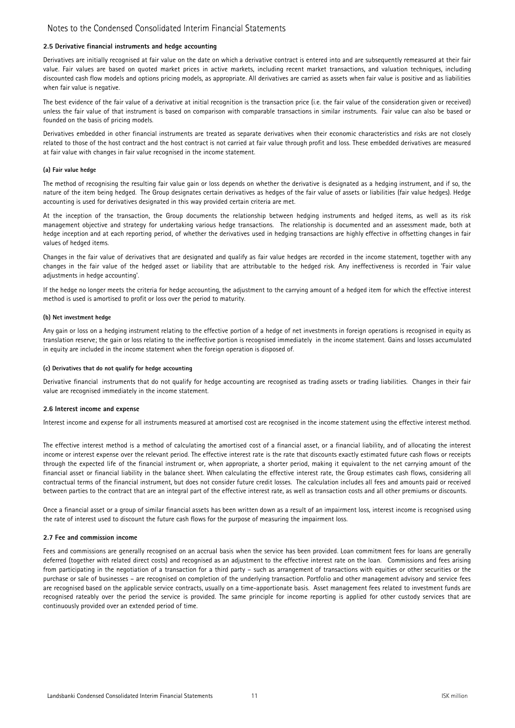#### 2.5 Derivative financial instruments and hedge accounting

Derivatives are initially recognised at fair value on the date on which a derivative contract is entered into and are subsequently remeasured at their fair value. Fair values are based on quoted market prices in active markets, including recent market transactions, and valuation techniques, including discounted cash flow models and options pricing models, as appropriate. All derivatives are carried as assets when fair value is positive and as liabilities when fair value is negative.

The best evidence of the fair value of a derivative at initial recognition is the transaction price (i.e. the fair value of the consideration given or received) unless the fair value of that instrument is based on comparison with comparable transactions in similar instruments. Fair value can also be based or founded on the basis of pricing models.

Derivatives embedded in other financial instruments are treated as separate derivatives when their economic characteristics and risks are not closely related to those of the host contract and the host contract is not carried at fair value through profit and loss. These embedded derivatives are measured at fair value with changes in fair value recognised in the income statement.

##### (a) Fair value hedge

The method of recognising the resulting fair value gain or loss depends on whether the derivative is designated as a hedging instrument, and if so, the nature of the item being hedged. The Group designates certain derivatives as hedges of the fair value of assets or liabilities (fair value hedges). Hedge accounting is used for derivatives designated in this way provided certain criteria are met.

At the inception of the transaction, the Group documents the relationship between hedging instruments and hedged items, as well as its risk management objective and strategy for undertaking various hedge transactions. The relationship is documented and an assessment made, both at hedge inception and at each reporting period, of whether the derivatives used in hedging transactions are highly effective in offsetting changes in fair values of hedged items.

Changes in the fair value of derivatives that are designated and qualify as fair value hedges are recorded in the income statement, together with any changes in the fair value of the hedged asset or liability that are attributable to the hedged risk. Any ineffectiveness is recorded in 'Fair value adjustments in hedge accounting'.

If the hedge no longer meets the criteria for hedge accounting, the adjustment to the carrying amount of a hedged item for which the effective interest method is used is amortised to profit or loss over the period to maturity.

##### (b) Net investment hedge

Any gain or loss on a hedging instrument relating to the effective portion of a hedge of net investments in foreign operations is recognised in equity as translation reserve; the gain or loss relating to the ineffective portion is recognised immediately in the income statement. Gains and losses accumulated in equity are included in the income statement when the foreign operation is disposed of.

##### (c) Derivatives that do not qualify for hedge accounting

Derivative financial instruments that do not qualify for hedge accounting are recognised as trading assets or trading liabilities. Changes in their fair value are recognised immediately in the income statement.

#### 2.6 Interest income and expense

Interest income and expense for all instruments measured at amortised cost are recognised in the income statement using the effective interest method.

The effective interest method is a method of calculating the amortised cost of a financial asset, or a financial liability, and of allocating the interest income or interest expense over the relevant period. The effective interest rate is the rate that discounts exactly estimated future cash flows or receipts through the expected life of the financial instrument or, when appropriate, a shorter period, making it equivalent to the net carrying amount of the financial asset or financial liability in the balance sheet. When calculating the effective interest rate, the Group estimates cash flows, considering all contractual terms of the financial instrument, but does not consider future credit losses. The calculation includes all fees and amounts paid or received between parties to the contract that are an integral part of the effective interest rate, as well as transaction costs and all other premiums or discounts.

Once a financial asset or a group of similar financial assets has been written down as a result of an impairment loss, interest income is recognised using the rate of interest used to discount the future cash flows for the purpose of measuring the impairment loss.

#### 2.7 Fee and commission income

Fees and commissions are generally recognised on an accrual basis when the service has been provided. Loan commitment fees for loans are generally deferred (together with related direct costs) and recognised as an adjustment to the effective interest rate on the loan. Commissions and fees arising from participating in the negotiation of a transaction for a third party – such as arrangement of transactions with equities or other securities or the purchase or sale of businesses – are recognised on completion of the underlying transaction. Portfolio and other management advisory and service fees are recognised based on the applicable service contracts, usually on a time-apportionate basis. Asset management fees related to investment funds are recognised rateably over the period the service is provided. The same principle for income reporting is applied for other custody services that are continuously provided over an extended period of time.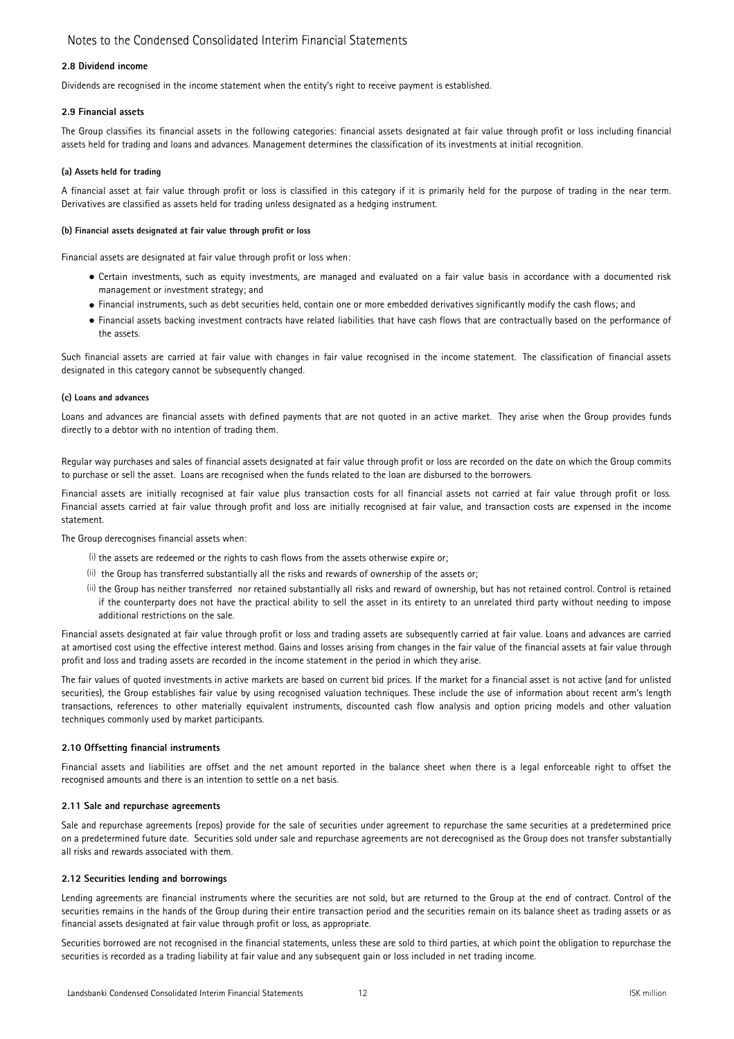#### 2.8 Dividend income

Dividends are recognised in the income statement when the entity's right to receive payment is established.

#### 2.9 Financial assets

The Group classifies its financial assets in the following categories: financial assets designated at fair value through profit or loss including financial assets held for trading and loans and advances. Management determines the classification of its investments at initial recognition.

##### (a) Assets held for trading

A financial asset at fair value through profit or loss is classified in this category if it is primarily held for the purpose of trading in the near term. Derivatives are classified as assets held for trading unless designated as a hedging instrument.

##### (b) Financial assets designated at fair value through profit or loss

Financial assets are designated at fair value through profit or loss when:

- Certain investments, such as equity investments, are managed and evaluated on a fair value basis in accordance with a documented risk management or investment strategy; and
- Financial instruments, such as debt securities held, contain one or more embedded derivatives significantly modify the cash flows; and
- Financial assets backing investment contracts have related liabilities that have cash flows that are contractually based on the performance of the assets.

Such financial assets are carried at fair value with changes in fair value recognised in the income statement. The classification of financial assets designated in this category cannot be subsequently changed.

##### (c) Loans and advances

Loans and advances are financial assets with defined payments that are not quoted in an active market. They arise when the Group provides funds directly to a debtor with no intention of trading them.

Regular way purchases and sales of financial assets designated at fair value through profit or loss are recorded on the date on which the Group commits to purchase or sell the asset. Loans are recognised when the funds related to the loan are disbursed to the borrowers.

Financial assets are initially recognised at fair value plus transaction costs for all financial assets not carried at fair value through profit or loss. Financial assets carried at fair value through profit and loss are initially recognised at fair value, and transaction costs are expensed in the income statement.

The Group derecognises financial assets when:

(i) the assets are redeemed or the rights to cash flows from the assets otherwise expire or;

(ii) the Group has transferred substantially all the risks and rewards of ownership of the assets or;

(ii) the Group has neither transferred nor retained substantially all risks and reward of ownership, but has not retained control. Control is retained if the counterparty does not have the practical ability to sell the asset in its entirety to an unrelated third party without needing to impose additional restrictions on the sale.

Financial assets designated at fair value through profit or loss and trading assets are subsequently carried at fair value. Loans and advances are carried at amortised cost using the effective interest method. Gains and losses arising from changes in the fair value of the financial assets at fair value through profit and loss and trading assets are recorded in the income statement in the period in which they arise.

The fair values of quoted investments in active markets are based on current bid prices. If the market for a financial asset is not active (and for unlisted securities), the Group establishes fair value by using recognised valuation techniques. These include the use of information about recent arm's length transactions, references to other materially equivalent instruments, discounted cash flow analysis and option pricing models and other valuation techniques commonly used by market participants.

#### 2.10 Offsetting financial instruments

Financial assets and liabilities are offset and the net amount reported in the balance sheet when there is a legal enforceable right to offset the recognised amounts and there is an intention to settle on a net basis.

#### 2.11 Sale and repurchase agreements

Sale and repurchase agreements (repos) provide for the sale of securities under agreement to repurchase the same securities at a predetermined price on a predetermined future date. Securities sold under sale and repurchase agreements are not derecognised as the Group does not transfer substantially all risks and rewards associated with them.

#### 2.12 Securities lending and borrowings

Lending agreements are financial instruments where the securities are not sold, but are returned to the Group at the end of contract. Control of the securities remains in the hands of the Group during their entire transaction period and the securities remain on its balance sheet as trading assets or as financial assets designated at fair value through profit or loss, as appropriate.

Securities borrowed are not recognised in the financial statements, unless these are sold to third parties, at which point the obligation to repurchase the securities is recorded as a trading liability at fair value and any subsequent gain or loss included in net trading income.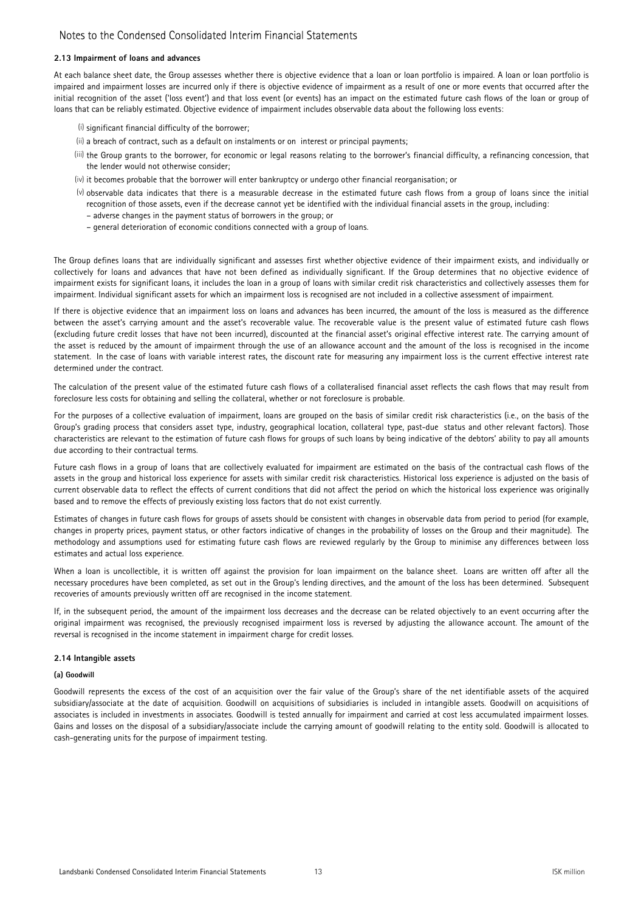### 2.13 Impairment of loans and advances

At each balance sheet date, the Group assesses whether there is objective evidence that a loan or loan portfolio is impaired. A loan or loan portfolio is impaired and impairment losses are incurred only if there is objective evidence of impairment as a result of one or more events that occurred after the initial recognition of the asset ('loss event') and that loss event (or events) has an impact on the estimated future cash flows of the loan or group of loans that can be reliably estimated. Objective evidence of impairment includes observable data about the following loss events:

- (i) significant financial difficulty of the borrower;
- (ii) a breach of contract, such as a default on instalments or on interest or principal payments;
- (iii) the Group grants to the borrower, for economic or legal reasons relating to the borrower's financial difficulty, a refinancing concession, that the lender would not otherwise consider;
- (iv) it becomes probable that the borrower will enter bankruptcy or undergo other financial reorganisation; or
- (v) observable data indicates that there is a measurable decrease in the estimated future cash flows from a group of loans since the initial recognition of those assets, even if the decrease cannot yet be identified with the individual financial assets in the group, including:
  - – adverse changes in the payment status of borrowers in the group; or
  - – general deterioration of economic conditions connected with a group of loans.

The Group defines loans that are individually significant and assesses first whether objective evidence of their impairment exists, and individually or collectively for loans and advances that have not been defined as individually significant. If the Group determines that no objective evidence of impairment exists for significant loans, it includes the loan in a group of loans with similar credit risk characteristics and collectively assesses them for impairment. Individual significant assets for which an impairment loss is recognised are not included in a collective assessment of impairment.

If there is objective evidence that an impairment loss on loans and advances has been incurred, the amount of the loss is measured as the difference between the asset's carrying amount and the asset's recoverable value. The recoverable value is the present value of estimated future cash flows (excluding future credit losses that have not been incurred), discounted at the financial asset's original effective interest rate. The carrying amount of the asset is reduced by the amount of impairment through the use of an allowance account and the amount of the loss is recognised in the income statement. In the case of loans with variable interest rates, the discount rate for measuring any impairment loss is the current effective interest rate determined under the contract.

The calculation of the present value of the estimated future cash flows of a collateralised financial asset reflects the cash flows that may result from foreclosure less costs for obtaining and selling the collateral, whether or not foreclosure is probable.

For the purposes of a collective evaluation of impairment, loans are grouped on the basis of similar credit risk characteristics (i.e., on the basis of the Group's grading process that considers asset type, industry, geographical location, collateral type, past-due status and other relevant factors). Those characteristics are relevant to the estimation of future cash flows for groups of such loans by being indicative of the debtors' ability to pay all amounts due according to their contractual terms.

Future cash flows in a group of loans that are collectively evaluated for impairment are estimated on the basis of the contractual cash flows of the assets in the group and historical loss experience for assets with similar credit risk characteristics. Historical loss experience is adjusted on the basis of current observable data to reflect the effects of current conditions that did not affect the period on which the historical loss experience was originally based and to remove the effects of previously existing loss factors that do not exist currently.

Estimates of changes in future cash flows for groups of assets should be consistent with changes in observable data from period to period (for example, changes in property prices, payment status, or other factors indicative of changes in the probability of losses on the Group and their magnitude). The methodology and assumptions used for estimating future cash flows are reviewed regularly by the Group to minimise any differences between loss estimates and actual loss experience.

When a loan is uncollectible, it is written off against the provision for loan impairment on the balance sheet. Loans are written off after all the necessary procedures have been completed, as set out in the Group's lending directives, and the amount of the loss has been determined. Subsequent recoveries of amounts previously written off are recognised in the income statement.

If, in the subsequent period, the amount of the impairment loss decreases and the decrease can be related objectively to an event occurring after the original impairment was recognised, the previously recognised impairment loss is reversed by adjusting the allowance account. The amount of the reversal is recognised in the income statement in impairment charge for credit losses.

### 2.14 Intangible assets

#### (a) Goodwill

Goodwill represents the excess of the cost of an acquisition over the fair value of the Group's share of the net identifiable assets of the acquired subsidiary/associate at the date of acquisition. Goodwill on acquisitions of subsidiaries is included in intangible assets. Goodwill on acquisitions of associates is included in investments in associates. Goodwill is tested annually for impairment and carried at cost less accumulated impairment losses. Gains and losses on the disposal of a subsidiary/associate include the carrying amount of goodwill relating to the entity sold. Goodwill is allocated to cash-generating units for the purpose of impairment testing.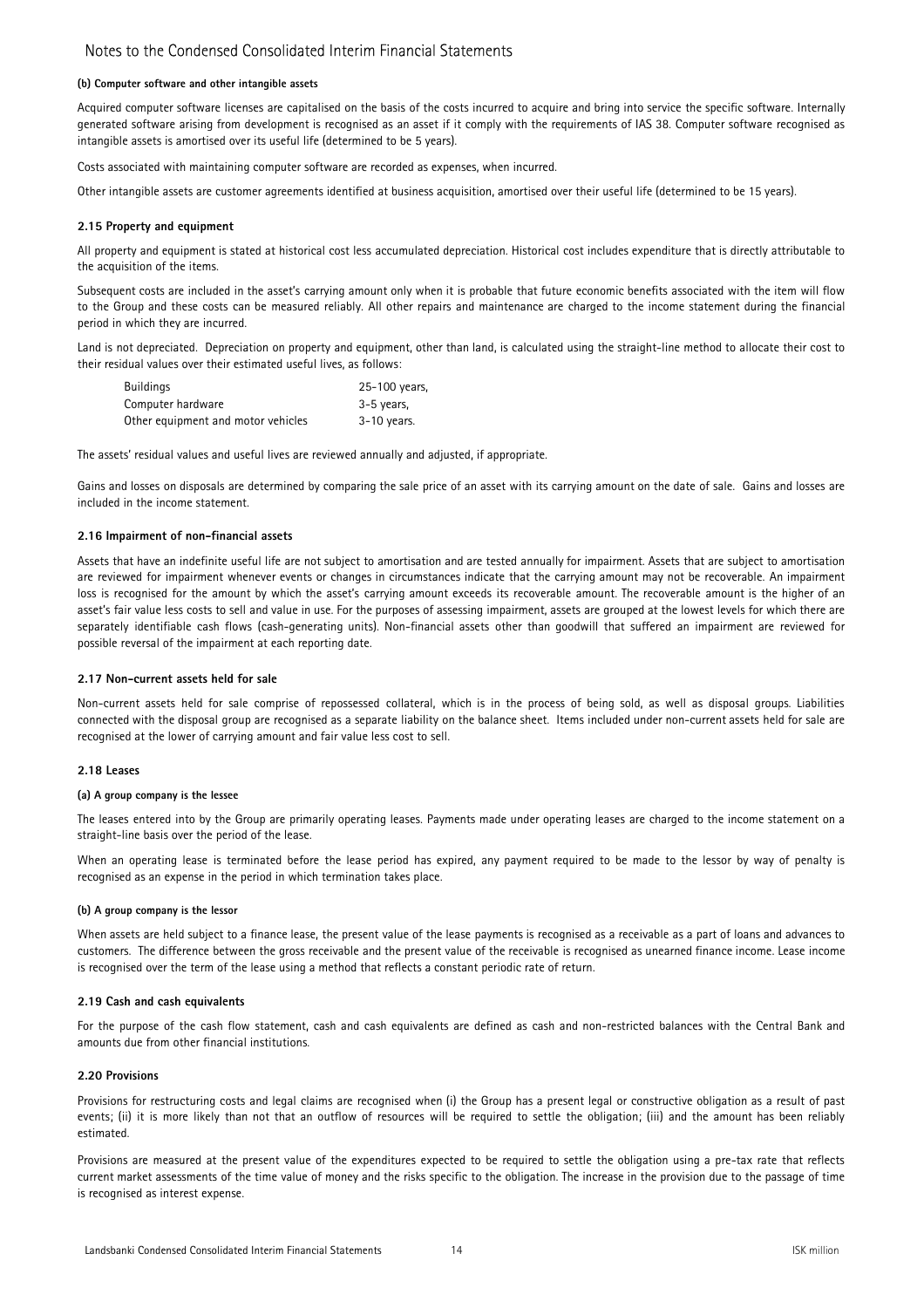#### (b) Computer software and other intangible assets

Acquired computer software licenses are capitalised on the basis of the costs incurred to acquire and bring into service the specific software. Internally generated software arising from development is recognised as an asset if it comply with the requirements of IAS 38. Computer software recognised as intangible assets is amortised over its useful life (determined to be 5 years).

Costs associated with maintaining computer software are recorded as expenses, when incurred.

Other intangible assets are customer agreements identified at business acquisition, amortised over their useful life (determined to be 15 years).

### 2.15 Property and equipment

All property and equipment is stated at historical cost less accumulated depreciation. Historical cost includes expenditure that is directly attributable to the acquisition of the items.

Subsequent costs are included in the asset's carrying amount only when it is probable that future economic benefits associated with the item will flow to the Group and these costs can be measured reliably. All other repairs and maintenance are charged to the income statement during the financial period in which they are incurred.

Land is not depreciated. Depreciation on property and equipment, other than land, is calculated using the straight-line method to allocate their cost to their residual values over their estimated useful lives, as follows:

| | |
|---|---|
| Buildings | 25-100 years, |
| Computer hardware | 3-5 years, |
| Other equipment and motor vehicles | 3-10 years. |

The assets' residual values and useful lives are reviewed annually and adjusted, if appropriate.

Gains and losses on disposals are determined by comparing the sale price of an asset with its carrying amount on the date of sale. Gains and losses are included in the income statement.

### 2.16 Impairment of non-financial assets

Assets that have an indefinite useful life are not subject to amortisation and are tested annually for impairment. Assets that are subject to amortisation are reviewed for impairment whenever events or changes in circumstances indicate that the carrying amount may not be recoverable. An impairment loss is recognised for the amount by which the asset's carrying amount exceeds its recoverable amount. The recoverable amount is the higher of an asset's fair value less costs to sell and value in use. For the purposes of assessing impairment, assets are grouped at the lowest levels for which there are separately identifiable cash flows (cash-generating units). Non-financial assets other than goodwill that suffered an impairment are reviewed for possible reversal of the impairment at each reporting date.

### 2.17 Non-current assets held for sale

Non-current assets held for sale comprise of repossessed collateral, which is in the process of being sold, as well as disposal groups. Liabilities connected with the disposal group are recognised as a separate liability on the balance sheet. Items included under non-current assets held for sale are recognised at the lower of carrying amount and fair value less cost to sell.

### 2.18 Leases

#### (a) A group company is the lessee

The leases entered into by the Group are primarily operating leases. Payments made under operating leases are charged to the income statement on a straight-line basis over the period of the lease.

When an operating lease is terminated before the lease period has expired, any payment required to be made to the lessor by way of penalty is recognised as an expense in the period in which termination takes place.

#### (b) A group company is the lessor

When assets are held subject to a finance lease, the present value of the lease payments is recognised as a receivable as a part of loans and advances to customers. The difference between the gross receivable and the present value of the receivable is recognised as unearned finance income. Lease income is recognised over the term of the lease using a method that reflects a constant periodic rate of return.

### 2.19 Cash and cash equivalents

For the purpose of the cash flow statement, cash and cash equivalents are defined as cash and non-restricted balances with the Central Bank and amounts due from other financial institutions.

### 2.20 Provisions

Provisions for restructuring costs and legal claims are recognised when (i) the Group has a present legal or constructive obligation as a result of past events; (ii) it is more likely than not that an outflow of resources will be required to settle the obligation; (iii) and the amount has been reliably estimated.

Provisions are measured at the present value of the expenditures expected to be required to settle the obligation using a pre-tax rate that reflects current market assessments of the time value of money and the risks specific to the obligation. The increase in the provision due to the passage of time is recognised as interest expense.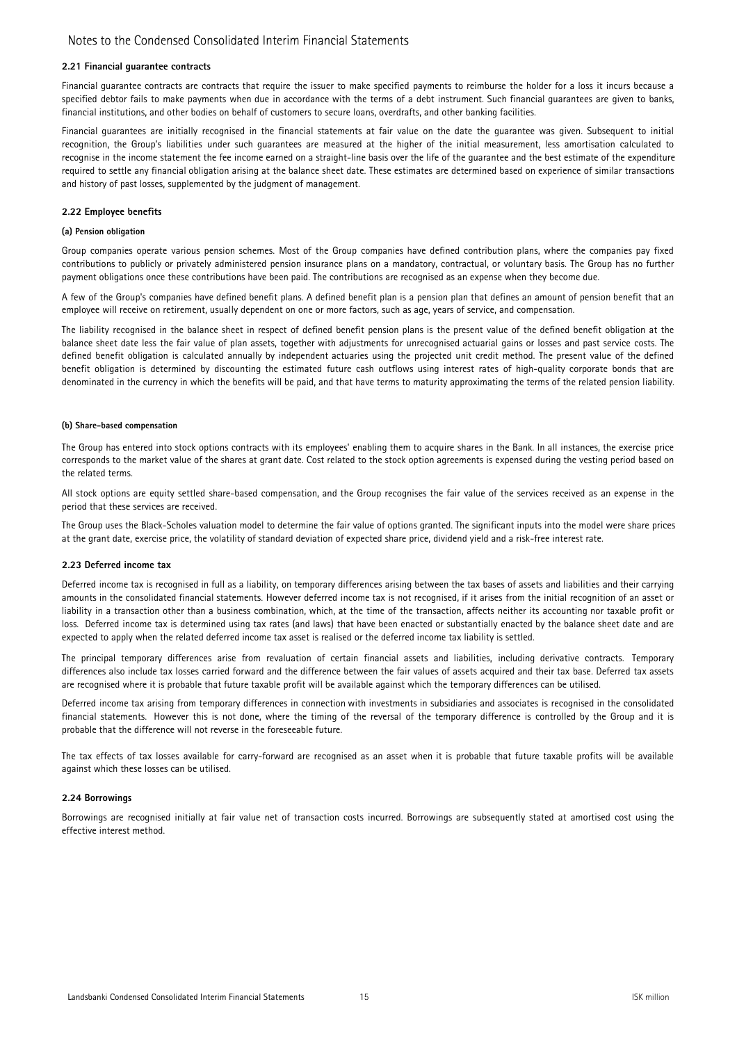#### 2.21 Financial guarantee contracts

Financial guarantee contracts are contracts that require the issuer to make specified payments to reimburse the holder for a loss it incurs because a specified debtor fails to make payments when due in accordance with the terms of a debt instrument. Such financial guarantees are given to banks, financial institutions, and other bodies on behalf of customers to secure loans, overdrafts, and other banking facilities.

Financial guarantees are initially recognised in the financial statements at fair value on the date the guarantee was given. Subsequent to initial recognition, the Group's liabilities under such guarantees are measured at the higher of the initial measurement, less amortisation calculated to recognise in the income statement the fee income earned on a straight-line basis over the life of the guarantee and the best estimate of the expenditure required to settle any financial obligation arising at the balance sheet date. These estimates are determined based on experience of similar transactions and history of past losses, supplemented by the judgment of management.

#### 2.22 Employee benefits

##### (a) Pension obligation

Group companies operate various pension schemes. Most of the Group companies have defined contribution plans, where the companies pay fixed contributions to publicly or privately administered pension insurance plans on a mandatory, contractual, or voluntary basis. The Group has no further payment obligations once these contributions have been paid. The contributions are recognised as an expense when they become due.

A few of the Group's companies have defined benefit plans. A defined benefit plan is a pension plan that defines an amount of pension benefit that an employee will receive on retirement, usually dependent on one or more factors, such as age, years of service, and compensation.

The liability recognised in the balance sheet in respect of defined benefit pension plans is the present value of the defined benefit obligation at the balance sheet date less the fair value of plan assets, together with adjustments for unrecognised actuarial gains or losses and past service costs. The defined benefit obligation is calculated annually by independent actuaries using the projected unit credit method. The present value of the defined benefit obligation is determined by discounting the estimated future cash outflows using interest rates of high-quality corporate bonds that are denominated in the currency in which the benefits will be paid, and that have terms to maturity approximating the terms of the related pension liability.

##### (b) Share-based compensation

The Group has entered into stock options contracts with its employees' enabling them to acquire shares in the Bank. In all instances, the exercise price corresponds to the market value of the shares at grant date. Cost related to the stock option agreements is expensed during the vesting period based on the related terms.

All stock options are equity settled share-based compensation, and the Group recognises the fair value of the services received as an expense in the period that these services are received.

The Group uses the Black-Scholes valuation model to determine the fair value of options granted. The significant inputs into the model were share prices at the grant date, exercise price, the volatility of standard deviation of expected share price, dividend yield and a risk-free interest rate.

#### 2.23 Deferred income tax

Deferred income tax is recognised in full as a liability, on temporary differences arising between the tax bases of assets and liabilities and their carrying amounts in the consolidated financial statements. However deferred income tax is not recognised, if it arises from the initial recognition of an asset or liability in a transaction other than a business combination, which, at the time of the transaction, affects neither its accounting nor taxable profit or loss. Deferred income tax is determined using tax rates (and laws) that have been enacted or substantially enacted by the balance sheet date and are expected to apply when the related deferred income tax asset is realised or the deferred income tax liability is settled.

The principal temporary differences arise from revaluation of certain financial assets and liabilities, including derivative contracts. Temporary differences also include tax losses carried forward and the difference between the fair values of assets acquired and their tax base. Deferred tax assets are recognised where it is probable that future taxable profit will be available against which the temporary differences can be utilised.

Deferred income tax arising from temporary differences in connection with investments in subsidiaries and associates is recognised in the consolidated financial statements. However this is not done, where the timing of the reversal of the temporary difference is controlled by the Group and it is probable that the difference will not reverse in the foreseeable future.

The tax effects of tax losses available for carry-forward are recognised as an asset when it is probable that future taxable profits will be available against which these losses can be utilised.

#### 2.24 Borrowings

Borrowings are recognised initially at fair value net of transaction costs incurred. Borrowings are subsequently stated at amortised cost using the effective interest method.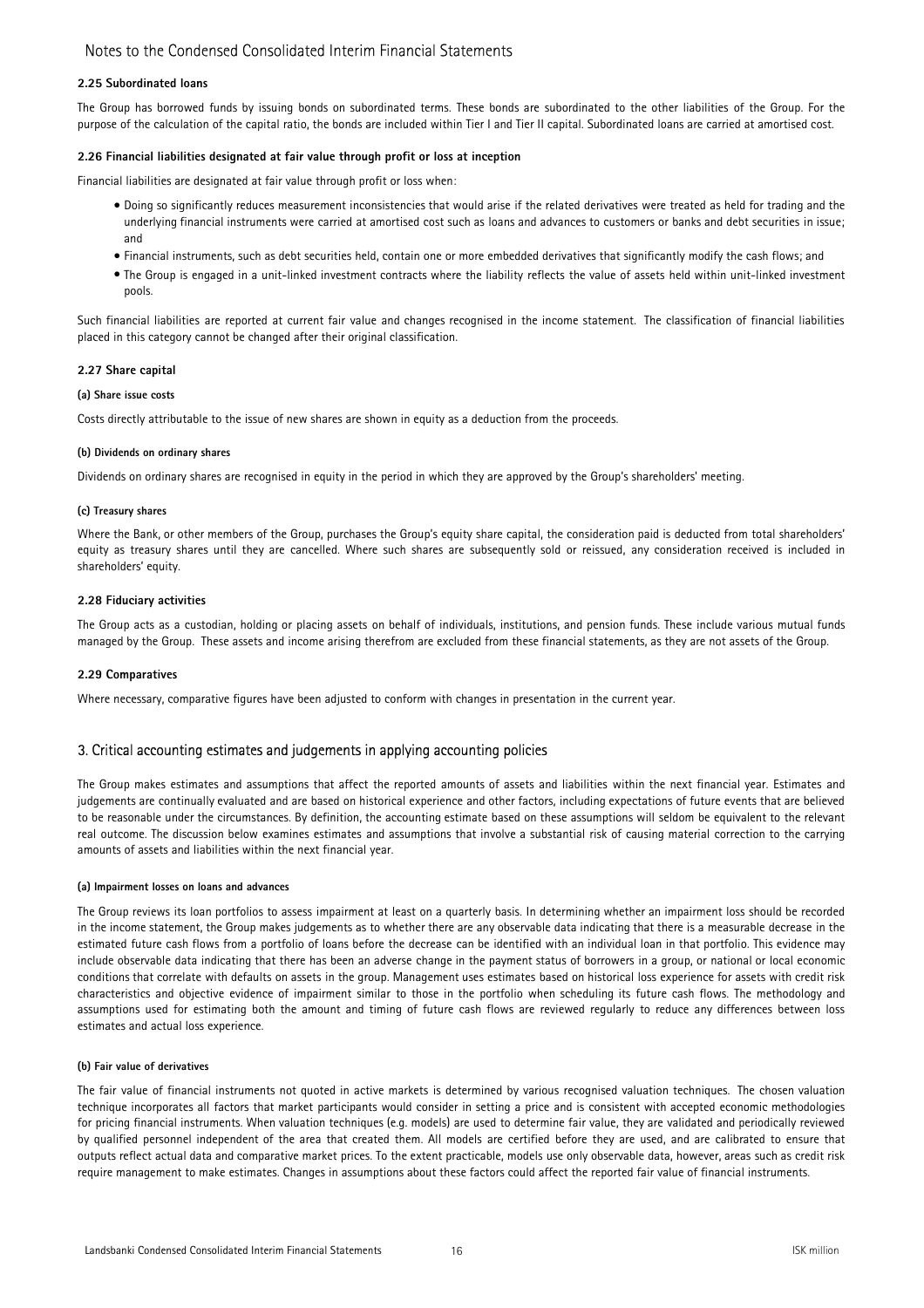### 2.25 Subordinated loans

The Group has borrowed funds by issuing bonds on subordinated terms. These bonds are subordinated to the other liabilities of the Group. For the purpose of the calculation of the capital ratio, the bonds are included within Tier I and Tier II capital. Subordinated loans are carried at amortised cost.

### 2.26 Financial liabilities designated at fair value through profit or loss at inception

Financial liabilities are designated at fair value through profit or loss when:

- Doing so significantly reduces measurement inconsistencies that would arise if the related derivatives were treated as held for trading and the underlying financial instruments were carried at amortised cost such as loans and advances to customers or banks and debt securities in issue; and
- Financial instruments, such as debt securities held, contain one or more embedded derivatives that significantly modify the cash flows; and
- The Group is engaged in a unit-linked investment contracts where the liability reflects the value of assets held within unit-linked investment pools.

Such financial liabilities are reported at current fair value and changes recognised in the income statement. The classification of financial liabilities placed in this category cannot be changed after their original classification.

### 2.27 Share capital

#### (a) Share issue costs

Costs directly attributable to the issue of new shares are shown in equity as a deduction from the proceeds.

#### (b) Dividends on ordinary shares

Dividends on ordinary shares are recognised in equity in the period in which they are approved by the Group's shareholders' meeting.

#### (c) Treasury shares

Where the Bank, or other members of the Group, purchases the Group's equity share capital, the consideration paid is deducted from total shareholders' equity as treasury shares until they are cancelled. Where such shares are subsequently sold or reissued, any consideration received is included in shareholders' equity.

### 2.28 Fiduciary activities

The Group acts as a custodian, holding or placing assets on behalf of individuals, institutions, and pension funds. These include various mutual funds managed by the Group. These assets and income arising therefrom are excluded from these financial statements, as they are not assets of the Group.

### 2.29 Comparatives

Where necessary, comparative figures have been adjusted to conform with changes in presentation in the current year.

## 3. Critical accounting estimates and judgements in applying accounting policies

The Group makes estimates and assumptions that affect the reported amounts of assets and liabilities within the next financial year. Estimates and judgements are continually evaluated and are based on historical experience and other factors, including expectations of future events that are believed to be reasonable under the circumstances. By definition, the accounting estimate based on these assumptions will seldom be equivalent to the relevant real outcome. The discussion below examines estimates and assumptions that involve a substantial risk of causing material correction to the carrying amounts of assets and liabilities within the next financial year.

#### (a) Impairment losses on loans and advances

The Group reviews its loan portfolios to assess impairment at least on a quarterly basis. In determining whether an impairment loss should be recorded in the income statement, the Group makes judgements as to whether there are any observable data indicating that there is a measurable decrease in the estimated future cash flows from a portfolio of loans before the decrease can be identified with an individual loan in that portfolio. This evidence may include observable data indicating that there has been an adverse change in the payment status of borrowers in a group, or national or local economic conditions that correlate with defaults on assets in the group. Management uses estimates based on historical loss experience for assets with credit risk characteristics and objective evidence of impairment similar to those in the portfolio when scheduling its future cash flows. The methodology and assumptions used for estimating both the amount and timing of future cash flows are reviewed regularly to reduce any differences between loss estimates and actual loss experience.

#### (b) Fair value of derivatives

The fair value of financial instruments not quoted in active markets is determined by various recognised valuation techniques. The chosen valuation technique incorporates all factors that market participants would consider in setting a price and is consistent with accepted economic methodologies for pricing financial instruments. When valuation techniques (e.g. models) are used to determine fair value, they are validated and periodically reviewed by qualified personnel independent of the area that created them. All models are certified before they are used, and are calibrated to ensure that outputs reflect actual data and comparative market prices. To the extent practicable, models use only observable data, however, areas such as credit risk require management to make estimates. Changes in assumptions about these factors could affect the reported fair value of financial instruments.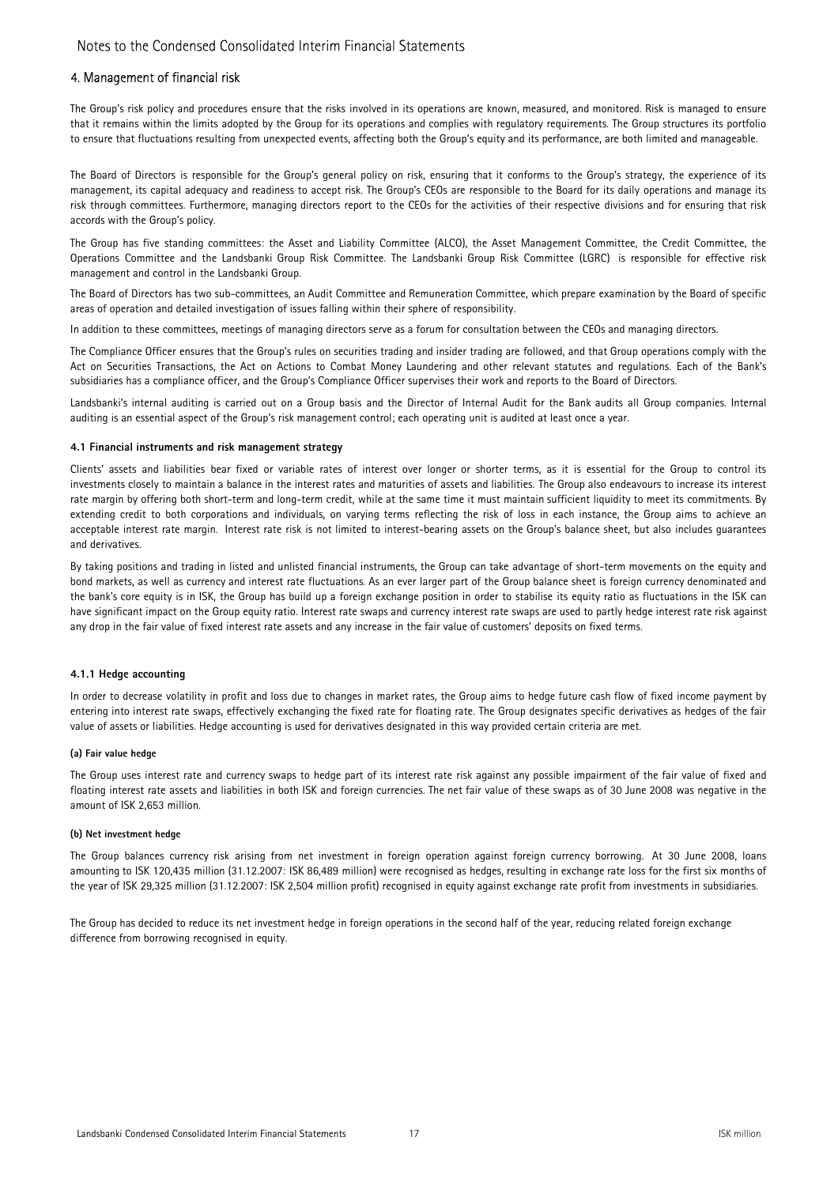## 4. Management of financial risk

The Group's risk policy and procedures ensure that the risks involved in its operations are known, measured, and monitored. Risk is managed to ensure that it remains within the limits adopted by the Group for its operations and complies with regulatory requirements. The Group structures its portfolio to ensure that fluctuations resulting from unexpected events, affecting both the Group's equity and its performance, are both limited and manageable.

The Board of Directors is responsible for the Group's general policy on risk, ensuring that it conforms to the Group's strategy, the experience of its management, its capital adequacy and readiness to accept risk. The Group's CEOs are responsible to the Board for its daily operations and manage its risk through committees. Furthermore, managing directors report to the CEOs for the activities of their respective divisions and for ensuring that risk accords with the Group's policy.

The Group has five standing committees: the Asset and Liability Committee (ALCO), the Asset Management Committee, the Credit Committee, the Operations Committee and the Landsbanki Group Risk Committee. The Landsbanki Group Risk Committee (LGRC) is responsible for effective risk management and control in the Landsbanki Group.

The Board of Directors has two sub-committees, an Audit Committee and Remuneration Committee, which prepare examination by the Board of specific areas of operation and detailed investigation of issues falling within their sphere of responsibility.

In addition to these committees, meetings of managing directors serve as a forum for consultation between the CEOs and managing directors.

The Compliance Officer ensures that the Group's rules on securities trading and insider trading are followed, and that Group operations comply with the Act on Securities Transactions, the Act on Actions to Combat Money Laundering and other relevant statutes and regulations. Each of the Bank's subsidiaries has a compliance officer, and the Group's Compliance Officer supervises their work and reports to the Board of Directors.

Landsbanki's internal auditing is carried out on a Group basis and the Director of Internal Audit for the Bank audits all Group companies. Internal auditing is an essential aspect of the Group's risk management control; each operating unit is audited at least once a year.

#### 4.1 Financial instruments and risk management strategy

Clients' assets and liabilities bear fixed or variable rates of interest over longer or shorter terms, as it is essential for the Group to control its investments closely to maintain a balance in the interest rates and maturities of assets and liabilities. The Group also endeavours to increase its interest rate margin by offering both short-term and long-term credit, while at the same time it must maintain sufficient liquidity to meet its commitments. By extending credit to both corporations and individuals, on varying terms reflecting the risk of loss in each instance, the Group aims to achieve an acceptable interest rate margin. Interest rate risk is not limited to interest-bearing assets on the Group's balance sheet, but also includes guarantees and derivatives.

By taking positions and trading in listed and unlisted financial instruments, the Group can take advantage of short-term movements on the equity and bond markets, as well as currency and interest rate fluctuations. As an ever larger part of the Group balance sheet is foreign currency denominated and the bank's core equity is in ISK, the Group has build up a foreign exchange position in order to stabilise its equity ratio as fluctuations in the ISK can have significant impact on the Group equity ratio. Interest rate swaps and currency interest rate swaps are used to partly hedge interest rate risk against any drop in the fair value of fixed interest rate assets and any increase in the fair value of customers' deposits on fixed terms.

#### 4.1.1 Hedge accounting

In order to decrease volatility in profit and loss due to changes in market rates, the Group aims to hedge future cash flow of fixed income payment by entering into interest rate swaps, effectively exchanging the fixed rate for floating rate. The Group designates specific derivatives as hedges of the fair value of assets or liabilities. Hedge accounting is used for derivatives designated in this way provided certain criteria are met.

**(a) Fair value hedge**

The Group uses interest rate and currency swaps to hedge part of its interest rate risk against any possible impairment of the fair value of fixed and floating interest rate assets and liabilities in both ISK and foreign currencies. The net fair value of these swaps as of 30 June 2008 was negative in the amount of ISK 2,653 million.

**(b) Net investment hedge**

The Group balances currency risk arising from net investment in foreign operation against foreign currency borrowing. At 30 June 2008, loans amounting to ISK 120,435 million (31.12.2007: ISK 86,489 million) were recognised as hedges, resulting in exchange rate loss for the first six months of the year of ISK 29,325 million (31.12.2007: ISK 2,504 million profit) recognised in equity against exchange rate profit from investments in subsidiaries.

The Group has decided to reduce its net investment hedge in foreign operations in the second half of the year, reducing related foreign exchange difference from borrowing recognised in equity.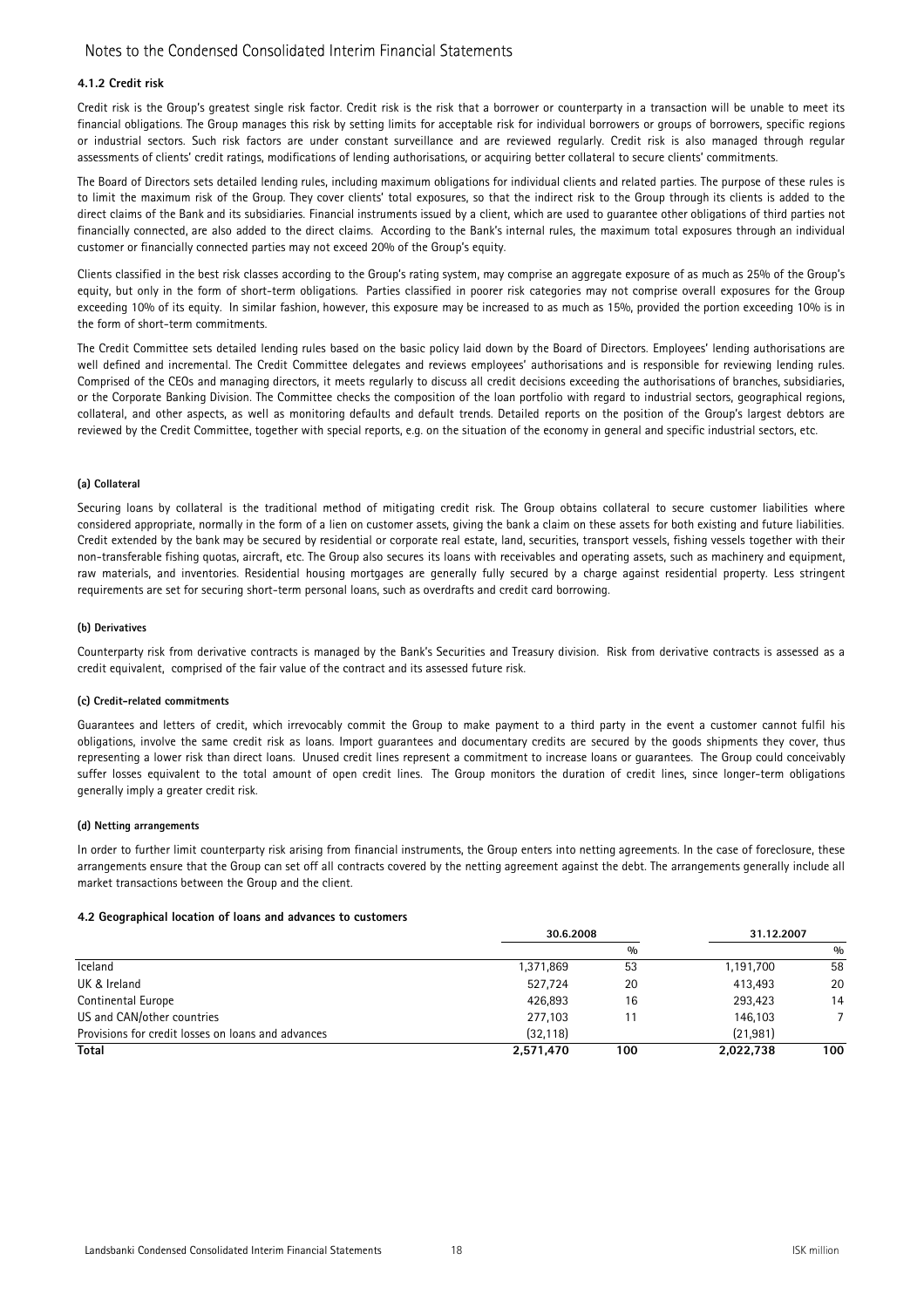#### 4.1.2 Credit risk

Credit risk is the Group's greatest single risk factor. Credit risk is the risk that a borrower or counterparty in a transaction will be unable to meet its financial obligations. The Group manages this risk by setting limits for acceptable risk for individual borrowers or groups of borrowers, specific regions or industrial sectors. Such risk factors are under constant surveillance and are reviewed regularly. Credit risk is also managed through regular assessments of clients' credit ratings, modifications of lending authorisations, or acquiring better collateral to secure clients' commitments.

The Board of Directors sets detailed lending rules, including maximum obligations for individual clients and related parties. The purpose of these rules is to limit the maximum risk of the Group. They cover clients' total exposures, so that the indirect risk to the Group through its clients is added to the direct claims of the Bank and its subsidiaries. Financial instruments issued by a client, which are used to guarantee other obligations of third parties not financially connected, are also added to the direct claims. According to the Bank's internal rules, the maximum total exposures through an individual customer or financially connected parties may not exceed 20% of the Group's equity.

Clients classified in the best risk classes according to the Group's rating system, may comprise an aggregate exposure of as much as 25% of the Group's equity, but only in the form of short-term obligations. Parties classified in poorer risk categories may not comprise overall exposures for the Group exceeding 10% of its equity. In similar fashion, however, this exposure may be increased to as much as 15%, provided the portion exceeding 10% is in the form of short-term commitments.

The Credit Committee sets detailed lending rules based on the basic policy laid down by the Board of Directors. Employees' lending authorisations are well defined and incremental. The Credit Committee delegates and reviews employees' authorisations and is responsible for reviewing lending rules. Comprised of the CEOs and managing directors, it meets regularly to discuss all credit decisions exceeding the authorisations of branches, subsidiaries, or the Corporate Banking Division. The Committee checks the composition of the loan portfolio with regard to industrial sectors, geographical regions, collateral, and other aspects, as well as monitoring defaults and default trends. Detailed reports on the position of the Group's largest debtors are reviewed by the Credit Committee, together with special reports, e.g. on the situation of the economy in general and specific industrial sectors, etc.

##### (a) Collateral

Securing loans by collateral is the traditional method of mitigating credit risk. The Group obtains collateral to secure customer liabilities where considered appropriate, normally in the form of a lien on customer assets, giving the bank a claim on these assets for both existing and future liabilities. Credit extended by the bank may be secured by residential or corporate real estate, land, securities, transport vessels, fishing vessels together with their non-transferable fishing quotas, aircraft, etc. The Group also secures its loans with receivables and operating assets, such as machinery and equipment, raw materials, and inventories. Residential housing mortgages are generally fully secured by a charge against residential property. Less stringent requirements are set for securing short-term personal loans, such as overdrafts and credit card borrowing.

##### (b) Derivatives

Counterparty risk from derivative contracts is managed by the Bank's Securities and Treasury division. Risk from derivative contracts is assessed as a credit equivalent, comprised of the fair value of the contract and its assessed future risk.

##### (c) Credit-related commitments

Guarantees and letters of credit, which irrevocably commit the Group to make payment to a third party in the event a customer cannot fulfil his obligations, involve the same credit risk as loans. Import guarantees and documentary credits are secured by the goods shipments they cover, thus representing a lower risk than direct loans. Unused credit lines represent a commitment to increase loans or guarantees. The Group could conceivably suffer losses equivalent to the total amount of open credit lines. The Group monitors the duration of credit lines, since longer-term obligations generally imply a greater credit risk.

##### (d) Netting arrangements

In order to further limit counterparty risk arising from financial instruments, the Group enters into netting agreements. In the case of foreclosure, these arrangements ensure that the Group can set off all contracts covered by the netting agreement against the debt. The arrangements generally include all market transactions between the Group and the client.

#### 4.2 Geographical location of loans and advances to customers

| | 30.6.2008 | | 31.12.2007 | |
|---|---|---|---|---|
| | | % | | % |
| Iceland | 1,371,869 | 53 | 1,191,700 | 58 |
| UK & Ireland | 527,724 | 20 | 413,493 | 20 |
| Continental Europe | 426,893 | 16 | 293,423 | 14 |
| US and CAN/other countries | 277,103 | 11 | 146,103 | 7 |
| Provisions for credit losses on loans and advances | (32,118) | | (21,981) | |
| **Total** | **2,571,470** | **100** | **2,022,738** | **100** |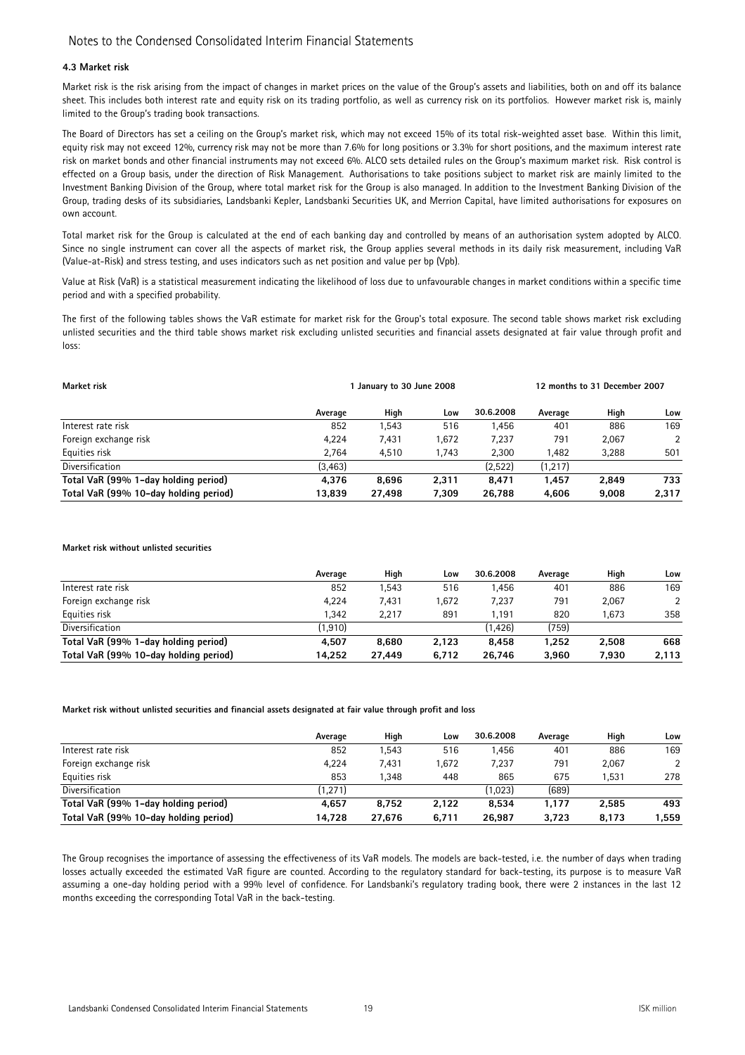### 4.3 Market risk

Market risk is the risk arising from the impact of changes in market prices on the value of the Group's assets and liabilities, both on and off its balance sheet. This includes both interest rate and equity risk on its trading portfolio, as well as currency risk on its portfolios. However market risk is, mainly limited to the Group's trading book transactions.

The Board of Directors has set a ceiling on the Group's market risk, which may not exceed 15% of its total risk-weighted asset base. Within this limit, equity risk may not exceed 12%, currency risk may not be more than 7.6% for long positions or 3.3% for short positions, and the maximum interest rate risk on market bonds and other financial instruments may not exceed 6%. ALCO sets detailed rules on the Group's maximum market risk. Risk control is effected on a Group basis, under the direction of Risk Management. Authorisations to take positions subject to market risk are mainly limited to the Investment Banking Division of the Group, where total market risk for the Group is also managed. In addition to the Investment Banking Division of the Group, trading desks of its subsidiaries, Landsbanki Kepler, Landsbanki Securities UK, and Merrion Capital, have limited authorisations for exposures on own account.

Total market risk for the Group is calculated at the end of each banking day and controlled by means of an authorisation system adopted by ALCO. Since no single instrument can cover all the aspects of market risk, the Group applies several methods in its daily risk measurement, including VaR (Value-at-Risk) and stress testing, and uses indicators such as net position and value per bp (Vpb).

Value at Risk (VaR) is a statistical measurement indicating the likelihood of loss due to unfavourable changes in market conditions within a specific time period and with a specified probability.

The first of the following tables shows the VaR estimate for market risk for the Group's total exposure. The second table shows market risk excluding unlisted securities and the third table shows market risk excluding unlisted securities and financial assets designated at fair value through profit and loss:

| **Market risk** | **1 January to 30 June 2008** | | | | **12 months to 31 December 2007** | | |
|---|---|---|---|---|---|---|---|
| | **Average** | **High** | **Low** | **30.6.2008** | **Average** | **High** | **Low** |
| Interest rate risk | 852 | 1,543 | 516 | 1,456 | 401 | 886 | 169 |
| Foreign exchange risk | 4,224 | 7,431 | 1,672 | 7,237 | 791 | 2,067 | 2 |
| Equities risk | 2,764 | 4,510 | 1,743 | 2,300 | 1,482 | 3,288 | 501 |
| Diversification | (3,463) | | | (2,522) | (1,217) | | |
| **Total VaR (99% 1-day holding period)** | **4,376** | **8,696** | **2,311** | **8,471** | **1,457** | **2,849** | **733** |
| **Total VaR (99% 10-day holding period)** | **13,839** | **27,498** | **7,309** | **26,788** | **4,606** | **9,008** | **2,317** |

**Market risk without unlisted securities**

| | **Average** | **High** | **Low** | **30.6.2008** | **Average** | **High** | **Low** |
|---|---|---|---|---|---|---|---|
| Interest rate risk | 852 | 1,543 | 516 | 1,456 | 401 | 886 | 169 |
| Foreign exchange risk | 4,224 | 7,431 | 1,672 | 7,237 | 791 | 2,067 | 2 |
| Equities risk | 1,342 | 2,217 | 891 | 1,191 | 820 | 1,673 | 358 |
| Diversification | (1,910) | | | (1,426) | (759) | | |
| **Total VaR (99% 1-day holding period)** | **4,507** | **8,680** | **2,123** | **8,458** | **1,252** | **2,508** | **668** |
| **Total VaR (99% 10-day holding period)** | **14,252** | **27,449** | **6,712** | **26,746** | **3,960** | **7,930** | **2,113** |

**Market risk without unlisted securities and financial assets designated at fair value through profit and loss**

| | **Average** | **High** | **Low** | **30.6.2008** | **Average** | **High** | **Low** |
|---|---|---|---|---|---|---|---|
| Interest rate risk | 852 | 1,543 | 516 | 1,456 | 401 | 886 | 169 |
| Foreign exchange risk | 4,224 | 7,431 | 1,672 | 7,237 | 791 | 2,067 | 2 |
| Equities risk | 853 | 1,348 | 448 | 865 | 675 | 1,531 | 278 |
| Diversification | (1,271) | | | (1,023) | (689) | | |
| **Total VaR (99% 1-day holding period)** | **4,657** | **8,752** | **2,122** | **8,534** | **1,177** | **2,585** | **493** |
| **Total VaR (99% 10-day holding period)** | **14,728** | **27,676** | **6,711** | **26,987** | **3,723** | **8,173** | **1,559** |

The Group recognises the importance of assessing the effectiveness of its VaR models. The models are back-tested, i.e. the number of days when trading losses actually exceeded the estimated VaR figure are counted. According to the regulatory standard for back-testing, its purpose is to measure VaR assuming a one-day holding period with a 99% level of confidence. For Landsbanki's regulatory trading book, there were 2 instances in the last 12 months exceeding the corresponding Total VaR in the back-testing.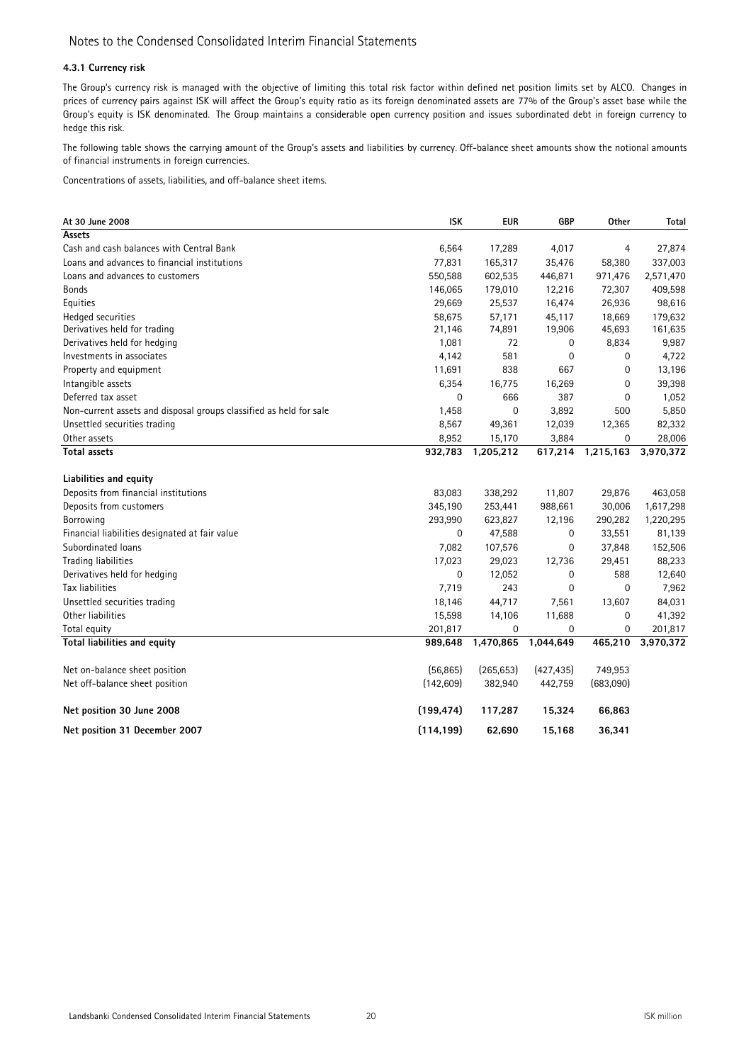Notes to the Condensed Consolidated Interim Financial Statements

#### 4.3.1 Currency risk

The Group's currency risk is managed with the objective of limiting this total risk factor within defined net position limits set by ALCO. Changes in prices of currency pairs against ISK will affect the Group's equity ratio as its foreign denominated assets are 77% of the Group's asset base while the Group's equity is ISK denominated. The Group maintains a considerable open currency position and issues subordinated debt in foreign currency to hedge this risk.

The following table shows the carrying amount of the Group's assets and liabilities by currency. Off-balance sheet amounts show the notional amounts of financial instruments in foreign currencies.

Concentrations of assets, liabilities, and off-balance sheet items.

| At 30 June 2008 | ISK | EUR | GBP | Other | Total |
|---|---|---|---|---|---|
| **Assets** | | | | | |
| Cash and cash balances with Central Bank | 6,564 | 17,289 | 4,017 | 4 | 27,874 |
| Loans and advances to financial institutions | 77,831 | 165,317 | 35,476 | 58,380 | 337,003 |
| Loans and advances to customers | 550,588 | 602,535 | 446,871 | 971,476 | 2,571,470 |
| Bonds | 146,065 | 179,010 | 12,216 | 72,307 | 409,598 |
| Equities | 29,669 | 25,537 | 16,474 | 26,936 | 98,616 |
| Hedged securities | 58,675 | 57,171 | 45,117 | 18,669 | 179,632 |
| Derivatives held for trading | 21,146 | 74,891 | 19,906 | 45,693 | 161,635 |
| Derivatives held for hedging | 1,081 | 72 | 0 | 8,834 | 9,987 |
| Investments in associates | 4,142 | 581 | 0 | 0 | 4,722 |
| Property and equipment | 11,691 | 838 | 667 | 0 | 13,196 |
| Intangible assets | 6,354 | 16,775 | 16,269 | 0 | 39,398 |
| Deferred tax asset | 0 | 666 | 387 | 0 | 1,052 |
| Non-current assets and disposal groups classified as held for sale | 1,458 | 0 | 3,892 | 500 | 5,850 |
| Unsettled securities trading | 8,567 | 49,361 | 12,039 | 12,365 | 82,332 |
| Other assets | 8,952 | 15,170 | 3,884 | 0 | 28,006 |
| **Total assets** | **932,783** | **1,205,212** | **617,214** | **1,215,163** | **3,970,372** |
| | | | | | |
| **Liabilities and equity** | | | | | |
| Deposits from financial institutions | 83,083 | 338,292 | 11,807 | 29,876 | 463,058 |
| Deposits from customers | 345,190 | 253,441 | 988,661 | 30,006 | 1,617,298 |
| Borrowing | 293,990 | 623,827 | 12,196 | 290,282 | 1,220,295 |
| Financial liabilities designated at fair value | 0 | 47,588 | 0 | 33,551 | 81,139 |
| Subordinated loans | 7,082 | 107,576 | 0 | 37,848 | 152,506 |
| Trading liabilities | 17,023 | 29,023 | 12,736 | 29,451 | 88,233 |
| Derivatives held for hedging | 0 | 12,052 | 0 | 588 | 12,640 |
| Tax liabilities | 7,719 | 243 | 0 | 0 | 7,962 |
| Unsettled securities trading | 18,146 | 44,717 | 7,561 | 13,607 | 84,031 |
| Other liabilities | 15,598 | 14,106 | 11,688 | 0 | 41,392 |
| Total equity | 201,817 | 0 | 0 | 0 | 201,817 |
| **Total liabilities and equity** | **989,648** | **1,470,865** | **1,044,649** | **465,210** | **3,970,372** |
| | | | | | |
| Net on-balance sheet position | (56,865) | (265,653) | (427,435) | 749,953 | |
| Net off-balance sheet position | (142,609) | 382,940 | 442,759 | (683,090) | |
| | | | | | |
| **Net position 30 June 2008** | **(199,474)** | **117,287** | **15,324** | **66,863** | |
| **Net position 31 December 2007** | **(114,199)** | **62,690** | **15,168** | **36,341** | |

ISK million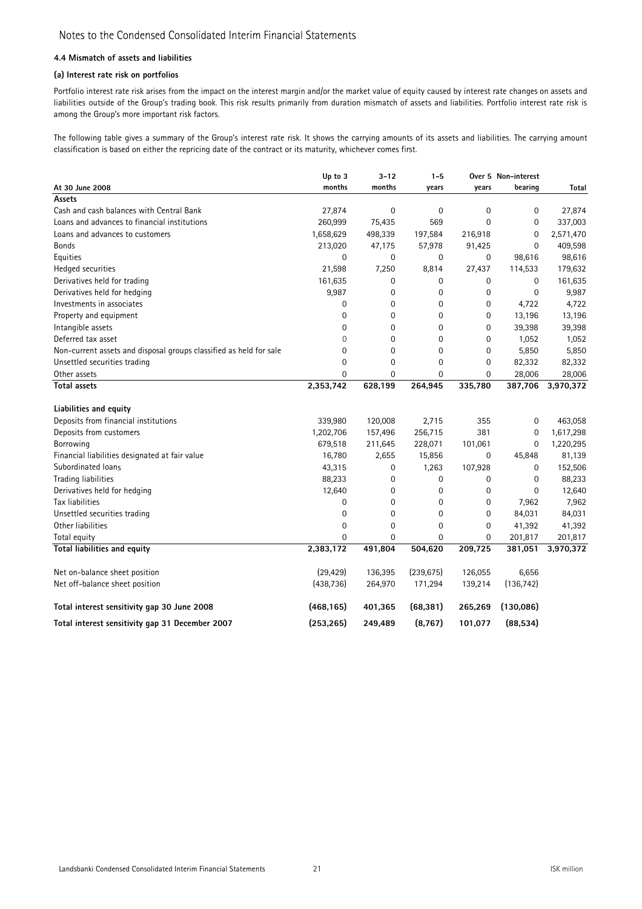### 4.4 Mismatch of assets and liabilities

#### (a) Interest rate risk on portfolios

Portfolio interest rate risk arises from the impact on the interest margin and/or the market value of equity caused by interest rate changes on assets and liabilities outside of the Group's trading book. This risk results primarily from duration mismatch of assets and liabilities. Portfolio interest rate risk is among the Group's more important risk factors.

The following table gives a summary of the Group's interest rate risk. It shows the carrying amounts of its assets and liabilities. The carrying amount classification is based on either the repricing date of the contract or its maturity, whichever comes first.

| At 30 June 2008 | Up to 3 months | 3-12 months | 1-5 years | Over 5 years | Non-interest bearing | Total |
|---|---|---|---|---|---|---|
| **Assets** | | | | | | |
| Cash and cash balances with Central Bank | 27,874 | 0 | 0 | 0 | 0 | 27,874 |
| Loans and advances to financial institutions | 260,999 | 75,435 | 569 | 0 | 0 | 337,003 |
| Loans and advances to customers | 1,658,629 | 498,339 | 197,584 | 216,918 | 0 | 2,571,470 |
| Bonds | 213,020 | 47,175 | 57,978 | 91,425 | 0 | 409,598 |
| Equities | 0 | 0 | 0 | 0 | 98,616 | 98,616 |
| Hedged securities | 21,598 | 7,250 | 8,814 | 27,437 | 114,533 | 179,632 |
| Derivatives held for trading | 161,635 | 0 | 0 | 0 | 0 | 161,635 |
| Derivatives held for hedging | 9,987 | 0 | 0 | 0 | 0 | 9,987 |
| Investments in associates | 0 | 0 | 0 | 0 | 4,722 | 4,722 |
| Property and equipment | 0 | 0 | 0 | 0 | 13,196 | 13,196 |
| Intangible assets | 0 | 0 | 0 | 0 | 39,398 | 39,398 |
| Deferred tax asset | 0 | 0 | 0 | 0 | 1,052 | 1,052 |
| Non-current assets and disposal groups classified as held for sale | 0 | 0 | 0 | 0 | 5,850 | 5,850 |
| Unsettled securities trading | 0 | 0 | 0 | 0 | 82,332 | 82,332 |
| Other assets | 0 | 0 | 0 | 0 | 28,006 | 28,006 |
| **Total assets** | **2,353,742** | **628,199** | **264,945** | **335,780** | **387,706** | **3,970,372** |
| | | | | | | |
| **Liabilities and equity** | | | | | | |
| Deposits from financial institutions | 339,980 | 120,008 | 2,715 | 355 | 0 | 463,058 |
| Deposits from customers | 1,202,706 | 157,496 | 256,715 | 381 | 0 | 1,617,298 |
| Borrowing | 679,518 | 211,645 | 228,071 | 101,061 | 0 | 1,220,295 |
| Financial liabilities designated at fair value | 16,780 | 2,655 | 15,856 | 0 | 45,848 | 81,139 |
| Subordinated loans | 43,315 | 0 | 1,263 | 107,928 | 0 | 152,506 |
| Trading liabilities | 88,233 | 0 | 0 | 0 | 0 | 88,233 |
| Derivatives held for hedging | 12,640 | 0 | 0 | 0 | 0 | 12,640 |
| Tax liabilities | 0 | 0 | 0 | 0 | 7,962 | 7,962 |
| Unsettled securities trading | 0 | 0 | 0 | 0 | 84,031 | 84,031 |
| Other liabilities | 0 | 0 | 0 | 0 | 41,392 | 41,392 |
| Total equity | 0 | 0 | 0 | 0 | 201,817 | 201,817 |
| **Total liabilities and equity** | **2,383,172** | **491,804** | **504,620** | **209,725** | **381,051** | **3,970,372** |
| | | | | | | |
| Net on-balance sheet position | (29,429) | 136,395 | (239,675) | 126,055 | 6,656 | |
| Net off-balance sheet position | (438,736) | 264,970 | 171,294 | 139,214 | (136,742) | |
| | | | | | | |
| **Total interest sensitivity gap 30 June 2008** | **(468,165)** | **401,365** | **(68,381)** | **265,269** | **(130,086)** | |
| **Total interest sensitivity gap 31 December 2007** | **(253,265)** | **249,489** | **(8,767)** | **101,077** | **(88,534)** | |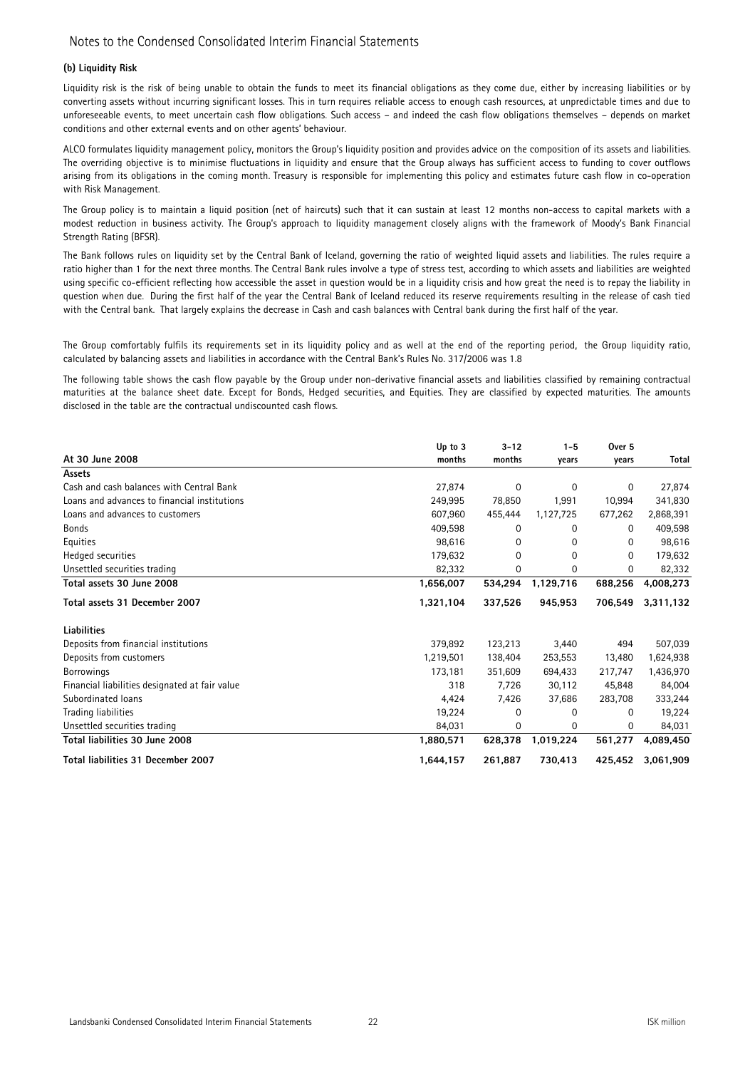### (b) Liquidity Risk

Liquidity risk is the risk of being unable to obtain the funds to meet its financial obligations as they come due, either by increasing liabilities or by converting assets without incurring significant losses. This in turn requires reliable access to enough cash resources, at unpredictable times and due to unforeseeable events, to meet uncertain cash flow obligations. Such access – and indeed the cash flow obligations themselves – depends on market conditions and other external events and on other agents' behaviour.

ALCO formulates liquidity management policy, monitors the Group's liquidity position and provides advice on the composition of its assets and liabilities. The overriding objective is to minimise fluctuations in liquidity and ensure that the Group always has sufficient access to funding to cover outflows arising from its obligations in the coming month. Treasury is responsible for implementing this policy and estimates future cash flow in co-operation with Risk Management.

The Group policy is to maintain a liquid position (net of haircuts) such that it can sustain at least 12 months non-access to capital markets with a modest reduction in business activity. The Group's approach to liquidity management closely aligns with the framework of Moody's Bank Financial Strength Rating (BFSR).

The Bank follows rules on liquidity set by the Central Bank of Iceland, governing the ratio of weighted liquid assets and liabilities. The rules require a ratio higher than 1 for the next three months. The Central Bank rules involve a type of stress test, according to which assets and liabilities are weighted using specific co-efficient reflecting how accessible the asset in question would be in a liquidity crisis and how great the need is to repay the liability in question when due. During the first half of the year the Central Bank of Iceland reduced its reserve requirements resulting in the release of cash tied with the Central bank. That largely explains the decrease in Cash and cash balances with Central bank during the first half of the year.

The Group comfortably fulfils its requirements set in its liquidity policy and as well at the end of the reporting period, the Group liquidity ratio, calculated by balancing assets and liabilities in accordance with the Central Bank's Rules No. 317/2006 was 1.8

The following table shows the cash flow payable by the Group under non-derivative financial assets and liabilities classified by remaining contractual maturities at the balance sheet date. Except for Bonds, Hedged securities, and Equities. They are classified by expected maturities. The amounts disclosed in the table are the contractual undiscounted cash flows.

| At 30 June 2008 | Up to 3 months | 3-12 months | 1-5 years | Over 5 years | Total |
|---|---|---|---|---|---|
| **Assets** | | | | | |
| Cash and cash balances with Central Bank | 27,874 | 0 | 0 | 0 | 27,874 |
| Loans and advances to financial institutions | 249,995 | 78,850 | 1,991 | 10,994 | 341,830 |
| Loans and advances to customers | 607,960 | 455,444 | 1,127,725 | 677,262 | 2,868,391 |
| Bonds | 409,598 | 0 | 0 | 0 | 409,598 |
| Equities | 98,616 | 0 | 0 | 0 | 98,616 |
| Hedged securities | 179,632 | 0 | 0 | 0 | 179,632 |
| Unsettled securities trading | 82,332 | 0 | 0 | 0 | 82,332 |
| **Total assets 30 June 2008** | **1,656,007** | **534,294** | **1,129,716** | **688,256** | **4,008,273** |
| **Total assets 31 December 2007** | **1,321,104** | **337,526** | **945,953** | **706,549** | **3,311,132** |
| **Liabilities** | | | | | |
| Deposits from financial institutions | 379,892 | 123,213 | 3,440 | 494 | 507,039 |
| Deposits from customers | 1,219,501 | 138,404 | 253,553 | 13,480 | 1,624,938 |
| Borrowings | 173,181 | 351,609 | 694,433 | 217,747 | 1,436,970 |
| Financial liabilities designated at fair value | 318 | 7,726 | 30,112 | 45,848 | 84,004 |
| Subordinated loans | 4,424 | 7,426 | 37,686 | 283,708 | 333,244 |
| Trading liabilities | 19,224 | 0 | 0 | 0 | 19,224 |
| Unsettled securities trading | 84,031 | 0 | 0 | 0 | 84,031 |
| **Total liabilities 30 June 2008** | **1,880,571** | **628,378** | **1,019,224** | **561,277** | **4,089,450** |
| **Total liabilities 31 December 2007** | **1,644,157** | **261,887** | **730,413** | **425,452** | **3,061,909** |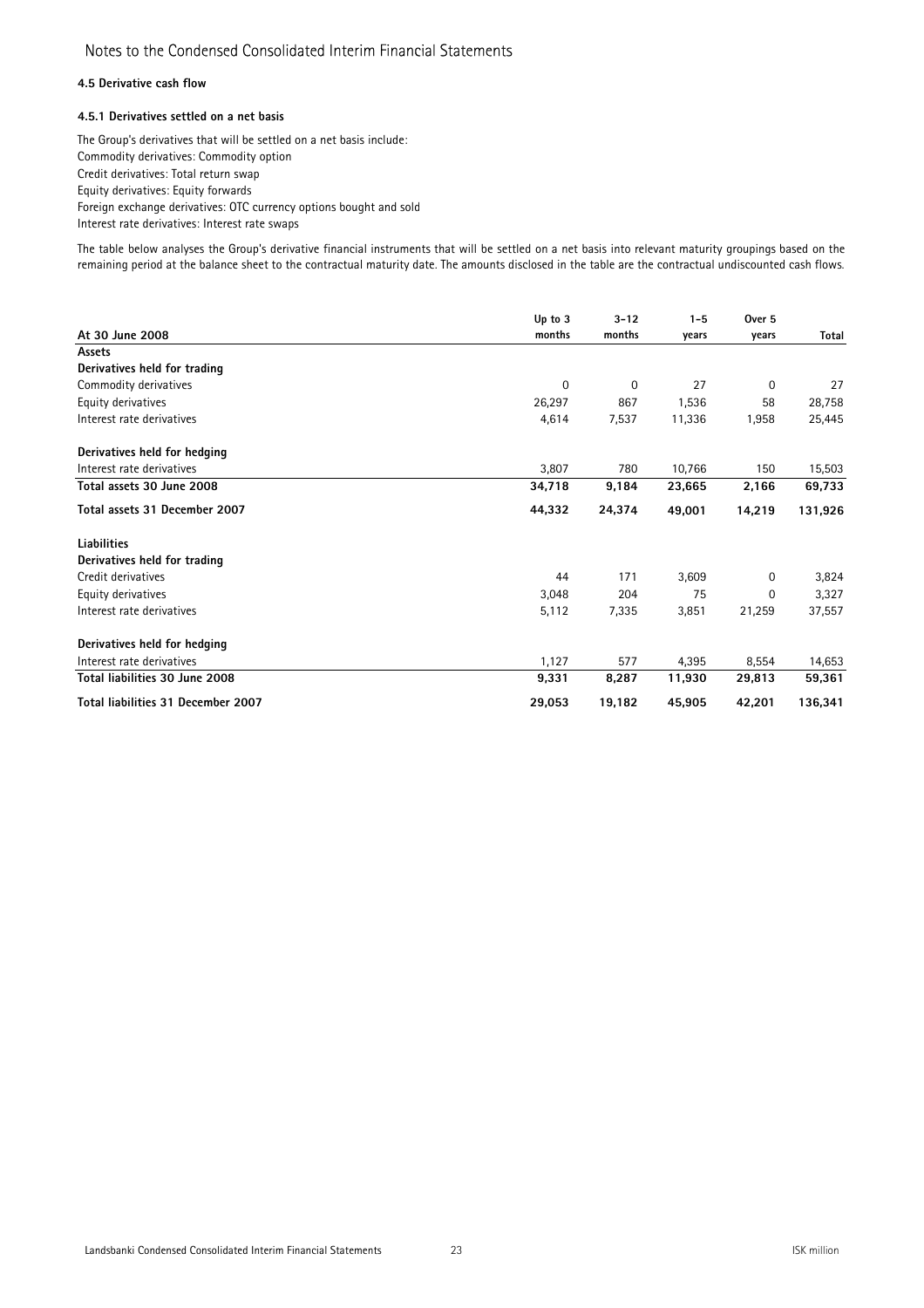#### 4.5 Derivative cash flow

#### 4.5.1 Derivatives settled on a net basis

The Group's derivatives that will be settled on a net basis include:
Commodity derivatives: Commodity option
Credit derivatives: Total return swap
Equity derivatives: Equity forwards
Foreign exchange derivatives: OTC currency options bought and sold
Interest rate derivatives: Interest rate swaps

The table below analyses the Group's derivative financial instruments that will be settled on a net basis into relevant maturity groupings based on the remaining period at the balance sheet to the contractual maturity date. The amounts disclosed in the table are the contractual undiscounted cash flows.

| At 30 June 2008 | Up to 3 months | 3-12 months | 1-5 years | Over 5 years | Total |
|---|---|---|---|---|---|
| **Assets** | | | | | |
| **Derivatives held for trading** | | | | | |
| Commodity derivatives | 0 | 0 | 27 | 0 | 27 |
| Equity derivatives | 26,297 | 867 | 1,536 | 58 | 28,758 |
| Interest rate derivatives | 4,614 | 7,537 | 11,336 | 1,958 | 25,445 |
| **Derivatives held for hedging** | | | | | |
| Interest rate derivatives | 3,807 | 780 | 10,766 | 150 | 15,503 |
| **Total assets 30 June 2008** | **34,718** | **9,184** | **23,665** | **2,166** | **69,733** |
| **Total assets 31 December 2007** | **44,332** | **24,374** | **49,001** | **14,219** | **131,926** |
| **Liabilities** | | | | | |
| **Derivatives held for trading** | | | | | |
| Credit derivatives | 44 | 171 | 3,609 | 0 | 3,824 |
| Equity derivatives | 3,048 | 204 | 75 | 0 | 3,327 |
| Interest rate derivatives | 5,112 | 7,335 | 3,851 | 21,259 | 37,557 |
| **Derivatives held for hedging** | | | | | |
| Interest rate derivatives | 1,127 | 577 | 4,395 | 8,554 | 14,653 |
| **Total liabilities 30 June 2008** | **9,331** | **8,287** | **11,930** | **29,813** | **59,361** |
| **Total liabilities 31 December 2007** | **29,053** | **19,182** | **45,905** | **42,201** | **136,341** |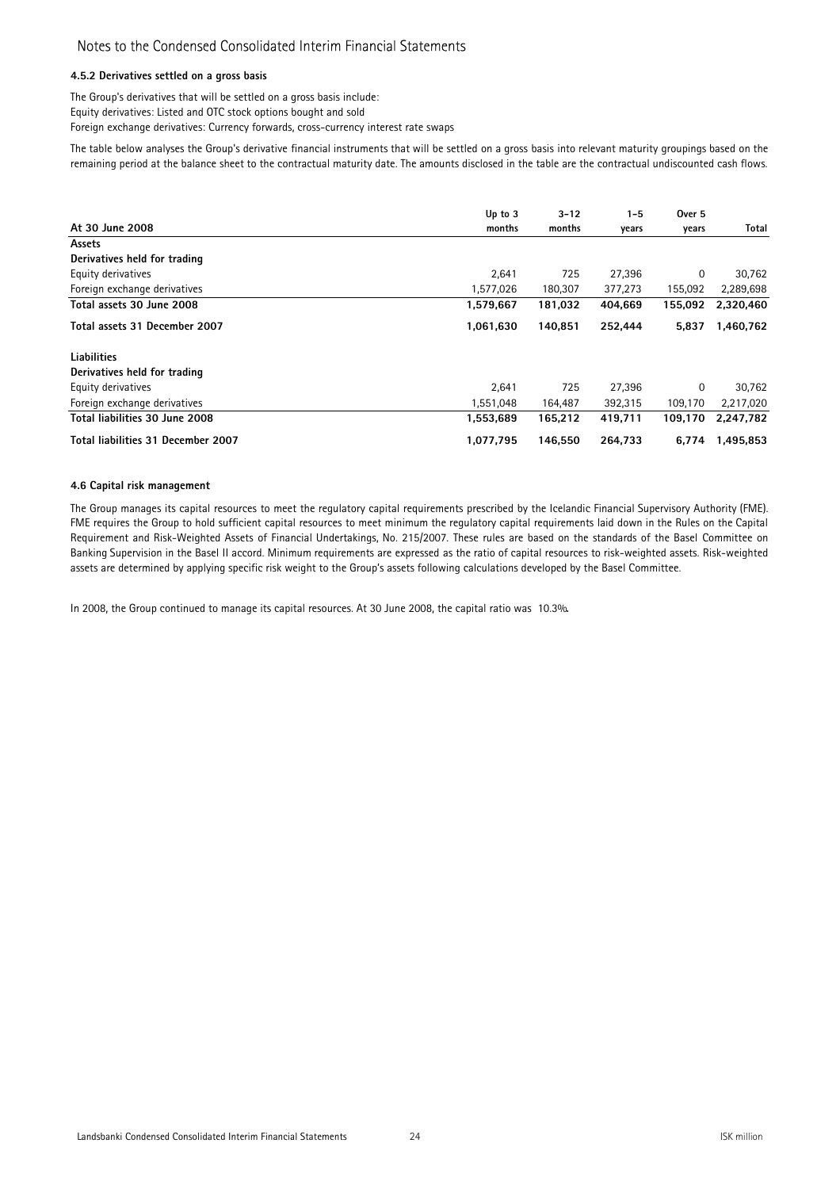### 4.5.2 Derivatives settled on a gross basis

The Group's derivatives that will be settled on a gross basis include:
Equity derivatives: Listed and OTC stock options bought and sold
Foreign exchange derivatives: Currency forwards, cross-currency interest rate swaps

The table below analyses the Group's derivative financial instruments that will be settled on a gross basis into relevant maturity groupings based on the remaining period at the balance sheet to the contractual maturity date. The amounts disclosed in the table are the contractual undiscounted cash flows.

| At 30 June 2008 | Up to 3 months | 3-12 months | 1-5 years | Over 5 years | Total |
|---|---|---|---|---|---|
| **Assets** | | | | | |
| **Derivatives held for trading** | | | | | |
| Equity derivatives | 2,641 | 725 | 27,396 | 0 | 30,762 |
| Foreign exchange derivatives | 1,577,026 | 180,307 | 377,273 | 155,092 | 2,289,698 |
| **Total assets 30 June 2008** | **1,579,667** | **181,032** | **404,669** | **155,092** | **2,320,460** |
| **Total assets 31 December 2007** | **1,061,630** | **140,851** | **252,444** | **5,837** | **1,460,762** |
| **Liabilities** | | | | | |
| **Derivatives held for trading** | | | | | |
| Equity derivatives | 2,641 | 725 | 27,396 | 0 | 30,762 |
| Foreign exchange derivatives | 1,551,048 | 164,487 | 392,315 | 109,170 | 2,217,020 |
| **Total liabilities 30 June 2008** | **1,553,689** | **165,212** | **419,711** | **109,170** | **2,247,782** |
| **Total liabilities 31 December 2007** | **1,077,795** | **146,550** | **264,733** | **6,774** | **1,495,853** |

### 4.6 Capital risk management

The Group manages its capital resources to meet the regulatory capital requirements prescribed by the Icelandic Financial Supervisory Authority (FME). FME requires the Group to hold sufficient capital resources to meet minimum the regulatory capital requirements laid down in the Rules on the Capital Requirement and Risk-Weighted Assets of Financial Undertakings, No. 215/2007. These rules are based on the standards of the Basel Committee on Banking Supervision in the Basel II accord. Minimum requirements are expressed as the ratio of capital resources to risk-weighted assets. Risk-weighted assets are determined by applying specific risk weight to the Group's assets following calculations developed by the Basel Committee.

In 2008, the Group continued to manage its capital resources. At 30 June 2008, the capital ratio was 10.3%.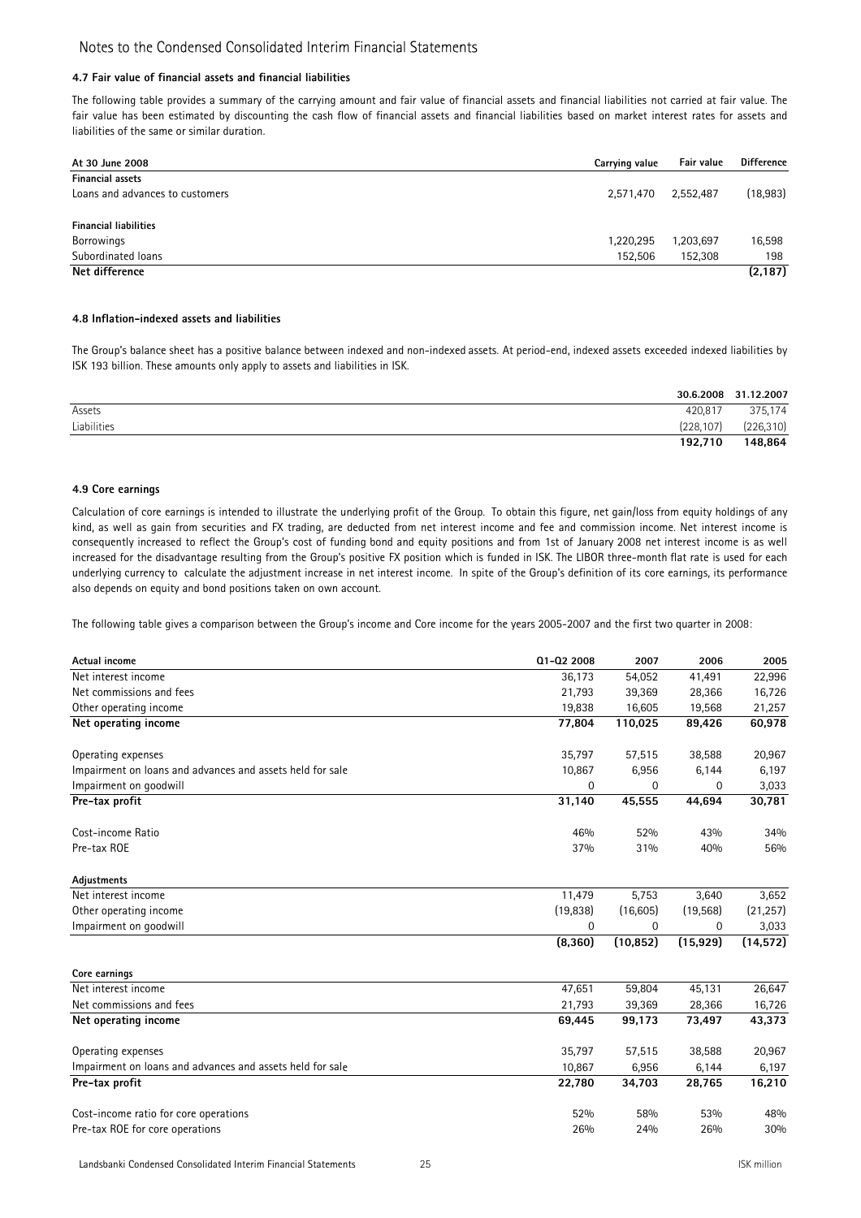### 4.7 Fair value of financial assets and financial liabilities

The following table provides a summary of the carrying amount and fair value of financial assets and financial liabilities not carried at fair value. The fair value has been estimated by discounting the cash flow of financial assets and financial liabilities based on market interest rates for assets and liabilities of the same or similar duration.

| At 30 June 2008 | Carrying value | Fair value | Difference |
|---|---|---|---|
| **Financial assets** | | | |
| Loans and advances to customers | 2,571,470 | 2,552,487 | (18,983) |
| | | | |
| **Financial liabilities** | | | |
| Borrowings | 1,220,295 | 1,203,697 | 16,598 |
| Subordinated loans | 152,506 | 152,308 | 198 |
| **Net difference** | | | **(2,187)** |

### 4.8 Inflation-indexed assets and liabilities

The Group's balance sheet has a positive balance between indexed and non-indexed assets. At period-end, indexed assets exceeded indexed liabilities by ISK 193 billion. These amounts only apply to assets and liabilities in ISK.

| | 30.6.2008 | 31.12.2007 |
|---|---|---|
| Assets | 420,817 | 375,174 |
| Liabilities | (228,107) | (226,310) |
| | **192,710** | **148,864** |

### 4.9 Core earnings

Calculation of core earnings is intended to illustrate the underlying profit of the Group. To obtain this figure, net gain/loss from equity holdings of any kind, as well as gain from securities and FX trading, are deducted from net interest income and fee and commission income. Net interest income is consequently increased to reflect the Group's cost of funding bond and equity positions and from 1st of January 2008 net interest income is as well increased for the disadvantage resulting from the Group's positive FX position which is funded in ISK. The LIBOR three-month flat rate is used for each underlying currency to calculate the adjustment increase in net interest income. In spite of the Group's definition of its core earnings, its performance also depends on equity and bond positions taken on own account.

The following table gives a comparison between the Group's income and Core income for the years 2005-2007 and the first two quarter in 2008:

| Actual income | Q1-Q2 2008 | 2007 | 2006 | 2005 |
|---|---|---|---|---|
| Net interest income | 36,173 | 54,052 | 41,491 | 22,996 |
| Net commissions and fees | 21,793 | 39,369 | 28,366 | 16,726 |
| Other operating income | 19,838 | 16,605 | 19,568 | 21,257 |
| **Net operating income** | **77,804** | **110,025** | **89,426** | **60,978** |
| | | | | |
| Operating expenses | 35,797 | 57,515 | 38,588 | 20,967 |
| Impairment on loans and advances and assets held for sale | 10,867 | 6,956 | 6,144 | 6,197 |
| Impairment on goodwill | 0 | 0 | 0 | 3,033 |
| **Pre-tax profit** | **31,140** | **45,555** | **44,694** | **30,781** |
| | | | | |
| Cost-income Ratio | 46% | 52% | 43% | 34% |
| Pre-tax ROE | 37% | 31% | 40% | 56% |
| | | | | |
| **Adjustments** | | | | |
| Net interest income | 11,479 | 5,753 | 3,640 | 3,652 |
| Other operating income | (19,838) | (16,605) | (19,568) | (21,257) |
| Impairment on goodwill | 0 | 0 | 0 | 3,033 |
| | **(8,360)** | **(10,852)** | **(15,929)** | **(14,572)** |
| | | | | |
| **Core earnings** | | | | |
| Net interest income | 47,651 | 59,804 | 45,131 | 26,647 |
| Net commissions and fees | 21,793 | 39,369 | 28,366 | 16,726 |
| **Net operating income** | **69,445** | **99,173** | **73,497** | **43,373** |
| | | | | |
| Operating expenses | 35,797 | 57,515 | 38,588 | 20,967 |
| Impairment on loans and advances and assets held for sale | 10,867 | 6,956 | 6,144 | 6,197 |
| **Pre-tax profit** | **22,780** | **34,703** | **28,765** | **16,210** |
| | | | | |
| Cost-income ratio for core operations | 52% | 58% | 53% | 48% |
| Pre-tax ROE for core operations | 26% | 24% | 26% | 30% |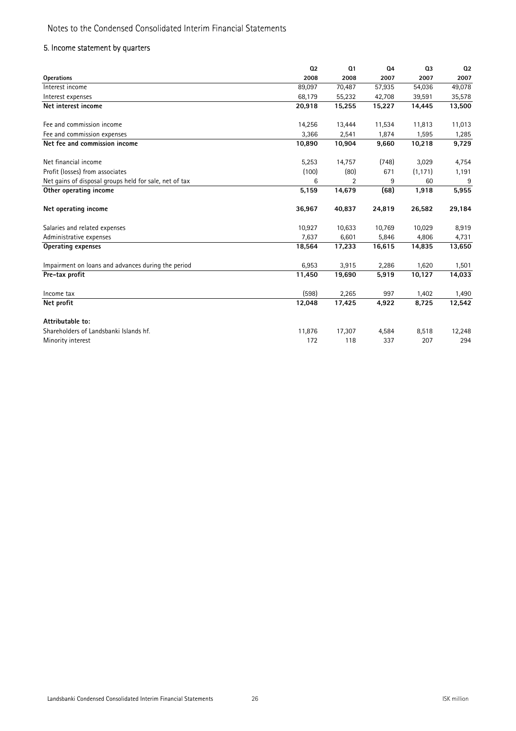# Notes to the Condensed Consolidated Interim Financial Statements

## 5. Income statement by quarters

| Operations | Q2 2008 | Q1 2008 | Q4 2007 | Q3 2007 | Q2 2007 |
|---|---|---|---|---|---|
| Interest income | 89,097 | 70,487 | 57,935 | 54,036 | 49,078 |
| Interest expenses | 68,179 | 55,232 | 42,708 | 39,591 | 35,578 |
| **Net interest income** | **20,918** | **15,255** | **15,227** | **14,445** | **13,500** |
| Fee and commission income | 14,256 | 13,444 | 11,534 | 11,813 | 11,013 |
| Fee and commission expenses | 3,366 | 2,541 | 1,874 | 1,595 | 1,285 |
| **Net fee and commission income** | **10,890** | **10,904** | **9,660** | **10,218** | **9,729** |
| Net financial income | 5,253 | 14,757 | (748) | 3,029 | 4,754 |
| Profit (losses) from associates | (100) | (80) | 671 | (1,171) | 1,191 |
| Net gains of disposal groups held for sale, net of tax | 6 | 2 | 9 | 60 | 9 |
| **Other operating income** | **5,159** | **14,679** | **(68)** | **1,918** | **5,955** |
| **Net operating income** | **36,967** | **40,837** | **24,819** | **26,582** | **29,184** |
| Salaries and related expenses | 10,927 | 10,633 | 10,769 | 10,029 | 8,919 |
| Administrative expenses | 7,637 | 6,601 | 5,846 | 4,806 | 4,731 |
| **Operating expenses** | **18,564** | **17,233** | **16,615** | **14,835** | **13,650** |
| Impairment on loans and advances during the period | 6,953 | 3,915 | 2,286 | 1,620 | 1,501 |
| **Pre-tax profit** | **11,450** | **19,690** | **5,919** | **10,127** | **14,033** |
| Income tax | (598) | 2,265 | 997 | 1,402 | 1,490 |
| **Net profit** | **12,048** | **17,425** | **4,922** | **8,725** | **12,542** |
| **Attributable to:** | | | | | |
| Shareholders of Landsbanki Islands hf. | 11,876 | 17,307 | 4,584 | 8,518 | 12,248 |
| Minority interest | 172 | 118 | 337 | 207 | 294 |

ISK million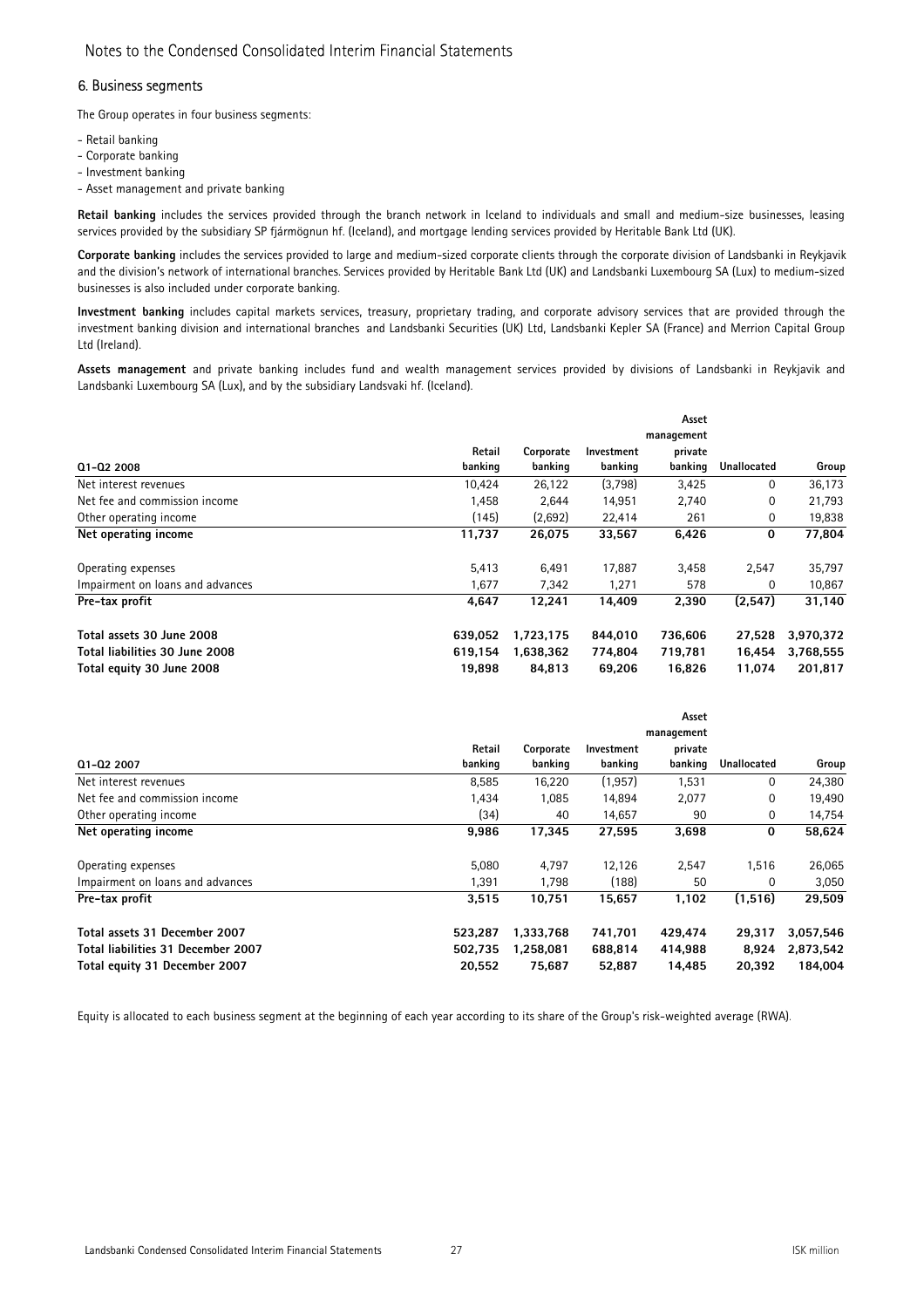## 6. Business segments

The Group operates in four business segments:

- Retail banking
- Corporate banking
- Investment banking
- Asset management and private banking

**Retail banking** includes the services provided through the branch network in Iceland to individuals and small and medium-size businesses, leasing services provided by the subsidiary SP fjármögnun hf. (Iceland), and mortgage lending services provided by Heritable Bank Ltd (UK).

**Corporate banking** includes the services provided to large and medium-sized corporate clients through the corporate division of Landsbanki in Reykjavik and the division's network of international branches. Services provided by Heritable Bank Ltd (UK) and Landsbanki Luxembourg SA (Lux) to medium-sized businesses is also included under corporate banking.

**Investment banking** includes capital markets services, treasury, proprietary trading, and corporate advisory services that are provided through the investment banking division and international branches and Landsbanki Securities (UK) Ltd, Landsbanki Kepler SA (France) and Merrion Capital Group Ltd (Ireland).

**Assets management** and private banking includes fund and wealth management services provided by divisions of Landsbanki in Reykjavik and Landsbanki Luxembourg SA (Lux), and by the subsidiary Landsvaki hf. (Iceland).

| Q1-Q2 2008 | Retail banking | Corporate banking | Investment banking | Asset management private banking | Unallocated | Group |
|---|---|---|---|---|---|---|
| Net interest revenues | 10,424 | 26,122 | (3,798) | 3,425 | 0 | 36,173 |
| Net fee and commission income | 1,458 | 2,644 | 14,951 | 2,740 | 0 | 21,793 |
| Other operating income | (145) | (2,692) | 22,414 | 261 | 0 | 19,838 |
| **Net operating income** | **11,737** | **26,075** | **33,567** | **6,426** | **0** | **77,804** |
| Operating expenses | 5,413 | 6,491 | 17,887 | 3,458 | 2,547 | 35,797 |
| Impairment on loans and advances | 1,677 | 7,342 | 1,271 | 578 | 0 | 10,867 |
| **Pre-tax profit** | **4,647** | **12,241** | **14,409** | **2,390** | **(2,547)** | **31,140** |
| **Total assets 30 June 2008** | **639,052** | **1,723,175** | **844,010** | **736,606** | **27,528** | **3,970,372** |
| **Total liabilities 30 June 2008** | **619,154** | **1,638,362** | **774,804** | **719,781** | **16,454** | **3,768,555** |
| **Total equity 30 June 2008** | **19,898** | **84,813** | **69,206** | **16,826** | **11,074** | **201,817** |

| Q1-Q2 2007 | Retail banking | Corporate banking | Investment banking | Asset management private banking | Unallocated | Group |
|---|---|---|---|---|---|---|
| Net interest revenues | 8,585 | 16,220 | (1,957) | 1,531 | 0 | 24,380 |
| Net fee and commission income | 1,434 | 1,085 | 14,894 | 2,077 | 0 | 19,490 |
| Other operating income | (34) | 40 | 14,657 | 90 | 0 | 14,754 |
| **Net operating income** | **9,986** | **17,345** | **27,595** | **3,698** | **0** | **58,624** |
| Operating expenses | 5,080 | 4,797 | 12,126 | 2,547 | 1,516 | 26,065 |
| Impairment on loans and advances | 1,391 | 1,798 | (188) | 50 | 0 | 3,050 |
| **Pre-tax profit** | **3,515** | **10,751** | **15,657** | **1,102** | **(1,516)** | **29,509** |
| **Total assets 31 December 2007** | **523,287** | **1,333,768** | **741,701** | **429,474** | **29,317** | **3,057,546** |
| **Total liabilities 31 December 2007** | **502,735** | **1,258,081** | **688,814** | **414,988** | **8,924** | **2,873,542** |
| **Total equity 31 December 2007** | **20,552** | **75,687** | **52,887** | **14,485** | **20,392** | **184,004** |

Equity is allocated to each business segment at the beginning of each year according to its share of the Group's risk-weighted average (RWA).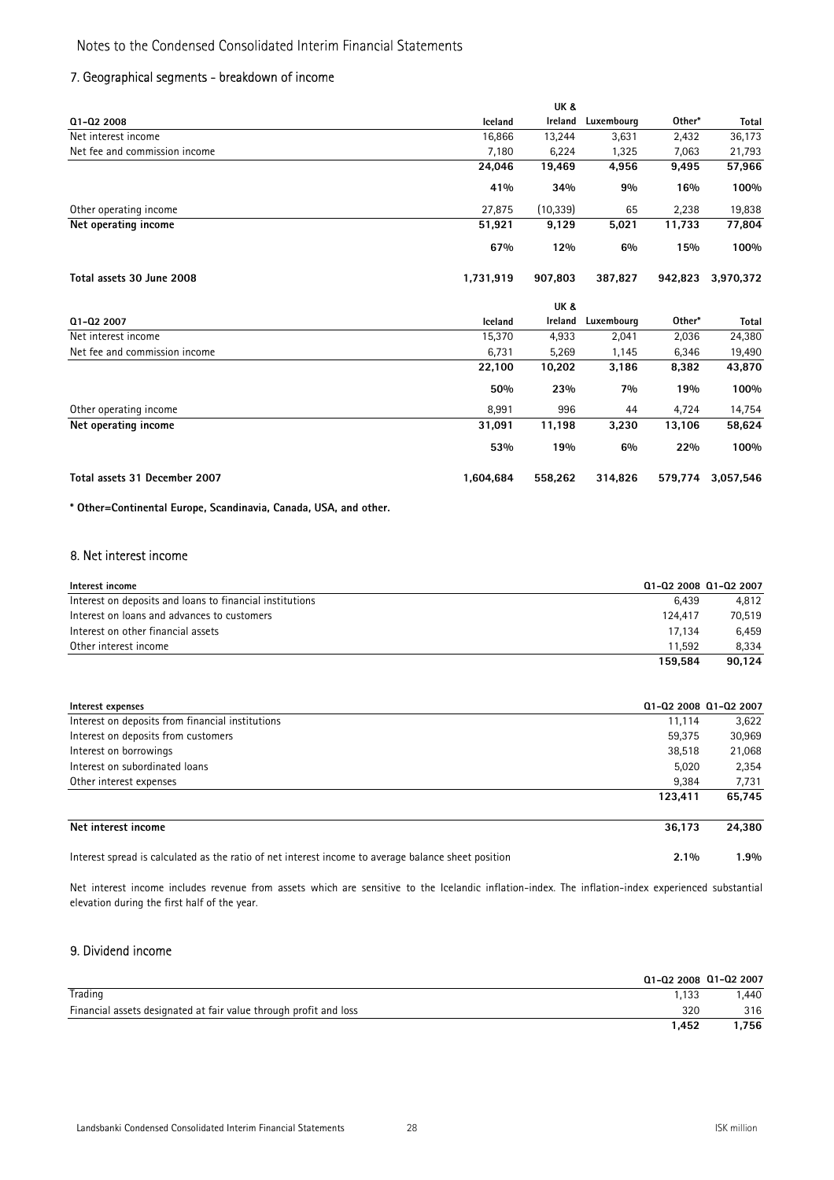# Notes to the Condensed Consolidated Interim Financial Statements

## 7. Geographical segments - breakdown of income

| Q1-Q2 2008 | Iceland | UK & Ireland | Luxembourg | Other* | Total |
|---|---|---|---|---|---|
| Net interest income | 16,866 | 13,244 | 3,631 | 2,432 | 36,173 |
| Net fee and commission income | 7,180 | 6,224 | 1,325 | 7,063 | 21,793 |
| | **24,046** | **19,469** | **4,956** | **9,495** | **57,966** |
| | **41%** | **34%** | **9%** | **16%** | **100%** |
| Other operating income | 27,875 | (10,339) | 65 | 2,238 | 19,838 |
| **Net operating income** | **51,921** | **9,129** | **5,021** | **11,733** | **77,804** |
| | **67%** | **12%** | **6%** | **15%** | **100%** |
| **Total assets 30 June 2008** | **1,731,919** | **907,803** | **387,827** | **942,823** | **3,970,372** |

| Q1-Q2 2007 | Iceland | UK & Ireland | Luxembourg | Other* | Total |
|---|---|---|---|---|---|
| Net interest income | 15,370 | 4,933 | 2,041 | 2,036 | 24,380 |
| Net fee and commission income | 6,731 | 5,269 | 1,145 | 6,346 | 19,490 |
| | **22,100** | **10,202** | **3,186** | **8,382** | **43,870** |
| | **50%** | **23%** | **7%** | **19%** | **100%** |
| Other operating income | 8,991 | 996 | 44 | 4,724 | 14,754 |
| **Net operating income** | **31,091** | **11,198** | **3,230** | **13,106** | **58,624** |
| | **53%** | **19%** | **6%** | **22%** | **100%** |
| **Total assets 31 December 2007** | **1,604,684** | **558,262** | **314,826** | **579,774** | **3,057,546** |

**\* Other=Continental Europe, Scandinavia, Canada, USA, and other.**

## 8. Net interest income

| Interest income | Q1-Q2 2008 | Q1-Q2 2007 |
|---|---|---|
| Interest on deposits and loans to financial institutions | 6,439 | 4,812 |
| Interest on loans and advances to customers | 124,417 | 70,519 |
| Interest on other financial assets | 17,134 | 6,459 |
| Other interest income | 11,592 | 8,334 |
| | **159,584** | **90,124** |

| Interest expenses | Q1-Q2 2008 | Q1-Q2 2007 |
|---|---|---|
| Interest on deposits from financial institutions | 11,114 | 3,622 |
| Interest on deposits from customers | 59,375 | 30,969 |
| Interest on borrowings | 38,518 | 21,068 |
| Interest on subordinated loans | 5,020 | 2,354 |
| Other interest expenses | 9,384 | 7,731 |
| | **123,411** | **65,745** |
| **Net interest income** | **36,173** | **24,380** |
| Interest spread is calculated as the ratio of net interest income to average balance sheet position | **2.1%** | **1.9%** |

Net interest income includes revenue from assets which are sensitive to the Icelandic inflation-index. The inflation-index experienced substantial elevation during the first half of the year.

## 9. Dividend income

| | Q1-Q2 2008 | Q1-Q2 2007 |
|---|---|---|
| Trading | 1,133 | 1,440 |
| Financial assets designated at fair value through profit and loss | 320 | 316 |
| | **1,452** | **1,756** |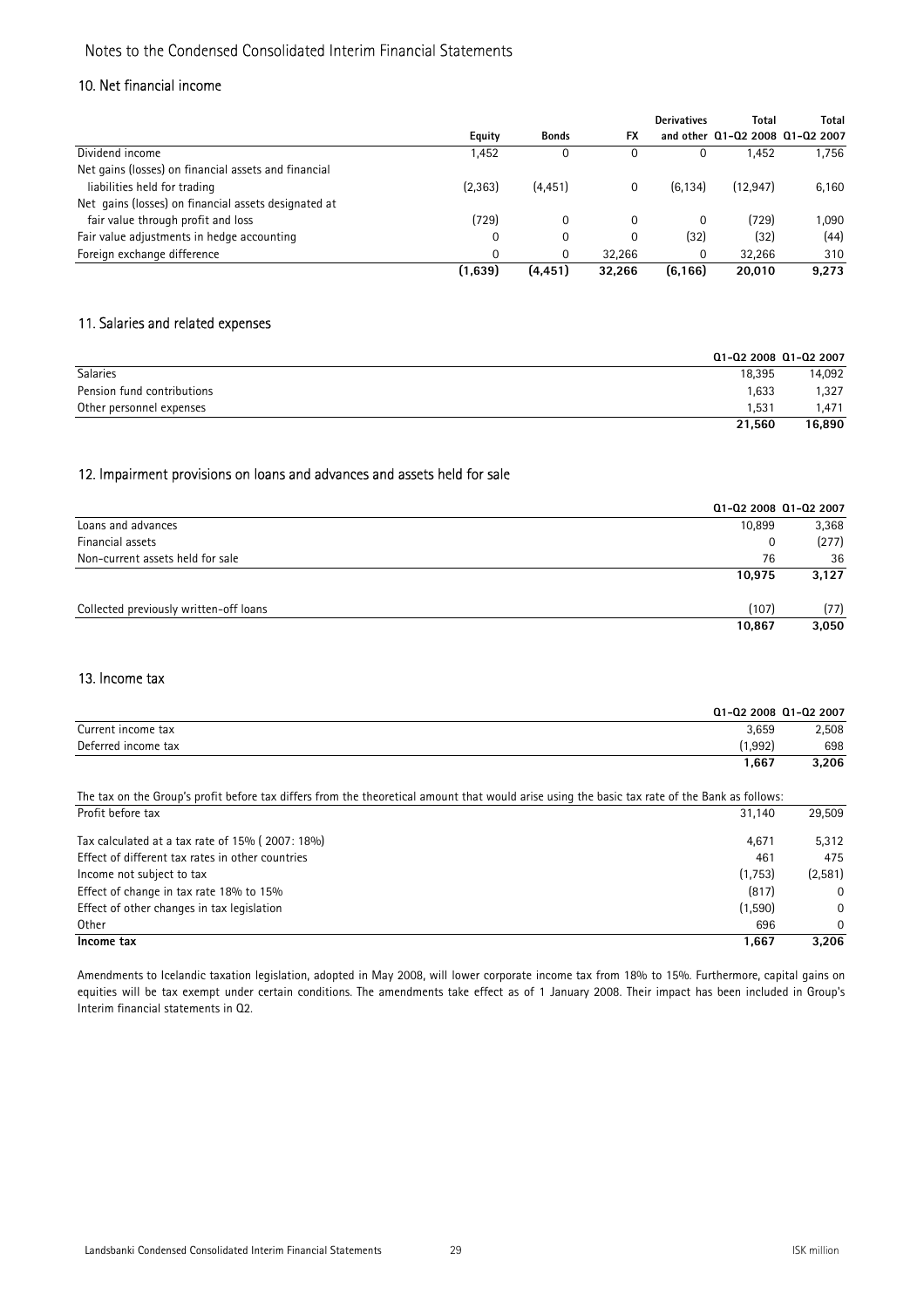## Notes to the Condensed Consolidated Interim Financial Statements

### 10. Net financial income

| | Equity | Bonds | FX | Derivatives and other | Total Q1-Q2 2008 | Total Q1-Q2 2007 |
|---|---|---|---|---|---|---|
| Dividend income | 1,452 | 0 | 0 | 0 | 1,452 | 1,756 |
| Net gains (losses) on financial assets and financial liabilities held for trading | (2,363) | (4,451) | 0 | (6,134) | (12,947) | 6,160 |
| Net gains (losses) on financial assets designated at fair value through profit and loss | (729) | 0 | 0 | 0 | (729) | 1,090 |
| Fair value adjustments in hedge accounting | 0 | 0 | 0 | (32) | (32) | (44) |
| Foreign exchange difference | 0 | 0 | 32,266 | 0 | 32,266 | 310 |
| | **(1,639)** | **(4,451)** | **32,266** | **(6,166)** | **20,010** | **9,273** |

### 11. Salaries and related expenses

| | Q1-Q2 2008 | Q1-Q2 2007 |
|---|---|---|
| Salaries | 18,395 | 14,092 |
| Pension fund contributions | 1,633 | 1,327 |
| Other personnel expenses | 1,531 | 1,471 |
| | **21,560** | **16,890** |

### 12. Impairment provisions on loans and advances and assets held for sale

| | Q1-Q2 2008 | Q1-Q2 2007 |
|---|---|---|
| Loans and advances | 10,899 | 3,368 |
| Financial assets | 0 | (277) |
| Non-current assets held for sale | 76 | 36 |
| | **10,975** | **3,127** |
| Collected previously written-off loans | (107) | (77) |
| | **10,867** | **3,050** |

### 13. Income tax

| | Q1-Q2 2008 | Q1-Q2 2007 |
|---|---|---|
| Current income tax | 3,659 | 2,508 |
| Deferred income tax | (1,992) | 698 |
| | **1,667** | **3,206** |

The tax on the Group's profit before tax differs from the theoretical amount that would arise using the basic tax rate of the Bank as follows:

| | Q1-Q2 2008 | Q1-Q2 2007 |
|---|---|---|
| Profit before tax | 31,140 | 29,509 |
| Tax calculated at a tax rate of 15% ( 2007: 18%) | 4,671 | 5,312 |
| Effect of different tax rates in other countries | 461 | 475 |
| Income not subject to tax | (1,753) | (2,581) |
| Effect of change in tax rate 18% to 15% | (817) | 0 |
| Effect of other changes in tax legislation | (1,590) | 0 |
| Other | 696 | 0 |
| **Income tax** | **1,667** | **3,206** |

Amendments to Icelandic taxation legislation, adopted in May 2008, will lower corporate income tax from 18% to 15%. Furthermore, capital gains on equities will be tax exempt under certain conditions. The amendments take effect as of 1 January 2008. Their impact has been included in Group's Interim financial statements in Q2.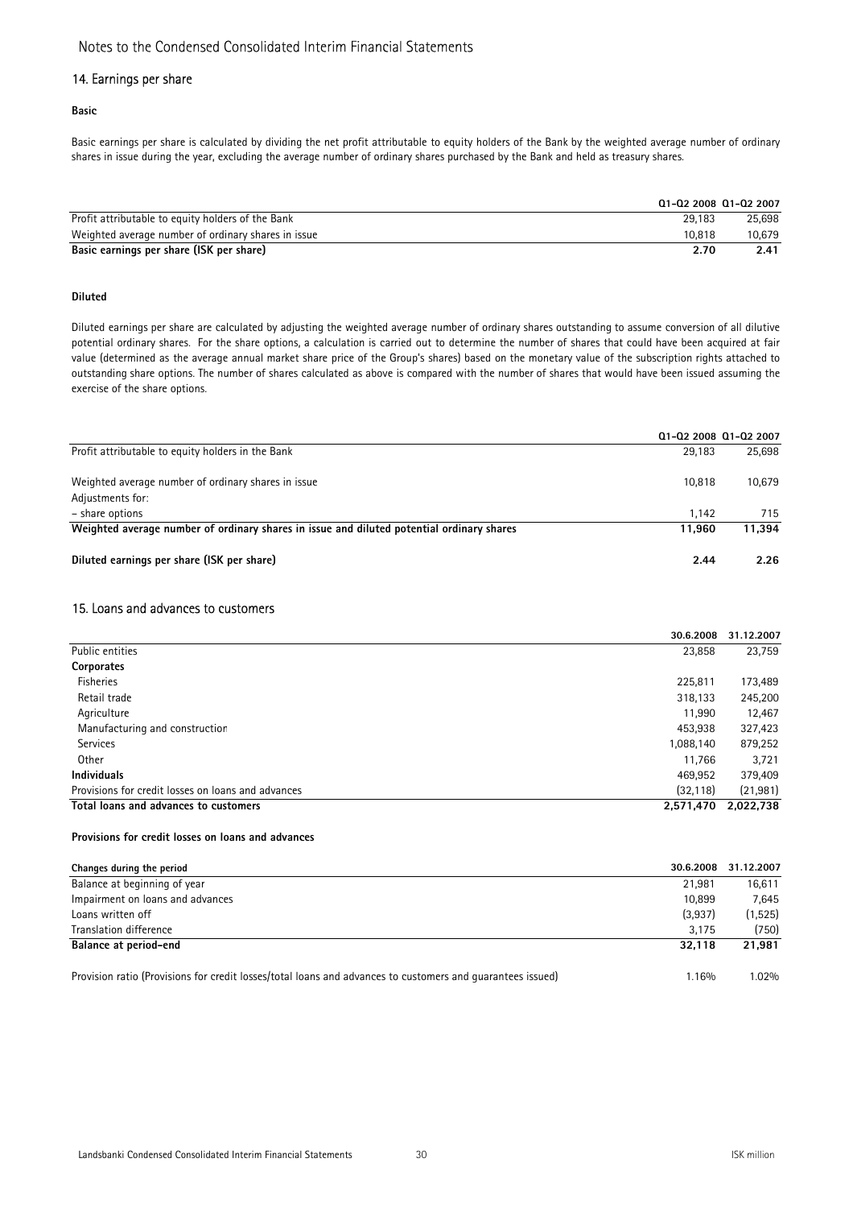## 14. Earnings per share

**Basic**

Basic earnings per share is calculated by dividing the net profit attributable to equity holders of the Bank by the weighted average number of ordinary shares in issue during the year, excluding the average number of ordinary shares purchased by the Bank and held as treasury shares.

| | Q1-Q2 2008 | Q1-Q2 2007 |
|---|---|---|
| Profit attributable to equity holders of the Bank | 29,183 | 25,698 |
| Weighted average number of ordinary shares in issue | 10,818 | 10,679 |
| **Basic earnings per share (ISK per share)** | **2.70** | **2.41** |

**Diluted**

Diluted earnings per share are calculated by adjusting the weighted average number of ordinary shares outstanding to assume conversion of all dilutive potential ordinary shares. For the share options, a calculation is carried out to determine the number of shares that could have been acquired at fair value (determined as the average annual market share price of the Group's shares) based on the monetary value of the subscription rights attached to outstanding share options. The number of shares calculated as above is compared with the number of shares that would have been issued assuming the exercise of the share options.

| | Q1-Q2 2008 | Q1-Q2 2007 |
|---|---|---|
| Profit attributable to equity holders in the Bank | 29,183 | 25,698 |
| Weighted average number of ordinary shares in issue | 10,818 | 10,679 |
| Adjustments for: | | |
| - share options | 1,142 | 715 |
| **Weighted average number of ordinary shares in issue and diluted potential ordinary shares** | **11,960** | **11,394** |
| **Diluted earnings per share (ISK per share)** | **2.44** | **2.26** |

## 15. Loans and advances to customers

| | 30.6.2008 | 31.12.2007 |
|---|---|---|
| Public entities | 23,858 | 23,759 |
| **Corporates** | | |
| Fisheries | 225,811 | 173,489 |
| Retail trade | 318,133 | 245,200 |
| Agriculture | 11,990 | 12,467 |
| Manufacturing and construction | 453,938 | 327,423 |
| Services | 1,088,140 | 879,252 |
| Other | 11,766 | 3,721 |
| **Individuals** | 469,952 | 379,409 |
| Provisions for credit losses on loans and advances | (32,118) | (21,981) |
| **Total loans and advances to customers** | **2,571,470** | **2,022,738** |

**Provisions for credit losses on loans and advances**

| Changes during the period | 30.6.2008 | 31.12.2007 |
|---|---|---|
| Balance at beginning of year | 21,981 | 16,611 |
| Impairment on loans and advances | 10,899 | 7,645 |
| Loans written off | (3,937) | (1,525) |
| Translation difference | 3,175 | (750) |
| **Balance at period-end** | **32,118** | **21,981** |
| Provision ratio (Provisions for credit losses/total loans and advances to customers and guarantees issued) | 1.16% | 1.02% |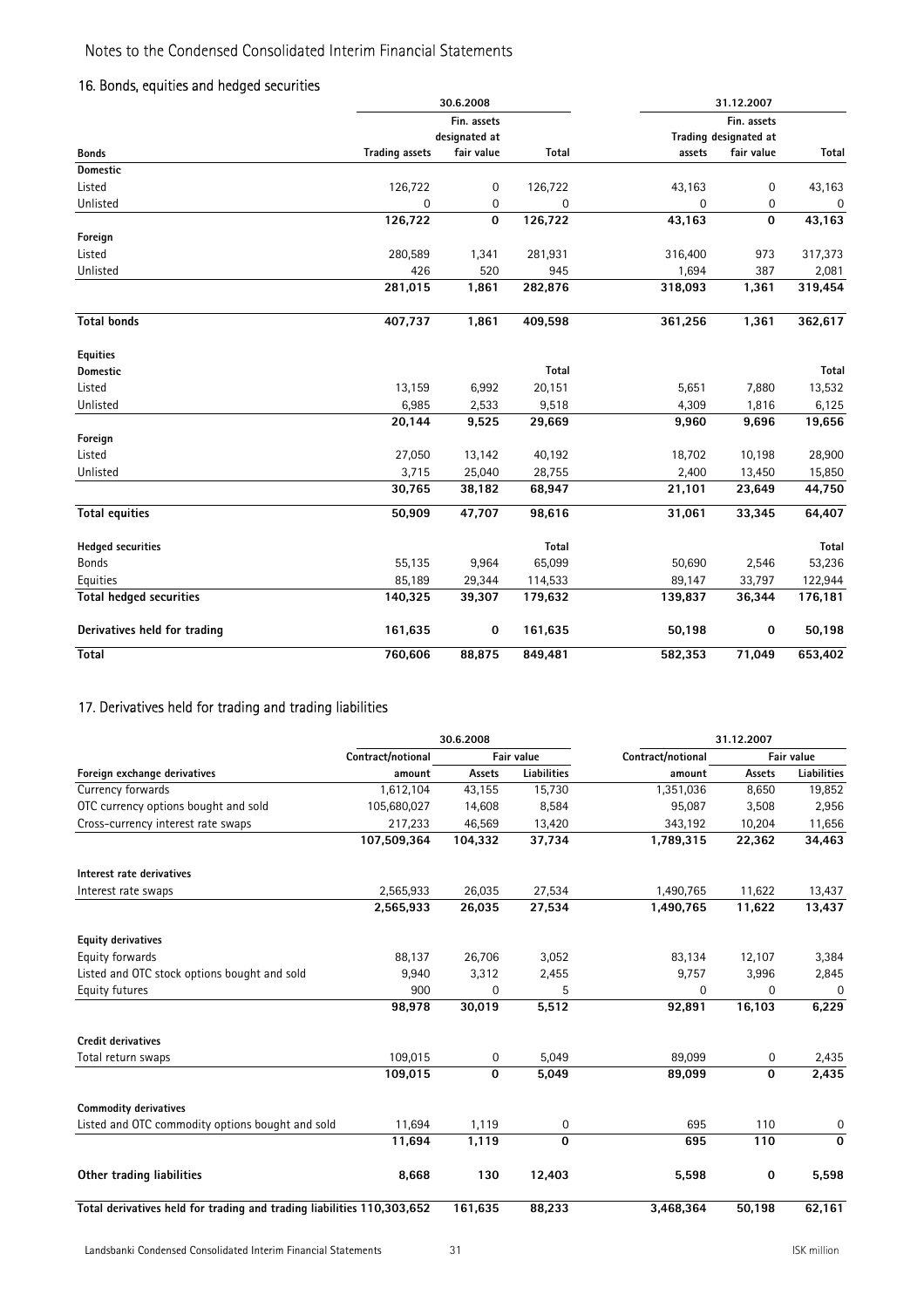## Notes to the Condensed Consolidated Interim Financial Statements

### 16. Bonds, equities and hedged securities

| | 30.6.2008 | | | 31.12.2007 | | |
|---|---|---|---|---|---|---|
| **Bonds** | **Trading assets** | **Fin. assets designated at fair value** | **Total** | **Trading assets** | **Fin. assets designated at fair value** | **Total** |
| **Domestic** | | | | | | |
| Listed | 126,722 | 0 | 126,722 | 43,163 | 0 | 43,163 |
| Unlisted | 0 | 0 | 0 | 0 | 0 | 0 |
| | **126,722** | **0** | **126,722** | **43,163** | **0** | **43,163** |
| **Foreign** | | | | | | |
| Listed | 280,589 | 1,341 | 281,931 | 316,400 | 973 | 317,373 |
| Unlisted | 426 | 520 | 945 | 1,694 | 387 | 2,081 |
| | **281,015** | **1,861** | **282,876** | **318,093** | **1,361** | **319,454** |
| **Total bonds** | **407,737** | **1,861** | **409,598** | **361,256** | **1,361** | **362,617** |
| **Equities** | | | | | | |
| **Domestic** | | | **Total** | | | **Total** |
| Listed | 13,159 | 6,992 | 20,151 | 5,651 | 7,880 | 13,532 |
| Unlisted | 6,985 | 2,533 | 9,518 | 4,309 | 1,816 | 6,125 |
| | **20,144** | **9,525** | **29,669** | **9,960** | **9,696** | **19,656** |
| **Foreign** | | | | | | |
| Listed | 27,050 | 13,142 | 40,192 | 18,702 | 10,198 | 28,900 |
| Unlisted | 3,715 | 25,040 | 28,755 | 2,400 | 13,450 | 15,850 |
| | **30,765** | **38,182** | **68,947** | **21,101** | **23,649** | **44,750** |
| **Total equities** | **50,909** | **47,707** | **98,616** | **31,061** | **33,345** | **64,407** |
| **Hedged securities** | | | **Total** | | | **Total** |
| Bonds | 55,135 | 9,964 | 65,099 | 50,690 | 2,546 | 53,236 |
| Equities | 85,189 | 29,344 | 114,533 | 89,147 | 33,797 | 122,944 |
| **Total hedged securities** | **140,325** | **39,307** | **179,632** | **139,837** | **36,344** | **176,181** |
| **Derivatives held for trading** | **161,635** | **0** | **161,635** | **50,198** | **0** | **50,198** |
| **Total** | **760,606** | **88,875** | **849,481** | **582,353** | **71,049** | **653,402** |

### 17. Derivatives held for trading and trading liabilities

| | 30.6.2008 | | | 31.12.2007 | | |
|---|---|---|---|---|---|---|
| | **Contract/notional** | **Fair value** | | **Contract/notional** | **Fair value** | |
| **Foreign exchange derivatives** | **amount** | **Assets** | **Liabilities** | **amount** | **Assets** | **Liabilities** |
| Currency forwards | 1,612,104 | 43,155 | 15,730 | 1,351,036 | 8,650 | 19,852 |
| OTC currency options bought and sold | 105,680,027 | 14,608 | 8,584 | 95,087 | 3,508 | 2,956 |
| Cross-currency interest rate swaps | 217,233 | 46,569 | 13,420 | 343,192 | 10,204 | 11,656 |
| | **107,509,364** | **104,332** | **37,734** | **1,789,315** | **22,362** | **34,463** |
| **Interest rate derivatives** | | | | | | |
| Interest rate swaps | 2,565,933 | 26,035 | 27,534 | 1,490,765 | 11,622 | 13,437 |
| | **2,565,933** | **26,035** | **27,534** | **1,490,765** | **11,622** | **13,437** |
| **Equity derivatives** | | | | | | |
| Equity forwards | 88,137 | 26,706 | 3,052 | 83,134 | 12,107 | 3,384 |
| Listed and OTC stock options bought and sold | 9,940 | 3,312 | 2,455 | 9,757 | 3,996 | 2,845 |
| Equity futures | 900 | 0 | 5 | 0 | 0 | 0 |
| | **98,978** | **30,019** | **5,512** | **92,891** | **16,103** | **6,229** |
| **Credit derivatives** | | | | | | |
| Total return swaps | 109,015 | 0 | 5,049 | 89,099 | 0 | 2,435 |
| | **109,015** | **0** | **5,049** | **89,099** | **0** | **2,435** |
| **Commodity derivatives** | | | | | | |
| Listed and OTC commodity options bought and sold | 11,694 | 1,119 | 0 | 695 | 110 | 0 |
| | **11,694** | **1,119** | **0** | **695** | **110** | **0** |
| **Other trading liabilities** | **8,668** | **130** | **12,403** | **5,598** | **0** | **5,598** |
| **Total derivatives held for trading and trading liabilities** | **110,303,652** | **161,635** | **88,233** | **3,468,364** | **50,198** | **62,161** |

ISK million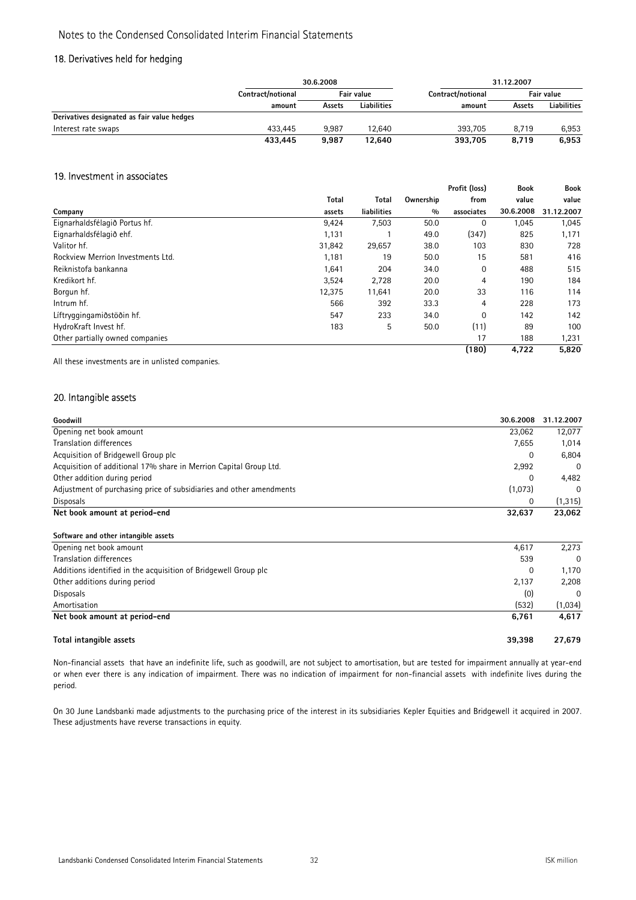## 18. Derivatives held for hedging

| | 30.6.2008 | | | 31.12.2007 | | |
|---|---|---|---|---|---|---|
| | Contract/notional | Fair value | | Contract/notional | Fair value | |
| | amount | Assets | Liabilities | amount | Assets | Liabilities |
| **Derivatives designated as fair value hedges** | | | | | | |
| Interest rate swaps | 433,445 | 9,987 | 12,640 | 393,705 | 8,719 | 6,953 |
| | **433,445** | **9,987** | **12,640** | **393,705** | **8,719** | **6,953** |

## 19. Investment in associates

| Company | Total assets | Total liabilities | Ownership % | Profit (loss) from associates | Book value 30.6.2008 | Book value 31.12.2007 |
|---|---|---|---|---|---|---|
| Eignarhaldsfélagið Portus hf. | 9,424 | 7,503 | 50.0 | 0 | 1,045 | 1,045 |
| Eignarhaldsfélagið ehf. | 1,131 | 1 | 49.0 | (347) | 825 | 1,171 |
| Valitor hf. | 31,842 | 29,657 | 38.0 | 103 | 830 | 728 |
| Rockview Merrion Investments Ltd. | 1,181 | 19 | 50.0 | 15 | 581 | 416 |
| Reiknistofa bankanna | 1,641 | 204 | 34.0 | 0 | 488 | 515 |
| Kredikort hf. | 3,524 | 2,728 | 20.0 | 4 | 190 | 184 |
| Borgun hf. | 12,375 | 11,641 | 20.0 | 33 | 116 | 114 |
| Intrum hf. | 566 | 392 | 33.3 | 4 | 228 | 173 |
| Líftryggingamiðstöðin hf. | 547 | 233 | 34.0 | 0 | 142 | 142 |
| HydroKraft Invest hf. | 183 | 5 | 50.0 | (11) | 89 | 100 |
| Other partially owned companies | | | | 17 | 188 | 1,231 |
| | | | | **(180)** | **4,722** | **5,820** |

All these investments are in unlisted companies.

## 20. Intangible assets

| **Goodwill** | **30.6.2008** | **31.12.2007** |
|---|---|---|
| Opening net book amount | 23,062 | 12,077 |
| Translation differences | 7,655 | 1,014 |
| Acquisition of Bridgewell Group plc | 0 | 6,804 |
| Acquisition of additional 17% share in Merrion Capital Group Ltd. | 2,992 | 0 |
| Other addition during period | 0 | 4,482 |
| Adjustment of purchasing price of subsidiaries and other amendments | (1,073) | 0 |
| Disposals | 0 | (1,315) |
| **Net book amount at period-end** | **32,637** | **23,062** |
| | | |
| **Software and other intangible assets** | | |
| Opening net book amount | 4,617 | 2,273 |
| Translation differences | 539 | 0 |
| Additions identified in the acquisition of Bridgewell Group plc | 0 | 1,170 |
| Other additions during period | 2,137 | 2,208 |
| Disposals | (0) | 0 |
| Amortisation | (532) | (1,034) |
| **Net book amount at period-end** | **6,761** | **4,617** |
| | | |
| **Total intangible assets** | **39,398** | **27,679** |

Non-financial assets that have an indefinite life, such as goodwill, are not subject to amortisation, but are tested for impairment annually at year-end or when ever there is any indication of impairment. There was no indication of impairment for non-financial assets with indefinite lives during the period.

On 30 June Landsbanki made adjustments to the purchasing price of the interest in its subsidiaries Kepler Equities and Bridgewell it acquired in 2007. These adjustments have reverse transactions in equity.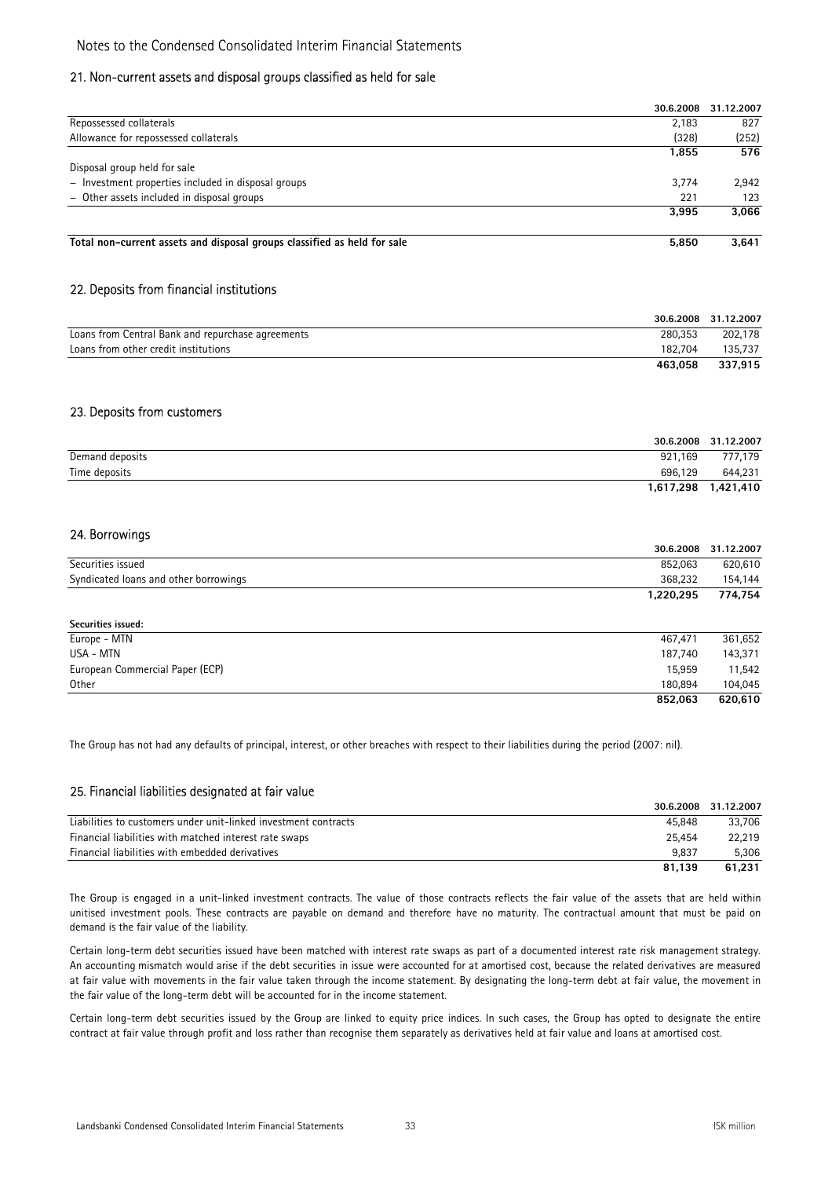## 21. Non-current assets and disposal groups classified as held for sale

| | 30.6.2008 | 31.12.2007 |
|---|---|---|
| Repossessed collaterals | 2,183 | 827 |
| Allowance for repossessed collaterals | (328) | (252) |
| | **1,855** | **576** |
| Disposal group held for sale | | |
| – Investment properties included in disposal groups | 3,774 | 2,942 |
| – Other assets included in disposal groups | 221 | 123 |
| | **3,995** | **3,066** |
| **Total non-current assets and disposal groups classified as held for sale** | **5,850** | **3,641** |

## 22. Deposits from financial institutions

| | 30.6.2008 | 31.12.2007 |
|---|---|---|
| Loans from Central Bank and repurchase agreements | 280,353 | 202,178 |
| Loans from other credit institutions | 182,704 | 135,737 |
| | **463,058** | **337,915** |

## 23. Deposits from customers

| | 30.6.2008 | 31.12.2007 |
|---|---|---|
| Demand deposits | 921,169 | 777,179 |
| Time deposits | 696,129 | 644,231 |
| | **1,617,298** | **1,421,410** |

## 24. Borrowings

| | 30.6.2008 | 31.12.2007 |
|---|---|---|
| Securities issued | 852,063 | 620,610 |
| Syndicated loans and other borrowings | 368,232 | 154,144 |
| | **1,220,295** | **774,754** |
| **Securities issued:** | | |
| Europe - MTN | 467,471 | 361,652 |
| USA - MTN | 187,740 | 143,371 |
| European Commercial Paper (ECP) | 15,959 | 11,542 |
| Other | 180,894 | 104,045 |
| | **852,063** | **620,610** |

The Group has not had any defaults of principal, interest, or other breaches with respect to their liabilities during the period (2007: nil).

## 25. Financial liabilities designated at fair value

| | 30.6.2008 | 31.12.2007 |
|---|---|---|
| Liabilities to customers under unit-linked investment contracts | 45,848 | 33,706 |
| Financial liabilities with matched interest rate swaps | 25,454 | 22,219 |
| Financial liabilities with embedded derivatives | 9,837 | 5,306 |
| | **81,139** | **61,231** |

The Group is engaged in a unit-linked investment contracts. The value of those contracts reflects the fair value of the assets that are held within unitised investment pools. These contracts are payable on demand and therefore have no maturity. The contractual amount that must be paid on demand is the fair value of the liability.

Certain long-term debt securities issued have been matched with interest rate swaps as part of a documented interest rate risk management strategy. An accounting mismatch would arise if the debt securities in issue were accounted for at amortised cost, because the related derivatives are measured at fair value with movements in the fair value taken through the income statement. By designating the long-term debt at fair value, the movement in the fair value of the long-term debt will be accounted for in the income statement.

Certain long-term debt securities issued by the Group are linked to equity price indices. In such cases, the Group has opted to designate the entire contract at fair value through profit and loss rather than recognise them separately as derivatives held at fair value and loans at amortised cost.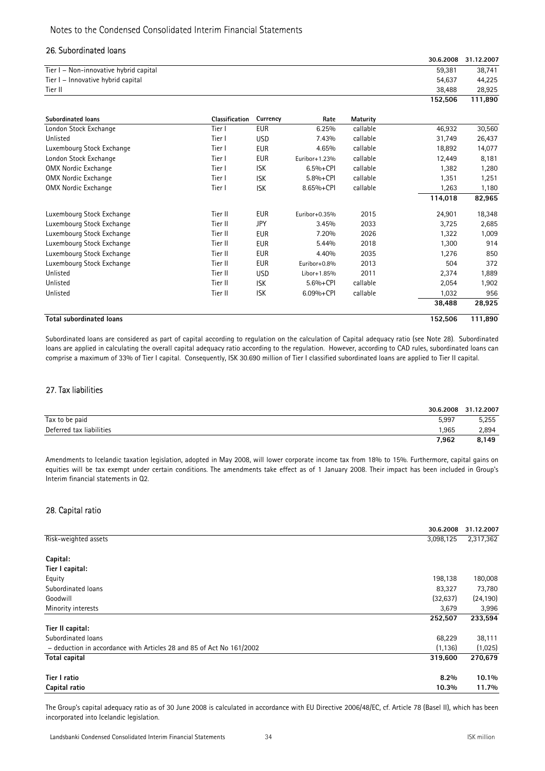## 26. Subordinated loans

| | 30.6.2008 | 31.12.2007 |
|---|---|---|
| Tier I – Non-innovative hybrid capital | 59,381 | 38,741 |
| Tier I – Innovative hybrid capital | 54,637 | 44,225 |
| Tier II | 38,488 | 28,925 |
| | **152,506** | **111,890** |

| Subordinated loans | Classification | Currency | Rate | Maturity | 30.6.2008 | 31.12.2007 |
|---|---|---|---|---|---|---|
| London Stock Exchange | Tier I | EUR | 6.25% | callable | 46,932 | 30,560 |
| Unlisted | Tier I | USD | 7.43% | callable | 31,749 | 26,437 |
| Luxembourg Stock Exchange | Tier I | EUR | 4.65% | callable | 18,892 | 14,077 |
| London Stock Exchange | Tier I | EUR | Euribor+1.23% | callable | 12,449 | 8,181 |
| OMX Nordic Exchange | Tier I | ISK | 6.5%+CPI | callable | 1,382 | 1,280 |
| OMX Nordic Exchange | Tier I | ISK | 5.8%+CPI | callable | 1,351 | 1,251 |
| OMX Nordic Exchange | Tier I | ISK | 8.65%+CPI | callable | 1,263 | 1,180 |
| | | | | | **114,018** | **82,965** |
| Luxembourg Stock Exchange | Tier II | EUR | Euribor+0.35% | 2015 | 24,901 | 18,348 |
| Luxembourg Stock Exchange | Tier II | JPY | 3.45% | 2033 | 3,725 | 2,685 |
| Luxembourg Stock Exchange | Tier II | EUR | 7.20% | 2026 | 1,322 | 1,009 |
| Luxembourg Stock Exchange | Tier II | EUR | 5.44% | 2018 | 1,300 | 914 |
| Luxembourg Stock Exchange | Tier II | EUR | 4.40% | 2035 | 1,276 | 850 |
| Luxembourg Stock Exchange | Tier II | EUR | Euribor+0.8% | 2013 | 504 | 372 |
| Unlisted | Tier II | USD | Libor+1.85% | 2011 | 2,374 | 1,889 |
| Unlisted | Tier II | ISK | 5.6%+CPI | callable | 2,054 | 1,902 |
| Unlisted | Tier II | ISK | 6.09%+CPI | callable | 1,032 | 956 |
| | | | | | **38,488** | **28,925** |
| **Total subordinated loans** | | | | | **152,506** | **111,890** |

Subordinated loans are considered as part of capital according to regulation on the calculation of Capital adequacy ratio (see Note 28). Subordinated loans are applied in calculating the overall capital adequacy ratio according to the regulation. However, according to CAD rules, subordinated loans can comprise a maximum of 33% of Tier I capital. Consequently, ISK 30.690 million of Tier I classified subordinated loans are applied to Tier II capital.

## 27. Tax liabilities

| | 30.6.2008 | 31.12.2007 |
|---|---|---|
| Tax to be paid | 5,997 | 5,255 |
| Deferred tax liabilities | 1,965 | 2,894 |
| | **7,962** | **8,149** |

Amendments to Icelandic taxation legislation, adopted in May 2008, will lower corporate income tax from 18% to 15%. Furthermore, capital gains on equities will be tax exempt under certain conditions. The amendments take effect as of 1 January 2008. Their impact has been included in Group's Interim financial statements in Q2.

## 28. Capital ratio

| | 30.6.2008 | 31.12.2007 |
|---|---|---|
| Risk-weighted assets | 3,098,125 | 2,317,362 |
| **Capital:** | | |
| **Tier I capital:** | | |
| Equity | 198,138 | 180,008 |
| Subordinated loans | 83,327 | 73,780 |
| Goodwill | (32,637) | (24,190) |
| Minority interests | 3,679 | 3,996 |
| | **252,507** | **233,594** |
| **Tier II capital:** | | |
| Subordinated loans | 68,229 | 38,111 |
| – deduction in accordance with Articles 28 and 85 of Act No 161/2002 | (1,136) | (1,025) |
| **Total capital** | **319,600** | **270,679** |
| **Tier I ratio** | **8.2%** | **10.1%** |
| **Capital ratio** | **10.3%** | **11.7%** |

The Group's capital adequacy ratio as of 30 June 2008 is calculated in accordance with EU Directive 2006/48/EC, cf. Article 78 (Basel II), which has been incorporated into Icelandic legislation.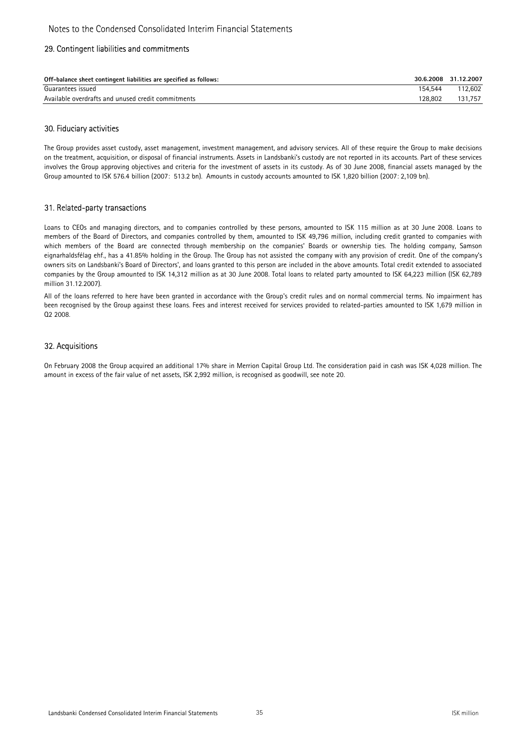## 29. Contingent liabilities and commitments

| Off-balance sheet contingent liabilities are specified as follows: | 30.6.2008 | 31.12.2007 |
|---|---|---|
| Guarantees issued | 154,544 | 112,602 |
| Available overdrafts and unused credit commitments | 128,802 | 131,757 |

## 30. Fiduciary activities

The Group provides asset custody, asset management, investment management, and advisory services. All of these require the Group to make decisions on the treatment, acquisition, or disposal of financial instruments. Assets in Landsbanki's custody are not reported in its accounts. Part of these services involves the Group approving objectives and criteria for the investment of assets in its custody. As of 30 June 2008, financial assets managed by the Group amounted to ISK 576.4 billion (2007: 513.2 bn). Amounts in custody accounts amounted to ISK 1,820 billion (2007: 2,109 bn).

## 31. Related-party transactions

Loans to CEOs and managing directors, and to companies controlled by these persons, amounted to ISK 115 million as at 30 June 2008. Loans to members of the Board of Directors, and companies controlled by them, amounted to ISK 49,796 million, including credit granted to companies with which members of the Board are connected through membership on the companies' Boards or ownership ties. The holding company, Samson eignarhaldsfélag ehf., has a 41.85% holding in the Group. The Group has not assisted the company with any provision of credit. One of the company's owners sits on Landsbanki's Board of Directors', and loans granted to this person are included in the above amounts. Total credit extended to associated companies by the Group amounted to ISK 14,312 million as at 30 June 2008. Total loans to related party amounted to ISK 64,223 million (ISK 62,789 million 31.12.2007).

All of the loans referred to here have been granted in accordance with the Group's credit rules and on normal commercial terms. No impairment has been recognised by the Group against these loans. Fees and interest received for services provided to related-parties amounted to ISK 1,679 million in Q2 2008.

## 32. Acquisitions

On February 2008 the Group acquired an additional 17% share in Merrion Capital Group Ltd. The consideration paid in cash was ISK 4,028 million. The amount in excess of the fair value of net assets, ISK 2,992 million, is recognised as goodwill, see note 20.